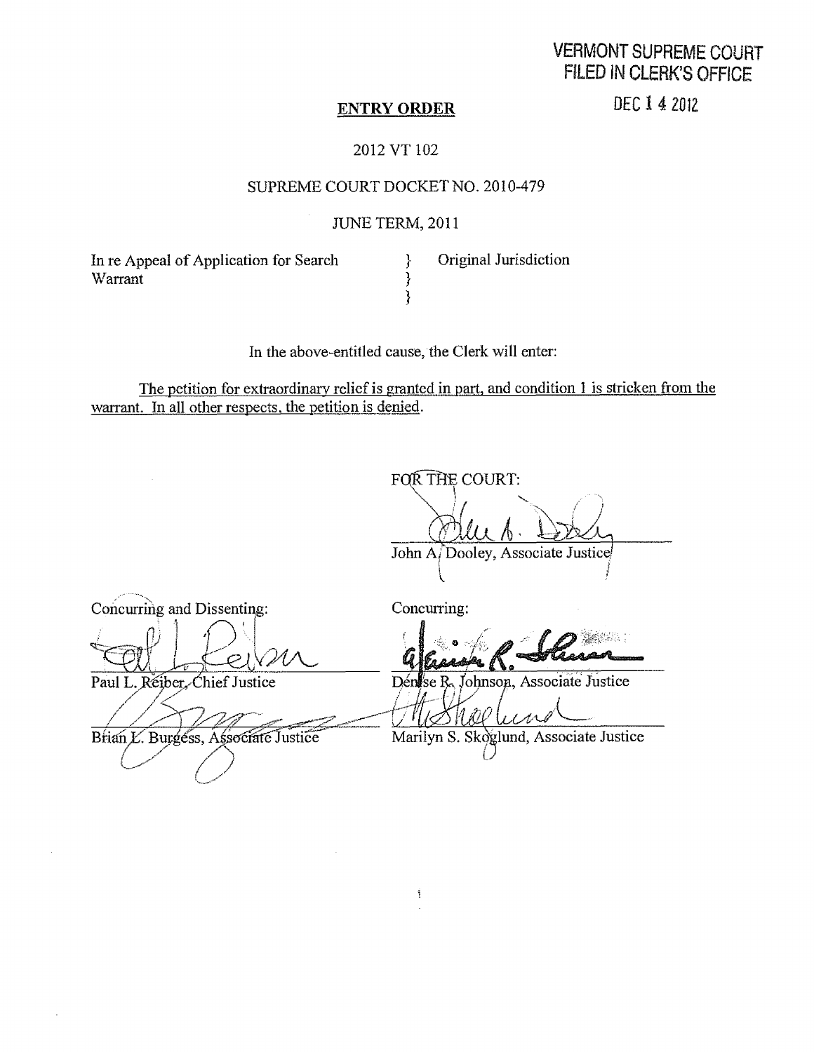VERMONT SUPREME COURT
FILED IN CLERK'S OFFICE

DEC 14 2012

**ENTRY ORDER**

2012 VT 102

SUPREME COURT DOCKET NO. 2010-479

JUNE TERM, 2011

| | | |
|---|---|---|
| In re Appeal of Application for Search Warrant | } | Original Jurisdiction |

In the above-entitled cause, the Clerk will enter:

The petition for extraordinary relief is granted in part, and condition 1 is stricken from the warrant. In all other respects, the petition is denied.

FOR THE COURT:

John A. Dooley, Associate Justice

Concurring and Dissenting:

Paul L. Reiber, Chief Justice

Brian L. Burgess, Associate Justice

Concurring:

Denise R. Johnson, Associate Justice

Marilyn S. Skoglund, Associate Justice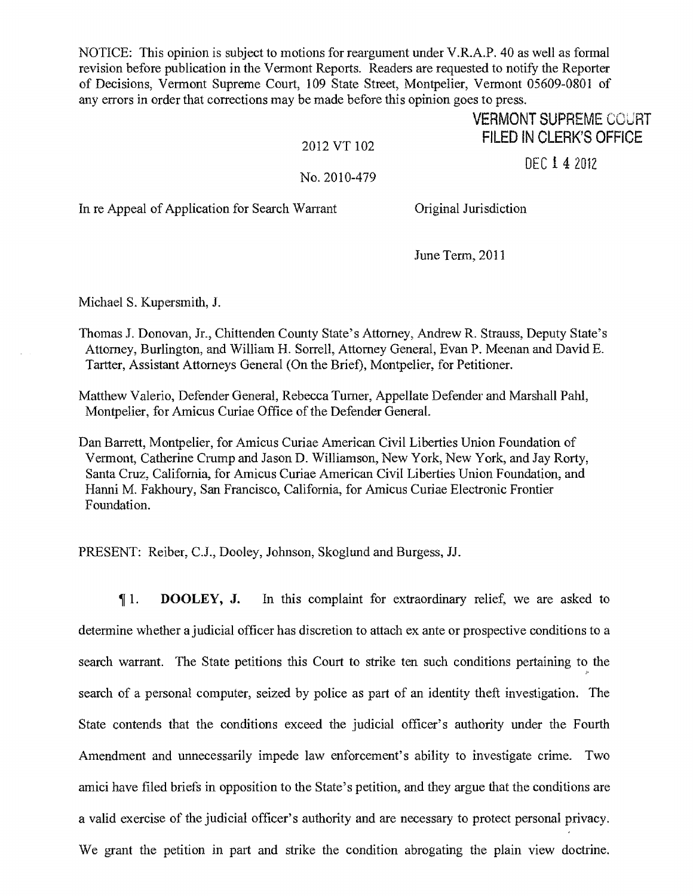NOTICE: This opinion is subject to motions for reargument under V.R.A.P. 40 as well as formal revision before publication in the Vermont Reports. Readers are requested to notify the Reporter of Decisions, Vermont Supreme Court, 109 State Street, Montpelier, Vermont 05609-0801 of any errors in order that corrections may be made before this opinion goes to press.

VERMONT SUPREME COURT
FILED IN CLERK'S OFFICE

DEC 14 2012

2012 VT 102

No. 2010-479

In re Appeal of Application for Search Warrant — Original Jurisdiction

June Term, 2011

Michael S. Kupersmith, J.

Thomas J. Donovan, Jr., Chittenden County State's Attorney, Andrew R. Strauss, Deputy State's Attorney, Burlington, and William H. Sorrell, Attorney General, Evan P. Meenan and David E. Tartter, Assistant Attorneys General (On the Brief), Montpelier, for Petitioner.

Matthew Valerio, Defender General, Rebecca Turner, Appellate Defender and Marshall Pahl, Montpelier, for Amicus Curiae Office of the Defender General.

Dan Barrett, Montpelier, for Amicus Curiae American Civil Liberties Union Foundation of Vermont, Catherine Crump and Jason D. Williamson, New York, New York, and Jay Rorty, Santa Cruz, California, for Amicus Curiae American Civil Liberties Union Foundation, and Hanni M. Fakhoury, San Francisco, California, for Amicus Curiae Electronic Frontier Foundation.

PRESENT: Reiber, C.J., Dooley, Johnson, Skoglund and Burgess, JJ.

¶ 1. **DOOLEY, J.** In this complaint for extraordinary relief, we are asked to determine whether a judicial officer has discretion to attach ex ante or prospective conditions to a search warrant. The State petitions this Court to strike ten such conditions pertaining to the search of a personal computer, seized by police as part of an identity theft investigation. The State contends that the conditions exceed the judicial officer's authority under the Fourth Amendment and unnecessarily impede law enforcement's ability to investigate crime. Two amici have filed briefs in opposition to the State's petition, and they argue that the conditions are a valid exercise of the judicial officer's authority and are necessary to protect personal privacy. We grant the petition in part and strike the condition abrogating the plain view doctrine.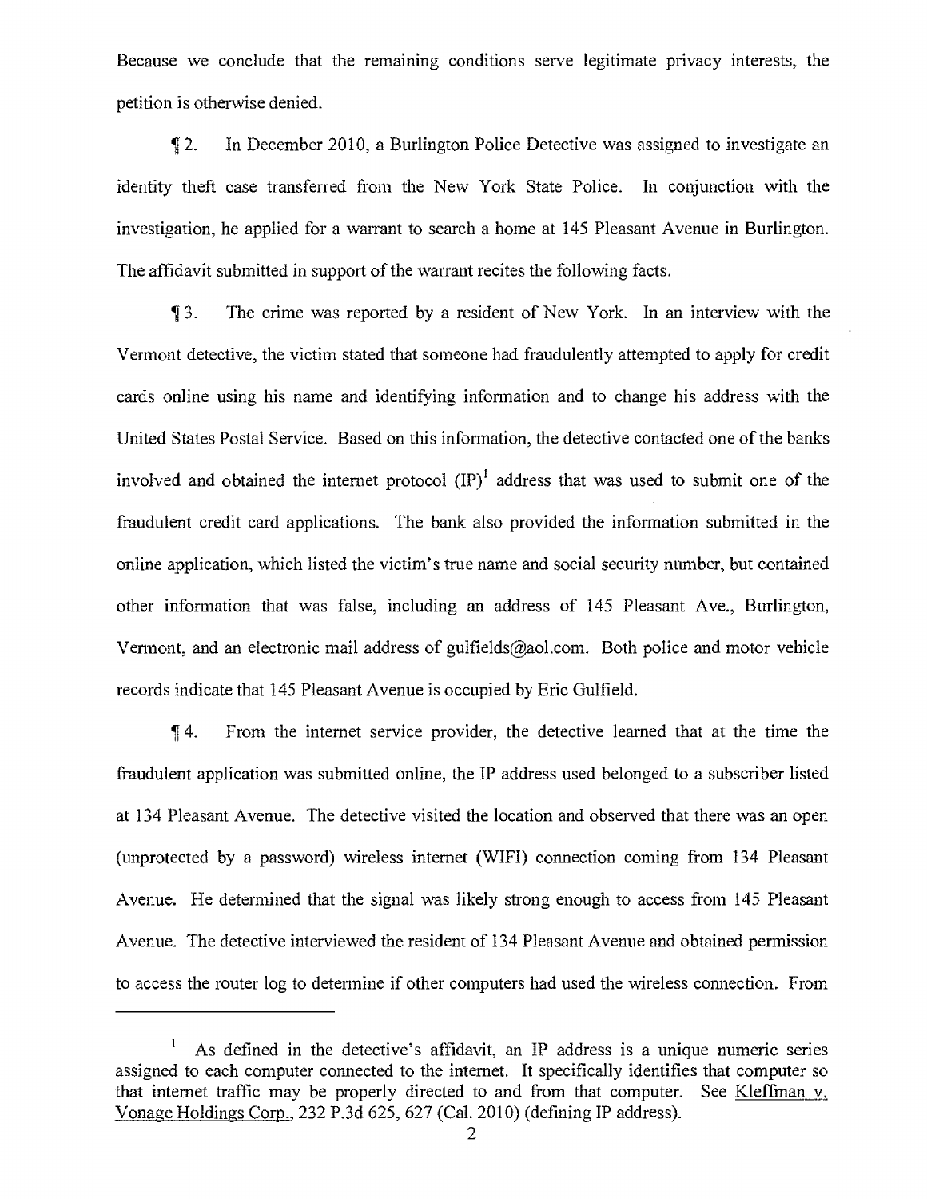Because we conclude that the remaining conditions serve legitimate privacy interests, the petition is otherwise denied.

¶ 2. In December 2010, a Burlington Police Detective was assigned to investigate an identity theft case transferred from the New York State Police. In conjunction with the investigation, he applied for a warrant to search a home at 145 Pleasant Avenue in Burlington. The affidavit submitted in support of the warrant recites the following facts.

¶ 3. The crime was reported by a resident of New York. In an interview with the Vermont detective, the victim stated that someone had fraudulently attempted to apply for credit cards online using his name and identifying information and to change his address with the United States Postal Service. Based on this information, the detective contacted one of the banks involved and obtained the internet protocol (IP)[1] address that was used to submit one of the fraudulent credit card applications. The bank also provided the information submitted in the online application, which listed the victim's true name and social security number, but contained other information that was false, including an address of 145 Pleasant Ave., Burlington, Vermont, and an electronic mail address of gulfields@aol.com. Both police and motor vehicle records indicate that 145 Pleasant Avenue is occupied by Eric Gulfield.

¶ 4. From the internet service provider, the detective learned that at the time the fraudulent application was submitted online, the IP address used belonged to a subscriber listed at 134 Pleasant Avenue. The detective visited the location and observed that there was an open (unprotected by a password) wireless internet (WIFI) connection coming from 134 Pleasant Avenue. He determined that the signal was likely strong enough to access from 145 Pleasant Avenue. The detective interviewed the resident of 134 Pleasant Avenue and obtained permission to access the router log to determine if other computers had used the wireless connection. From

---

[1] As defined in the detective's affidavit, an IP address is a unique numeric series assigned to each computer connected to the internet. It specifically identifies that computer so that internet traffic may be properly directed to and from that computer. See Kleffman v. Vonage Holdings Corp., 232 P.3d 625, 627 (Cal. 2010) (defining IP address).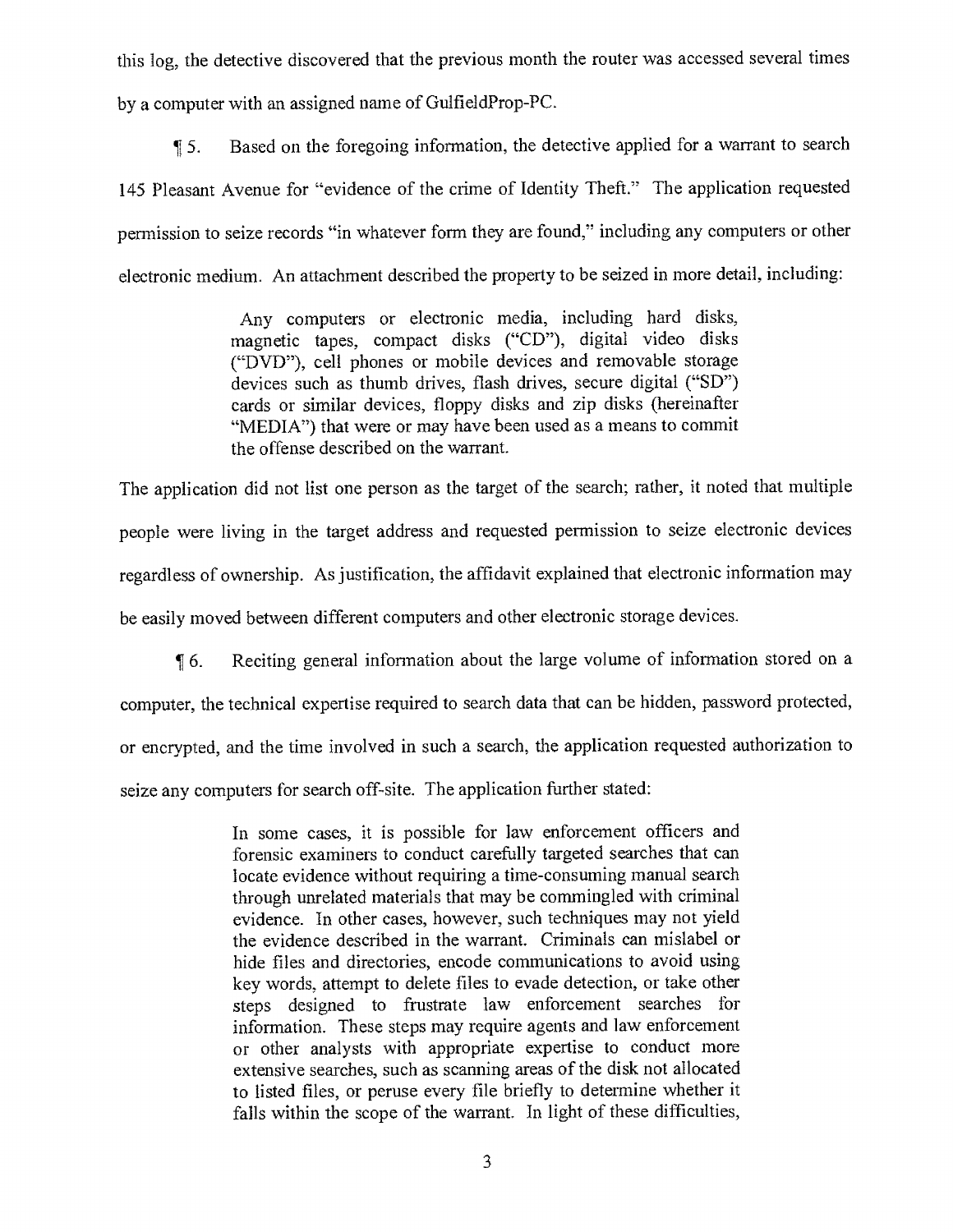this log, the detective discovered that the previous month the router was accessed several times by a computer with an assigned name of GulfieldProp-PC.

¶ 5. Based on the foregoing information, the detective applied for a warrant to search 145 Pleasant Avenue for "evidence of the crime of Identity Theft." The application requested permission to seize records "in whatever form they are found," including any computers or other electronic medium. An attachment described the property to be seized in more detail, including:

> Any computers or electronic media, including hard disks, magnetic tapes, compact disks ("CD"), digital video disks ("DVD"), cell phones or mobile devices and removable storage devices such as thumb drives, flash drives, secure digital ("SD") cards or similar devices, floppy disks and zip disks (hereinafter "MEDIA") that were or may have been used as a means to commit the offense described on the warrant.

The application did not list one person as the target of the search; rather, it noted that multiple people were living in the target address and requested permission to seize electronic devices regardless of ownership. As justification, the affidavit explained that electronic information may be easily moved between different computers and other electronic storage devices.

¶ 6. Reciting general information about the large volume of information stored on a computer, the technical expertise required to search data that can be hidden, password protected, or encrypted, and the time involved in such a search, the application requested authorization to seize any computers for search off-site. The application further stated:

> In some cases, it is possible for law enforcement officers and forensic examiners to conduct carefully targeted searches that can locate evidence without requiring a time-consuming manual search through unrelated materials that may be commingled with criminal evidence. In other cases, however, such techniques may not yield the evidence described in the warrant. Criminals can mislabel or hide files and directories, encode communications to avoid using key words, attempt to delete files to evade detection, or take other steps designed to frustrate law enforcement searches for information. These steps may require agents and law enforcement or other analysts with appropriate expertise to conduct more extensive searches, such as scanning areas of the disk not allocated to listed files, or peruse every file briefly to determine whether it falls within the scope of the warrant. In light of these difficulties,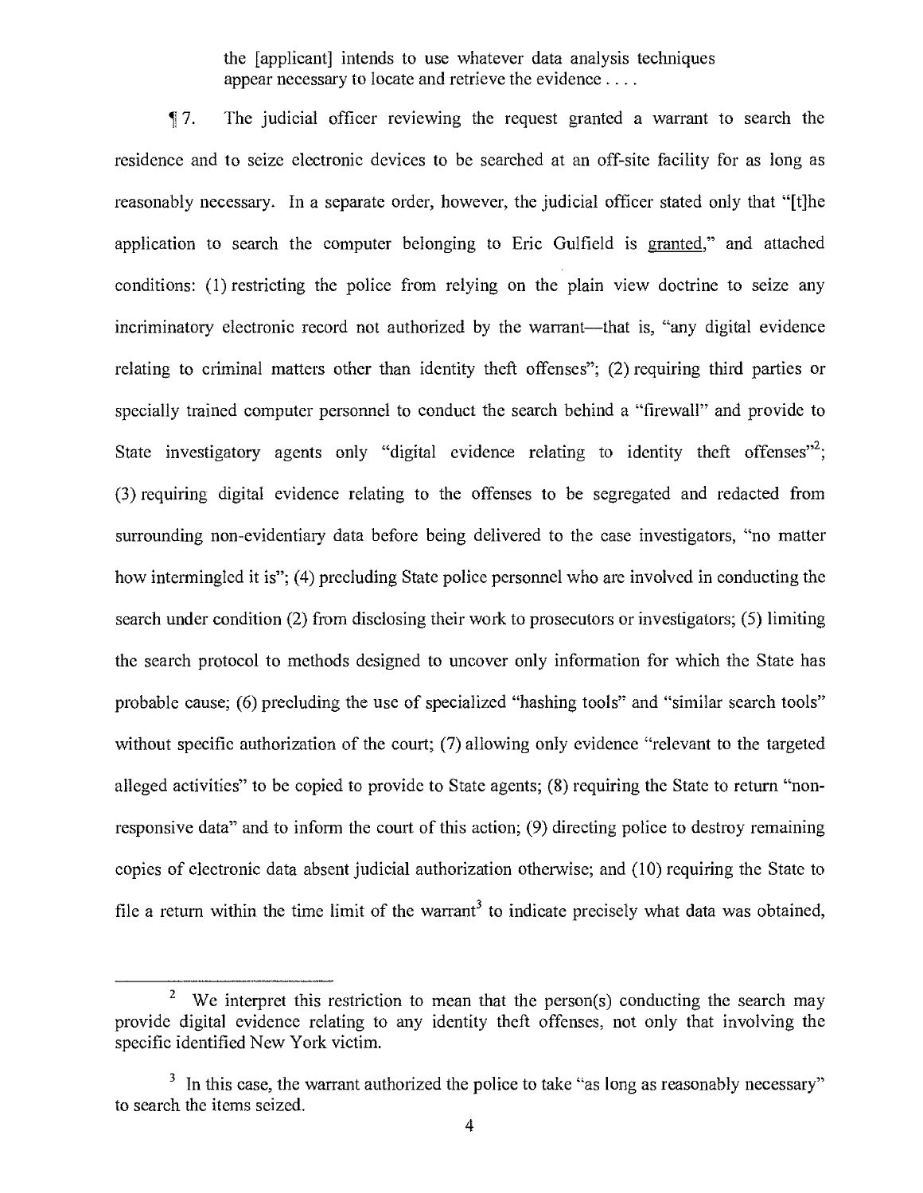> the [applicant] intends to use whatever data analysis techniques appear necessary to locate and retrieve the evidence . . . .

¶ 7. The judicial officer reviewing the request granted a warrant to search the residence and to seize electronic devices to be searched at an off-site facility for as long as reasonably necessary. In a separate order, however, the judicial officer stated only that "[t]he application to search the computer belonging to Eric Gulfield is granted," and attached conditions: (1) restricting the police from relying on the plain view doctrine to seize any incriminatory electronic record not authorized by the warrant—that is, "any digital evidence relating to criminal matters other than identity theft offenses"; (2) requiring third parties or specially trained computer personnel to conduct the search behind a "firewall" and provide to State investigatory agents only "digital evidence relating to identity theft offenses"[2]; (3) requiring digital evidence relating to the offenses to be segregated and redacted from surrounding non-evidentiary data before being delivered to the case investigators, "no matter how intermingled it is"; (4) precluding State police personnel who are involved in conducting the search under condition (2) from disclosing their work to prosecutors or investigators; (5) limiting the search protocol to methods designed to uncover only information for which the State has probable cause; (6) precluding the use of specialized "hashing tools" and "similar search tools" without specific authorization of the court; (7) allowing only evidence "relevant to the targeted alleged activities" to be copied to provide to State agents; (8) requiring the State to return "non-responsive data" and to inform the court of this action; (9) directing police to destroy remaining copies of electronic data absent judicial authorization otherwise; and (10) requiring the State to file a return within the time limit of the warrant[3] to indicate precisely what data was obtained,

---

[2] We interpret this restriction to mean that the person(s) conducting the search may provide digital evidence relating to any identity theft offenses, not only that involving the specific identified New York victim.

[3] In this case, the warrant authorized the police to take "as long as reasonably necessary" to search the items seized.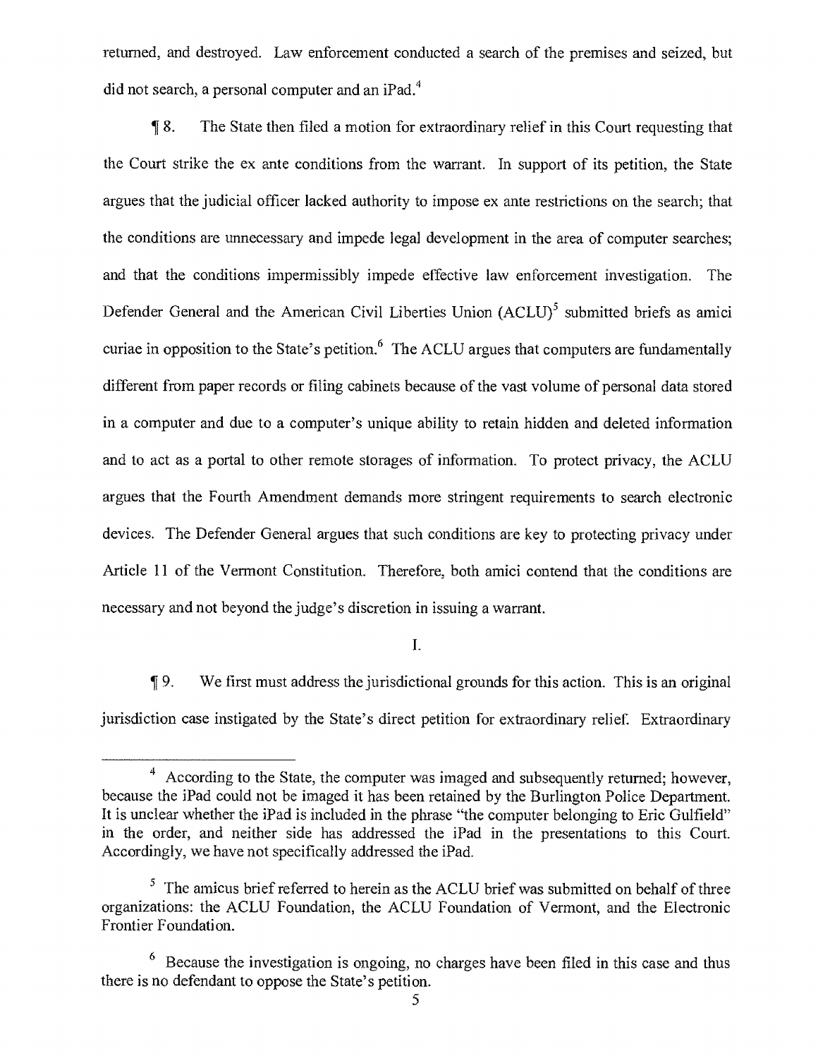returned, and destroyed. Law enforcement conducted a search of the premises and seized, but did not search, a personal computer and an iPad.[4]

¶ 8. The State then filed a motion for extraordinary relief in this Court requesting that the Court strike the ex ante conditions from the warrant. In support of its petition, the State argues that the judicial officer lacked authority to impose ex ante restrictions on the search; that the conditions are unnecessary and impede legal development in the area of computer searches; and that the conditions impermissibly impede effective law enforcement investigation. The Defender General and the American Civil Liberties Union (ACLU)[5] submitted briefs as amici curiae in opposition to the State's petition.[6] The ACLU argues that computers are fundamentally different from paper records or filing cabinets because of the vast volume of personal data stored in a computer and due to a computer's unique ability to retain hidden and deleted information and to act as a portal to other remote storages of information. To protect privacy, the ACLU argues that the Fourth Amendment demands more stringent requirements to search electronic devices. The Defender General argues that such conditions are key to protecting privacy under Article 11 of the Vermont Constitution. Therefore, both amici contend that the conditions are necessary and not beyond the judge's discretion in issuing a warrant.

I.

¶ 9. We first must address the jurisdictional grounds for this action. This is an original jurisdiction case instigated by the State's direct petition for extraordinary relief. Extraordinary

---

[4] According to the State, the computer was imaged and subsequently returned; however, because the iPad could not be imaged it has been retained by the Burlington Police Department. It is unclear whether the iPad is included in the phrase "the computer belonging to Eric Gulfield" in the order, and neither side has addressed the iPad in the presentations to this Court. Accordingly, we have not specifically addressed the iPad.

[5] The amicus brief referred to herein as the ACLU brief was submitted on behalf of three organizations: the ACLU Foundation, the ACLU Foundation of Vermont, and the Electronic Frontier Foundation.

[6] Because the investigation is ongoing, no charges have been filed in this case and thus there is no defendant to oppose the State's petition.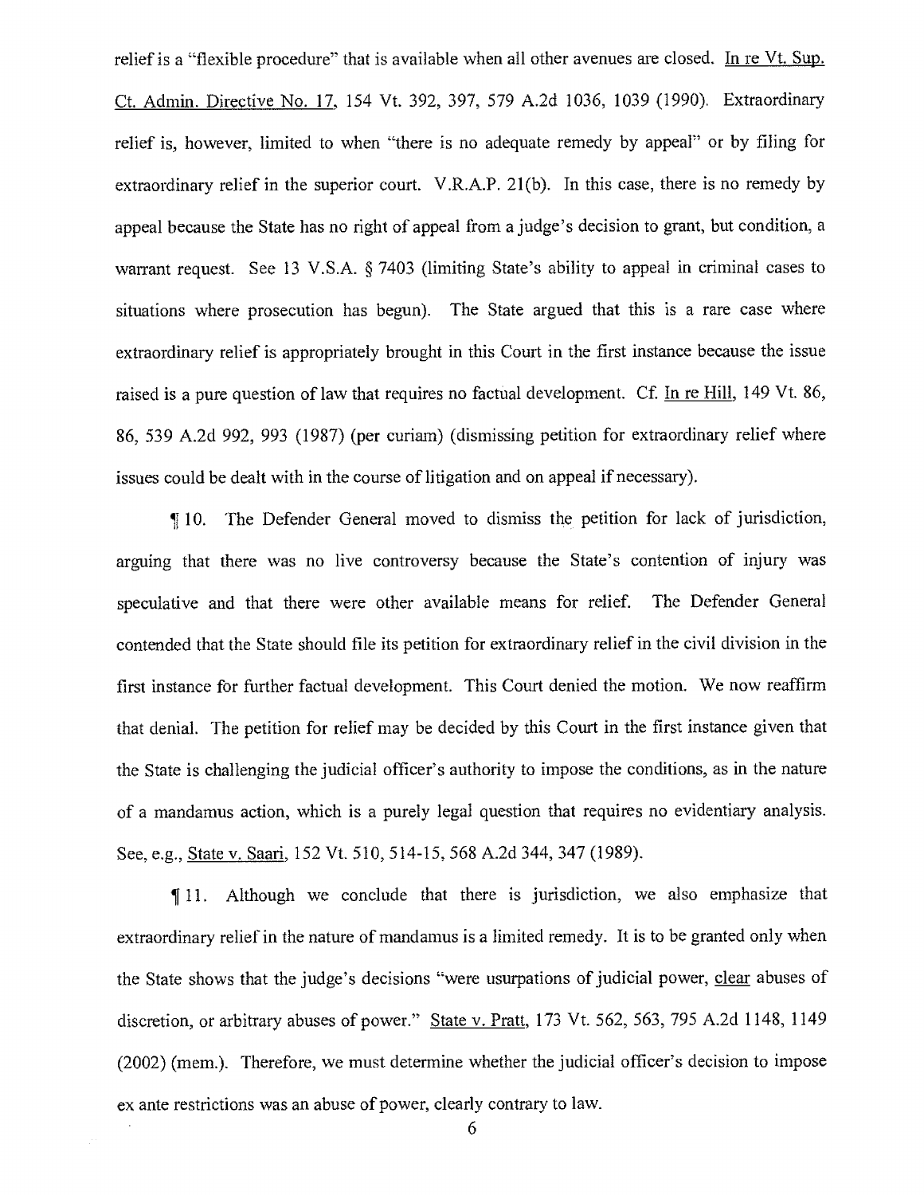relief is a "flexible procedure" that is available when all other avenues are closed. In re Vt. Sup. Ct. Admin. Directive No. 17, 154 Vt. 392, 397, 579 A.2d 1036, 1039 (1990). Extraordinary relief is, however, limited to when "there is no adequate remedy by appeal" or by filing for extraordinary relief in the superior court. V.R.A.P. 21(b). In this case, there is no remedy by appeal because the State has no right of appeal from a judge's decision to grant, but condition, a warrant request. See 13 V.S.A. § 7403 (limiting State's ability to appeal in criminal cases to situations where prosecution has begun). The State argued that this is a rare case where extraordinary relief is appropriately brought in this Court in the first instance because the issue raised is a pure question of law that requires no factual development. Cf. In re Hill, 149 Vt. 86, 86, 539 A.2d 992, 993 (1987) (per curiam) (dismissing petition for extraordinary relief where issues could be dealt with in the course of litigation and on appeal if necessary).

¶ 10. The Defender General moved to dismiss the petition for lack of jurisdiction, arguing that there was no live controversy because the State's contention of injury was speculative and that there were other available means for relief. The Defender General contended that the State should file its petition for extraordinary relief in the civil division in the first instance for further factual development. This Court denied the motion. We now reaffirm that denial. The petition for relief may be decided by this Court in the first instance given that the State is challenging the judicial officer's authority to impose the conditions, as in the nature of a mandamus action, which is a purely legal question that requires no evidentiary analysis. See, e.g., State v. Saari, 152 Vt. 510, 514-15, 568 A.2d 344, 347 (1989).

¶ 11. Although we conclude that there is jurisdiction, we also emphasize that extraordinary relief in the nature of mandamus is a limited remedy. It is to be granted only when the State shows that the judge's decisions "were usurpations of judicial power, clear abuses of discretion, or arbitrary abuses of power." State v. Pratt, 173 Vt. 562, 563, 795 A.2d 1148, 1149 (2002) (mem.). Therefore, we must determine whether the judicial officer's decision to impose ex ante restrictions was an abuse of power, clearly contrary to law.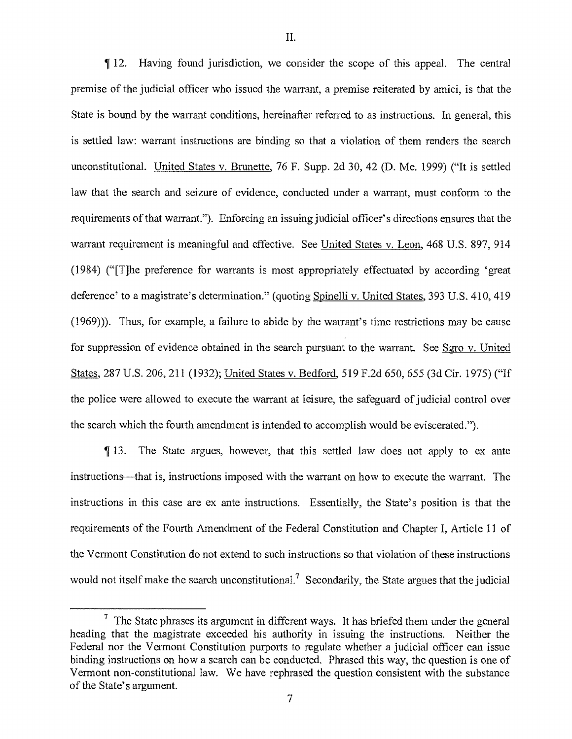## II.

¶ 12. Having found jurisdiction, we consider the scope of this appeal. The central premise of the judicial officer who issued the warrant, a premise reiterated by amici, is that the State is bound by the warrant conditions, hereinafter referred to as instructions. In general, this is settled law: warrant instructions are binding so that a violation of them renders the search unconstitutional. United States v. Brunette, 76 F. Supp. 2d 30, 42 (D. Me. 1999) ("It is settled law that the search and seizure of evidence, conducted under a warrant, must conform to the requirements of that warrant."). Enforcing an issuing judicial officer's directions ensures that the warrant requirement is meaningful and effective. See United States v. Leon, 468 U.S. 897, 914 (1984) ("[T]he preference for warrants is most appropriately effectuated by according 'great deference' to a magistrate's determination." (quoting Spinelli v. United States, 393 U.S. 410, 419 (1969))). Thus, for example, a failure to abide by the warrant's time restrictions may be cause for suppression of evidence obtained in the search pursuant to the warrant. See Sgro v. United States, 287 U.S. 206, 211 (1932); United States v. Bedford, 519 F.2d 650, 655 (3d Cir. 1975) ("If the police were allowed to execute the warrant at leisure, the safeguard of judicial control over the search which the fourth amendment is intended to accomplish would be eviscerated.").

¶ 13. The State argues, however, that this settled law does not apply to ex ante instructions—that is, instructions imposed with the warrant on how to execute the warrant. The instructions in this case are ex ante instructions. Essentially, the State's position is that the requirements of the Fourth Amendment of the Federal Constitution and Chapter I, Article 11 of the Vermont Constitution do not extend to such instructions so that violation of these instructions would not itself make the search unconstitutional.[7] Secondarily, the State argues that the judicial

---

[7] The State phrases its argument in different ways. It has briefed them under the general heading that the magistrate exceeded his authority in issuing the instructions. Neither the Federal nor the Vermont Constitution purports to regulate whether a judicial officer can issue binding instructions on how a search can be conducted. Phrased this way, the question is one of Vermont non-constitutional law. We have rephrased the question consistent with the substance of the State's argument.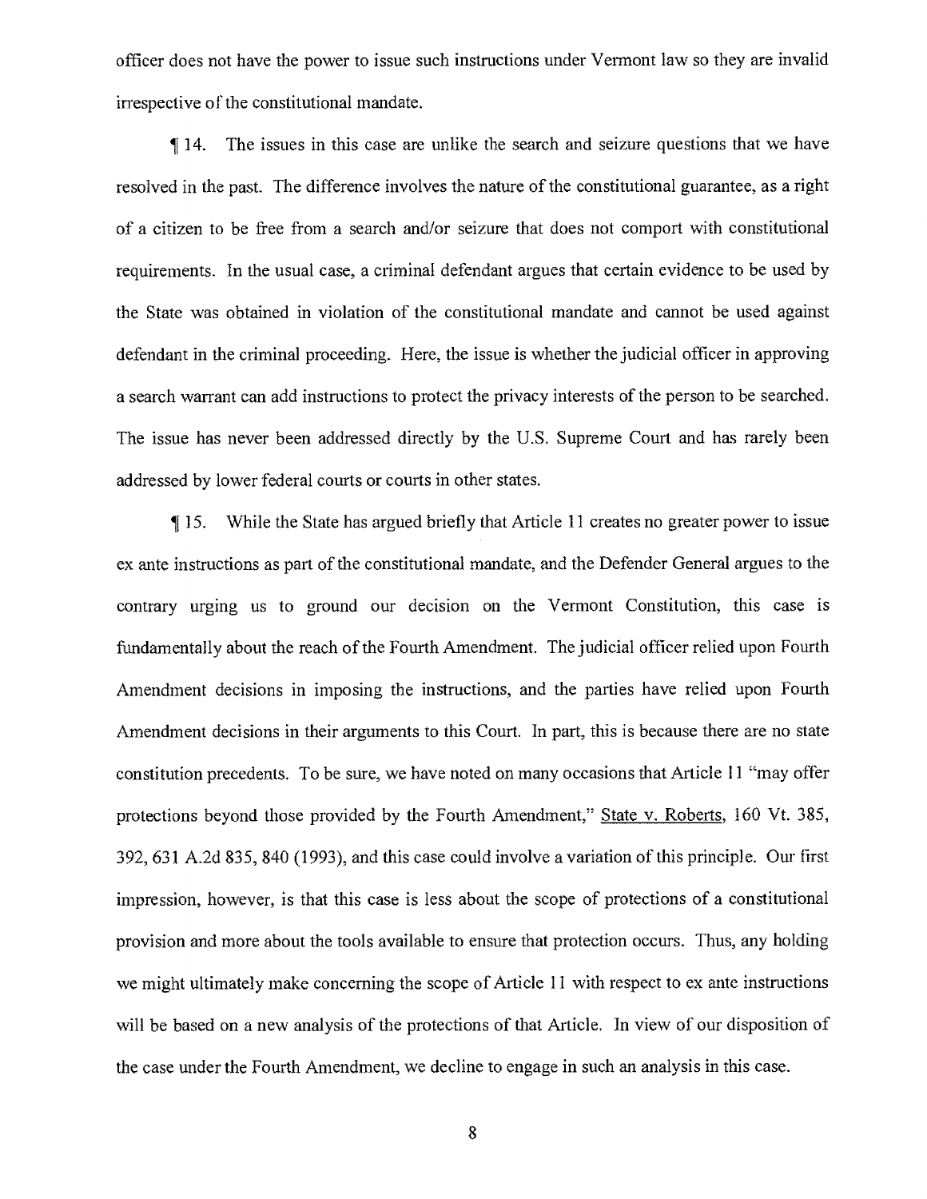officer does not have the power to issue such instructions under Vermont law so they are invalid irrespective of the constitutional mandate.

¶ 14. The issues in this case are unlike the search and seizure questions that we have resolved in the past. The difference involves the nature of the constitutional guarantee, as a right of a citizen to be free from a search and/or seizure that does not comport with constitutional requirements. In the usual case, a criminal defendant argues that certain evidence to be used by the State was obtained in violation of the constitutional mandate and cannot be used against defendant in the criminal proceeding. Here, the issue is whether the judicial officer in approving a search warrant can add instructions to protect the privacy interests of the person to be searched. The issue has never been addressed directly by the U.S. Supreme Court and has rarely been addressed by lower federal courts or courts in other states.

¶ 15. While the State has argued briefly that Article 11 creates no greater power to issue ex ante instructions as part of the constitutional mandate, and the Defender General argues to the contrary urging us to ground our decision on the Vermont Constitution, this case is fundamentally about the reach of the Fourth Amendment. The judicial officer relied upon Fourth Amendment decisions in imposing the instructions, and the parties have relied upon Fourth Amendment decisions in their arguments to this Court. In part, this is because there are no state constitution precedents. To be sure, we have noted on many occasions that Article 11 "may offer protections beyond those provided by the Fourth Amendment," State v. Roberts, 160 Vt. 385, 392, 631 A.2d 835, 840 (1993), and this case could involve a variation of this principle. Our first impression, however, is that this case is less about the scope of protections of a constitutional provision and more about the tools available to ensure that protection occurs. Thus, any holding we might ultimately make concerning the scope of Article 11 with respect to ex ante instructions will be based on a new analysis of the protections of that Article. In view of our disposition of the case under the Fourth Amendment, we decline to engage in such an analysis in this case.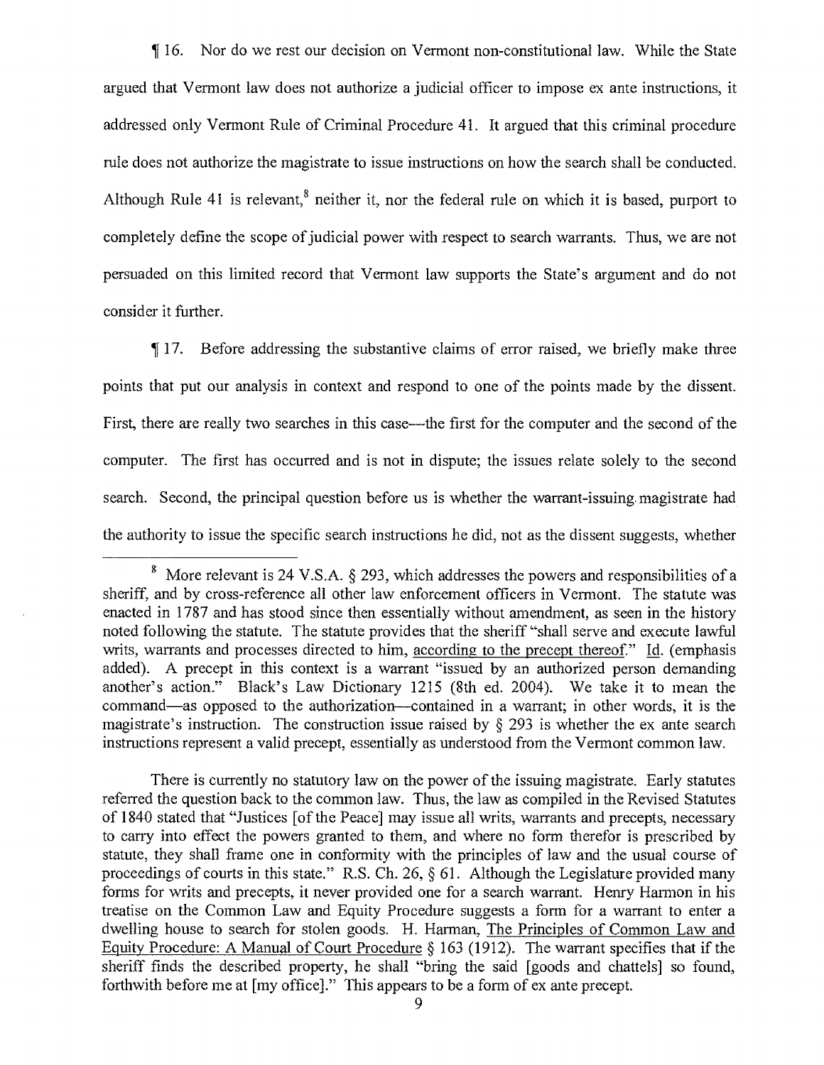¶ 16. Nor do we rest our decision on Vermont non-constitutional law. While the State argued that Vermont law does not authorize a judicial officer to impose ex ante instructions, it addressed only Vermont Rule of Criminal Procedure 41. It argued that this criminal procedure rule does not authorize the magistrate to issue instructions on how the search shall be conducted. Although Rule 41 is relevant,[8] neither it, nor the federal rule on which it is based, purport to completely define the scope of judicial power with respect to search warrants. Thus, we are not persuaded on this limited record that Vermont law supports the State's argument and do not consider it further.

¶ 17. Before addressing the substantive claims of error raised, we briefly make three points that put our analysis in context and respond to one of the points made by the dissent. First, there are really two searches in this case—the first for the computer and the second of the computer. The first has occurred and is not in dispute; the issues relate solely to the second search. Second, the principal question before us is whether the warrant-issuing magistrate had the authority to issue the specific search instructions he did, not as the dissent suggests, whether

---

[8] More relevant is 24 V.S.A. § 293, which addresses the powers and responsibilities of a sheriff, and by cross-reference all other law enforcement officers in Vermont. The statute was enacted in 1787 and has stood since then essentially without amendment, as seen in the history noted following the statute. The statute provides that the sheriff "shall serve and execute lawful writs, warrants and processes directed to him, <u>according to the precept thereof</u>." <u>Id.</u> (emphasis added). A precept in this context is a warrant "issued by an authorized person demanding another's action." Black's Law Dictionary 1215 (8th ed. 2004). We take it to mean the command—as opposed to the authorization—contained in a warrant; in other words, it is the magistrate's instruction. The construction issue raised by § 293 is whether the ex ante search instructions represent a valid precept, essentially as understood from the Vermont common law.

There is currently no statutory law on the power of the issuing magistrate. Early statutes referred the question back to the common law. Thus, the law as compiled in the Revised Statutes of 1840 stated that "Justices [of the Peace] may issue all writs, warrants and precepts, necessary to carry into effect the powers granted to them, and where no form therefor is prescribed by statute, they shall frame one in conformity with the principles of law and the usual course of proceedings of courts in this state." R.S. Ch. 26, § 61. Although the Legislature provided many forms for writs and precepts, it never provided one for a search warrant. Henry Harmon in his treatise on the Common Law and Equity Procedure suggests a form for a warrant to enter a dwelling house to search for stolen goods. H. Harman, <u>The Principles of Common Law and Equity Procedure: A Manual of Court Procedure</u> § 163 (1912). The warrant specifies that if the sheriff finds the described property, he shall "bring the said [goods and chattels] so found, forthwith before me at [my office]." This appears to be a form of ex ante precept.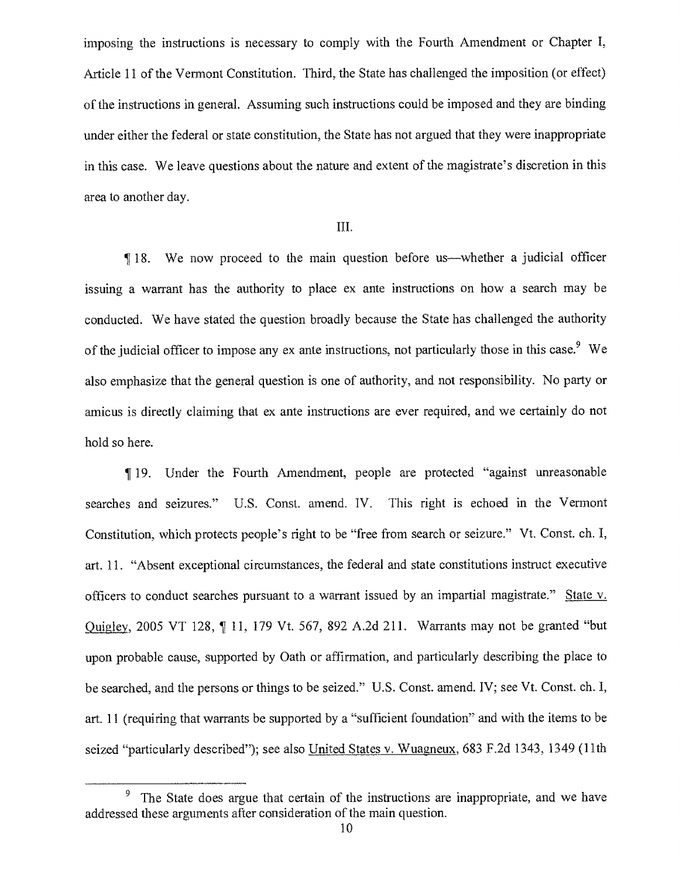imposing the instructions is necessary to comply with the Fourth Amendment or Chapter I, Article 11 of the Vermont Constitution. Third, the State has challenged the imposition (or effect) of the instructions in general. Assuming such instructions could be imposed and they are binding under either the federal or state constitution, the State has not argued that they were inappropriate in this case. We leave questions about the nature and extent of the magistrate's discretion in this area to another day.

III.

¶ 18. We now proceed to the main question before us—whether a judicial officer issuing a warrant has the authority to place ex ante instructions on how a search may be conducted. We have stated the question broadly because the State has challenged the authority of the judicial officer to impose any ex ante instructions, not particularly those in this case.[9] We also emphasize that the general question is one of authority, and not responsibility. No party or amicus is directly claiming that ex ante instructions are ever required, and we certainly do not hold so here.

¶ 19. Under the Fourth Amendment, people are protected "against unreasonable searches and seizures." U.S. Const. amend. IV. This right is echoed in the Vermont Constitution, which protects people's right to be "free from search or seizure." Vt. Const. ch. I, art. 11. "Absent exceptional circumstances, the federal and state constitutions instruct executive officers to conduct searches pursuant to a warrant issued by an impartial magistrate." State v. Quigley, 2005 VT 128, ¶ 11, 179 Vt. 567, 892 A.2d 211. Warrants may not be granted "but upon probable cause, supported by Oath or affirmation, and particularly describing the place to be searched, and the persons or things to be seized." U.S. Const. amend. IV; see Vt. Const. ch. I, art. 11 (requiring that warrants be supported by a "sufficient foundation" and with the items to be seized "particularly described"); see also United States v. Wuagneux, 683 F.2d 1343, 1349 (11th

[9] The State does argue that certain of the instructions are inappropriate, and we have addressed these arguments after consideration of the main question.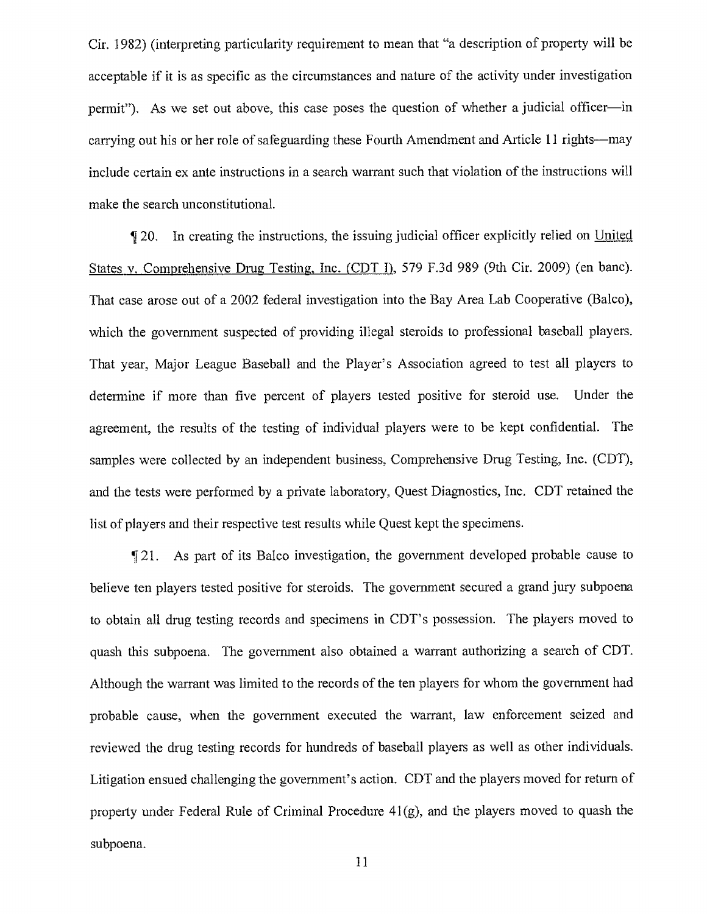Cir. 1982) (interpreting particularity requirement to mean that "a description of property will be acceptable if it is as specific as the circumstances and nature of the activity under investigation permit"). As we set out above, this case poses the question of whether a judicial officer—in carrying out his or her role of safeguarding these Fourth Amendment and Article 11 rights—may include certain ex ante instructions in a search warrant such that violation of the instructions will make the search unconstitutional.

¶ 20. In creating the instructions, the issuing judicial officer explicitly relied on United States v. Comprehensive Drug Testing, Inc. (CDT I), 579 F.3d 989 (9th Cir. 2009) (en banc). That case arose out of a 2002 federal investigation into the Bay Area Lab Cooperative (Balco), which the government suspected of providing illegal steroids to professional baseball players. That year, Major League Baseball and the Player's Association agreed to test all players to determine if more than five percent of players tested positive for steroid use. Under the agreement, the results of the testing of individual players were to be kept confidential. The samples were collected by an independent business, Comprehensive Drug Testing, Inc. (CDT), and the tests were performed by a private laboratory, Quest Diagnostics, Inc. CDT retained the list of players and their respective test results while Quest kept the specimens.

¶ 21. As part of its Balco investigation, the government developed probable cause to believe ten players tested positive for steroids. The government secured a grand jury subpoena to obtain all drug testing records and specimens in CDT's possession. The players moved to quash this subpoena. The government also obtained a warrant authorizing a search of CDT. Although the warrant was limited to the records of the ten players for whom the government had probable cause, when the government executed the warrant, law enforcement seized and reviewed the drug testing records for hundreds of baseball players as well as other individuals. Litigation ensued challenging the government's action. CDT and the players moved for return of property under Federal Rule of Criminal Procedure 41(g), and the players moved to quash the subpoena.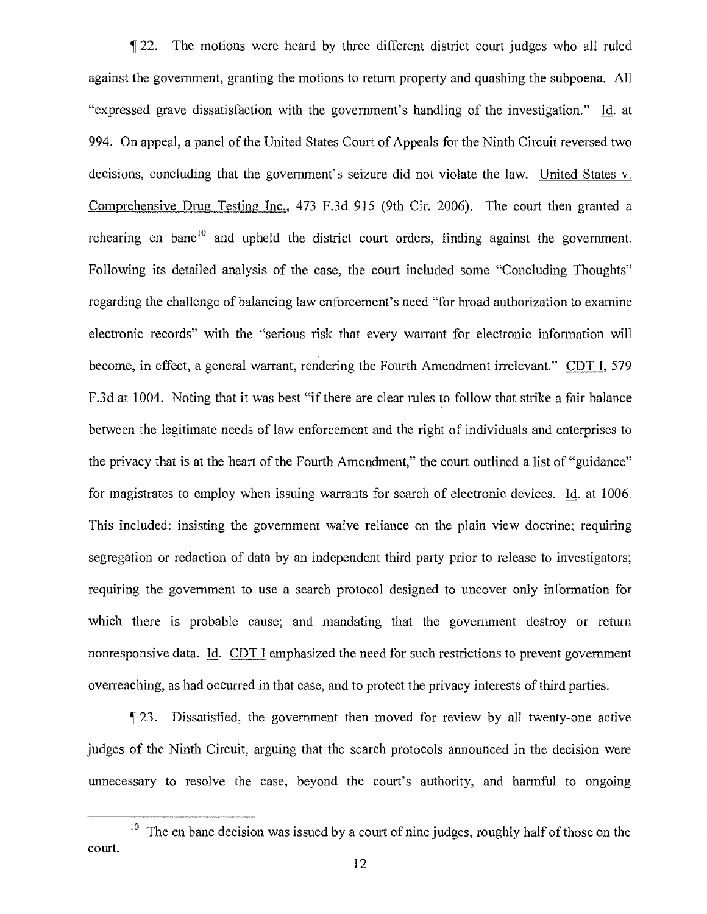¶ 22. The motions were heard by three different district court judges who all ruled against the government, granting the motions to return property and quashing the subpoena. All "expressed grave dissatisfaction with the government's handling of the investigation." Id. at 994. On appeal, a panel of the United States Court of Appeals for the Ninth Circuit reversed two decisions, concluding that the government's seizure did not violate the law. United States v. Comprehensive Drug Testing Inc., 473 F.3d 915 (9th Cir. 2006). The court then granted a rehearing en banc[10] and upheld the district court orders, finding against the government. Following its detailed analysis of the case, the court included some "Concluding Thoughts" regarding the challenge of balancing law enforcement's need "for broad authorization to examine electronic records" with the "serious risk that every warrant for electronic information will become, in effect, a general warrant, rendering the Fourth Amendment irrelevant." CDT I, 579 F.3d at 1004. Noting that it was best "if there are clear rules to follow that strike a fair balance between the legitimate needs of law enforcement and the right of individuals and enterprises to the privacy that is at the heart of the Fourth Amendment," the court outlined a list of "guidance" for magistrates to employ when issuing warrants for search of electronic devices. Id. at 1006. This included: insisting the government waive reliance on the plain view doctrine; requiring segregation or redaction of data by an independent third party prior to release to investigators; requiring the government to use a search protocol designed to uncover only information for which there is probable cause; and mandating that the government destroy or return nonresponsive data. Id. CDT I emphasized the need for such restrictions to prevent government overreaching, as had occurred in that case, and to protect the privacy interests of third parties.

¶ 23. Dissatisfied, the government then moved for review by all twenty-one active judges of the Ninth Circuit, arguing that the search protocols announced in the decision were unnecessary to resolve the case, beyond the court's authority, and harmful to ongoing

[10] The en banc decision was issued by a court of nine judges, roughly half of those on the court.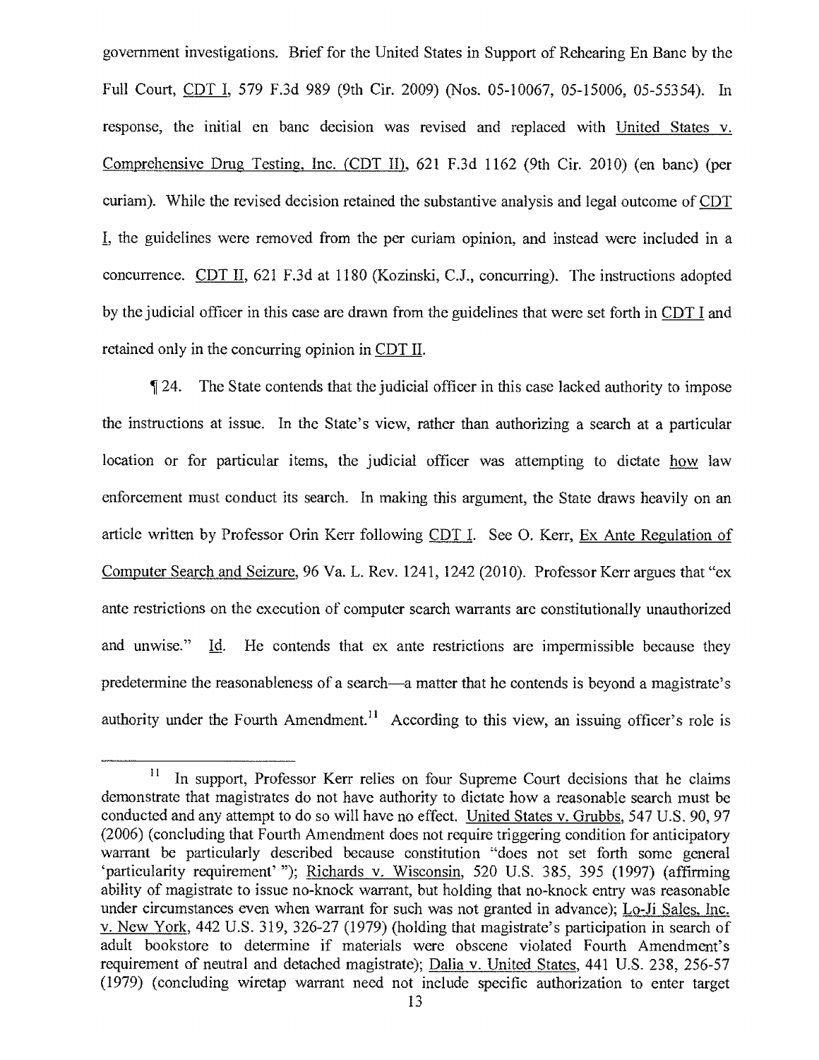government investigations. Brief for the United States in Support of Rehearing En Banc by the Full Court, CDT I, 579 F.3d 989 (9th Cir. 2009) (Nos. 05-10067, 05-15006, 05-55354). In response, the initial en banc decision was revised and replaced with United States v. Comprehensive Drug Testing, Inc. (CDT II), 621 F.3d 1162 (9th Cir. 2010) (en banc) (per curiam). While the revised decision retained the substantive analysis and legal outcome of CDT I, the guidelines were removed from the per curiam opinion, and instead were included in a concurrence. CDT II, 621 F.3d at 1180 (Kozinski, C.J., concurring). The instructions adopted by the judicial officer in this case are drawn from the guidelines that were set forth in CDT I and retained only in the concurring opinion in CDT II.

¶ 24. The State contends that the judicial officer in this case lacked authority to impose the instructions at issue. In the State's view, rather than authorizing a search at a particular location or for particular items, the judicial officer was attempting to dictate how law enforcement must conduct its search. In making this argument, the State draws heavily on an article written by Professor Orin Kerr following CDT I. See O. Kerr, Ex Ante Regulation of Computer Search and Seizure, 96 Va. L. Rev. 1241, 1242 (2010). Professor Kerr argues that "ex ante restrictions on the execution of computer search warrants are constitutionally unauthorized and unwise." Id. He contends that ex ante restrictions are impermissible because they predetermine the reasonableness of a search—a matter that he contends is beyond a magistrate's authority under the Fourth Amendment.[11] According to this view, an issuing officer's role is

---

[11] In support, Professor Kerr relies on four Supreme Court decisions that he claims demonstrate that magistrates do not have authority to dictate how a reasonable search must be conducted and any attempt to do so will have no effect. United States v. Grubbs, 547 U.S. 90, 97 (2006) (concluding that Fourth Amendment does not require triggering condition for anticipatory warrant be particularly described because constitution "does not set forth some general 'particularity requirement' "); Richards v. Wisconsin, 520 U.S. 385, 395 (1997) (affirming ability of magistrate to issue no-knock warrant, but holding that no-knock entry was reasonable under circumstances even when warrant for such was not granted in advance); Lo-Ji Sales, Inc. v. New York, 442 U.S. 319, 326-27 (1979) (holding that magistrate's participation in search of adult bookstore to determine if materials were obscene violated Fourth Amendment's requirement of neutral and detached magistrate); Dalia v. United States, 441 U.S. 238, 256-57 (1979) (concluding wiretap warrant need not include specific authorization to enter target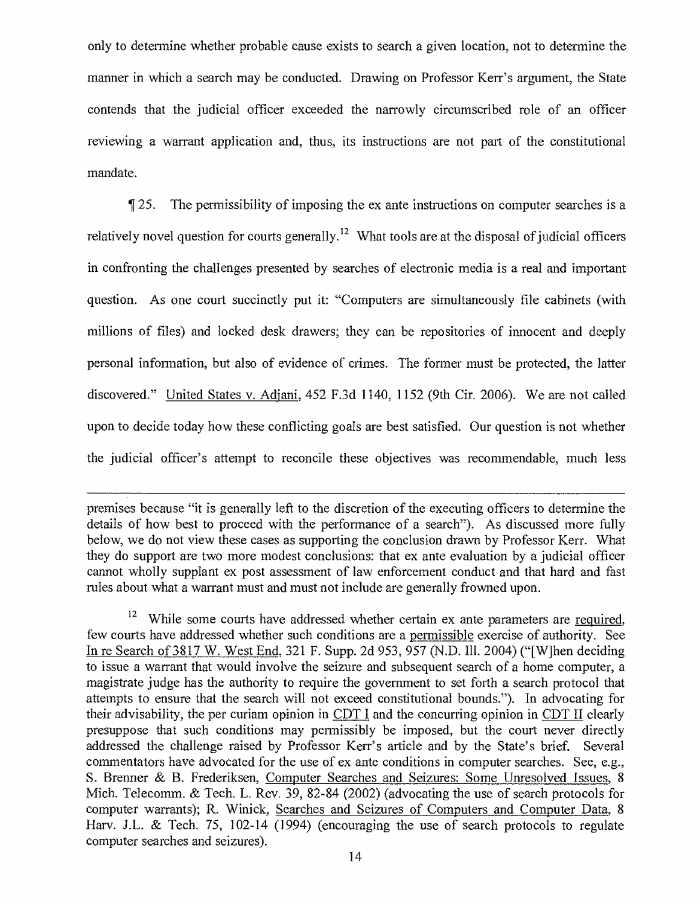only to determine whether probable cause exists to search a given location, not to determine the manner in which a search may be conducted. Drawing on Professor Kerr's argument, the State contends that the judicial officer exceeded the narrowly circumscribed role of an officer reviewing a warrant application and, thus, its instructions are not part of the constitutional mandate.

¶ 25. The permissibility of imposing the ex ante instructions on computer searches is a relatively novel question for courts generally.[12] What tools are at the disposal of judicial officers in confronting the challenges presented by searches of electronic media is a real and important question. As one court succinctly put it: "Computers are simultaneously file cabinets (with millions of files) and locked desk drawers; they can be repositories of innocent and deeply personal information, but also of evidence of crimes. The former must be protected, the latter discovered." United States v. Adjani, 452 F.3d 1140, 1152 (9th Cir. 2006). We are not called upon to decide today how these conflicting goals are best satisfied. Our question is not whether the judicial officer's attempt to reconcile these objectives was recommendable, much less

---

premises because "it is generally left to the discretion of the executing officers to determine the details of how best to proceed with the performance of a search"). As discussed more fully below, we do not view these cases as supporting the conclusion drawn by Professor Kerr. What they do support are two more modest conclusions: that ex ante evaluation by a judicial officer cannot wholly supplant ex post assessment of law enforcement conduct and that hard and fast rules about what a warrant must and must not include are generally frowned upon.

[12] While some courts have addressed whether certain ex ante parameters are required, few courts have addressed whether such conditions are a permissible exercise of authority. See In re Search of 3817 W. West End, 321 F. Supp. 2d 953, 957 (N.D. Ill. 2004) ("[W]hen deciding to issue a warrant that would involve the seizure and subsequent search of a home computer, a magistrate judge has the authority to require the government to set forth a search protocol that attempts to ensure that the search will not exceed constitutional bounds."). In advocating for their advisability, the per curiam opinion in CDT I and the concurring opinion in CDT II clearly presuppose that such conditions may permissibly be imposed, but the court never directly addressed the challenge raised by Professor Kerr's article and by the State's brief. Several commentators have advocated for the use of ex ante conditions in computer searches. See, e.g., S. Brenner & B. Frederiksen, Computer Searches and Seizures: Some Unresolved Issues, 8 Mich. Telecomm. & Tech. L. Rev. 39, 82-84 (2002) (advocating the use of search protocols for computer warrants); R. Winick, Searches and Seizures of Computers and Computer Data, 8 Harv. J.L. & Tech. 75, 102-14 (1994) (encouraging the use of search protocols to regulate computer searches and seizures).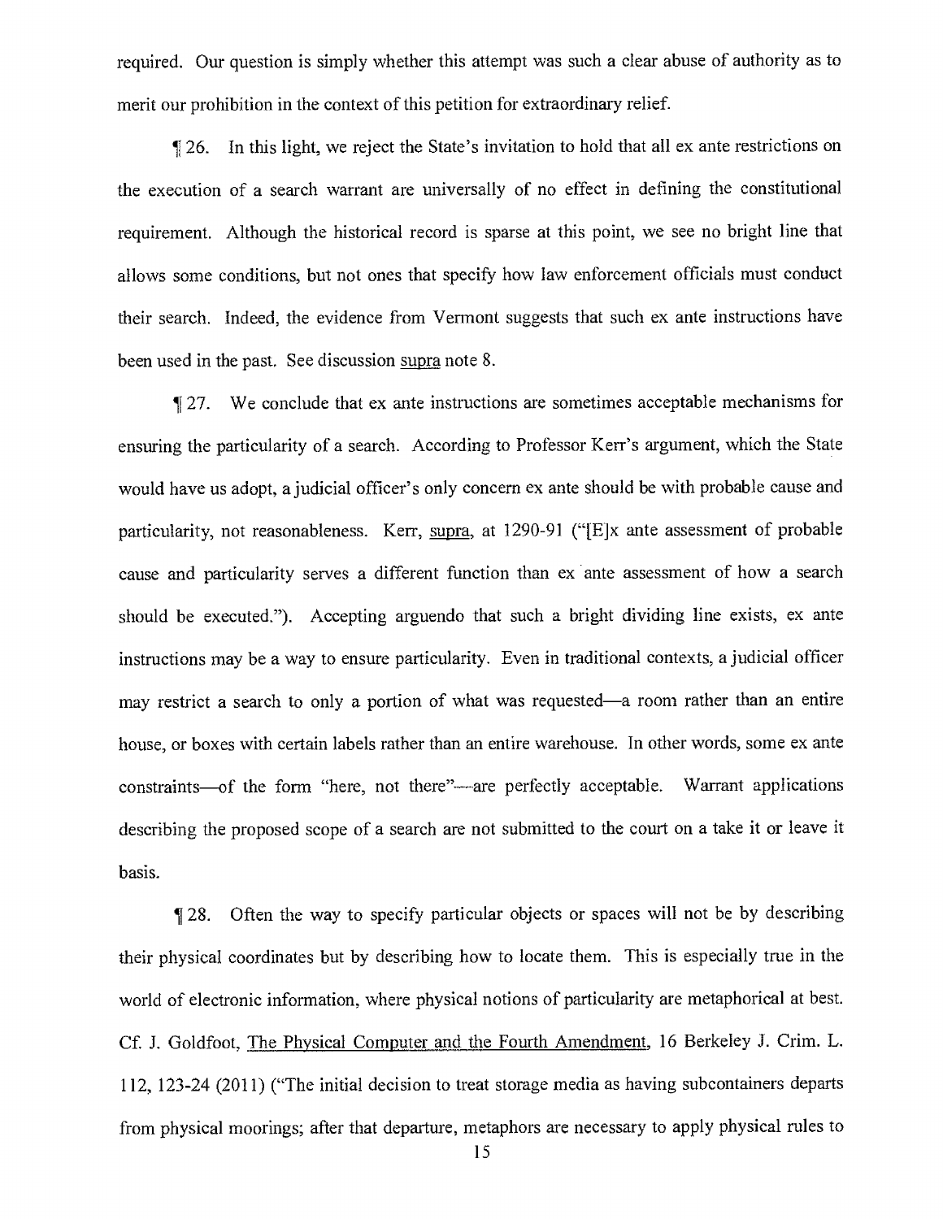required. Our question is simply whether this attempt was such a clear abuse of authority as to merit our prohibition in the context of this petition for extraordinary relief.

¶ 26. In this light, we reject the State's invitation to hold that all ex ante restrictions on the execution of a search warrant are universally of no effect in defining the constitutional requirement. Although the historical record is sparse at this point, we see no bright line that allows some conditions, but not ones that specify how law enforcement officials must conduct their search. Indeed, the evidence from Vermont suggests that such ex ante instructions have been used in the past. See discussion supra note 8.

¶ 27. We conclude that ex ante instructions are sometimes acceptable mechanisms for ensuring the particularity of a search. According to Professor Kerr's argument, which the State would have us adopt, a judicial officer's only concern ex ante should be with probable cause and particularity, not reasonableness. Kerr, supra, at 1290-91 ("[E]x ante assessment of probable cause and particularity serves a different function than ex ante assessment of how a search should be executed."). Accepting arguendo that such a bright dividing line exists, ex ante instructions may be a way to ensure particularity. Even in traditional contexts, a judicial officer may restrict a search to only a portion of what was requested—a room rather than an entire house, or boxes with certain labels rather than an entire warehouse. In other words, some ex ante constraints—of the form "here, not there"—are perfectly acceptable. Warrant applications describing the proposed scope of a search are not submitted to the court on a take it or leave it basis.

¶ 28. Often the way to specify particular objects or spaces will not be by describing their physical coordinates but by describing how to locate them. This is especially true in the world of electronic information, where physical notions of particularity are metaphorical at best. Cf. J. Goldfoot, The Physical Computer and the Fourth Amendment, 16 Berkeley J. Crim. L. 112, 123-24 (2011) ("The initial decision to treat storage media as having subcontainers departs from physical moorings; after that departure, metaphors are necessary to apply physical rules to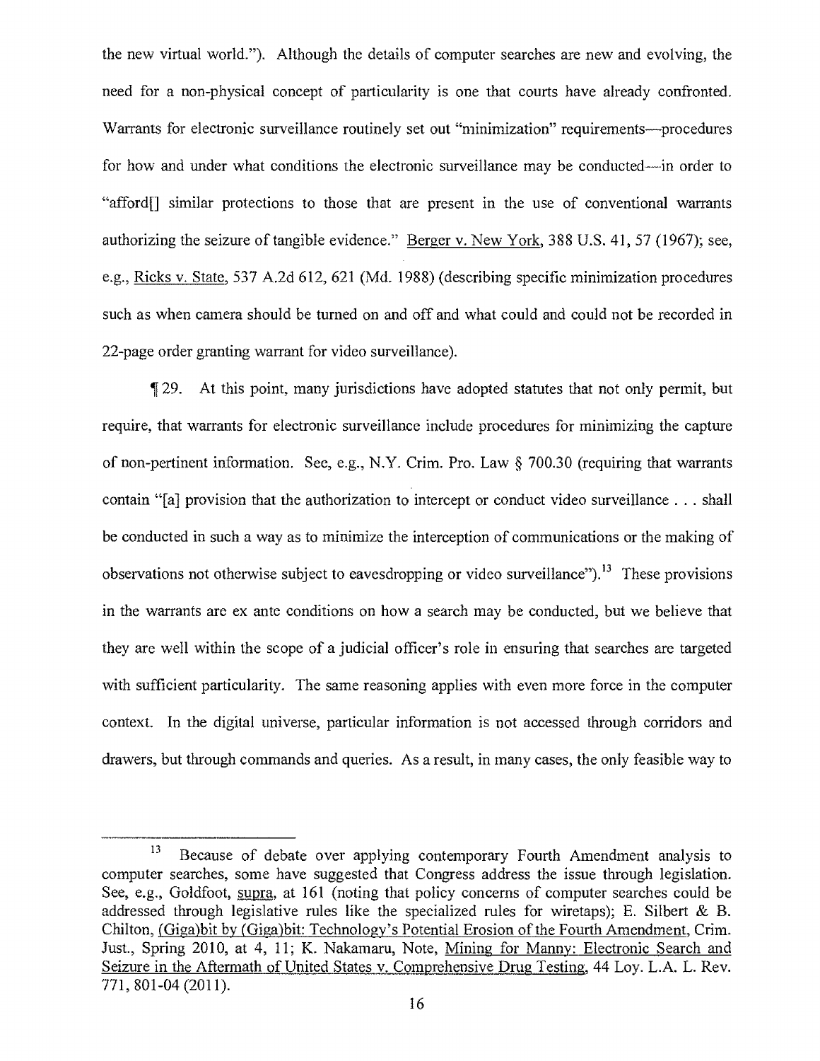the new virtual world."). Although the details of computer searches are new and evolving, the need for a non-physical concept of particularity is one that courts have already confronted. Warrants for electronic surveillance routinely set out "minimization" requirements—procedures for how and under what conditions the electronic surveillance may be conducted—in order to "afford[] similar protections to those that are present in the use of conventional warrants authorizing the seizure of tangible evidence." Berger v. New York, 388 U.S. 41, 57 (1967); see, e.g., Ricks v. State, 537 A.2d 612, 621 (Md. 1988) (describing specific minimization procedures such as when camera should be turned on and off and what could and could not be recorded in 22-page order granting warrant for video surveillance).

¶ 29. At this point, many jurisdictions have adopted statutes that not only permit, but require, that warrants for electronic surveillance include procedures for minimizing the capture of non-pertinent information. See, e.g., N.Y. Crim. Pro. Law § 700.30 (requiring that warrants contain "[a] provision that the authorization to intercept or conduct video surveillance . . . shall be conducted in such a way as to minimize the interception of communications or the making of observations not otherwise subject to eavesdropping or video surveillance").[13] These provisions in the warrants are ex ante conditions on how a search may be conducted, but we believe that they are well within the scope of a judicial officer's role in ensuring that searches are targeted with sufficient particularity. The same reasoning applies with even more force in the computer context. In the digital universe, particular information is not accessed through corridors and drawers, but through commands and queries. As a result, in many cases, the only feasible way to

---

[13] Because of debate over applying contemporary Fourth Amendment analysis to computer searches, some have suggested that Congress address the issue through legislation. See, e.g., Goldfoot, supra, at 161 (noting that policy concerns of computer searches could be addressed through legislative rules like the specialized rules for wiretaps); E. Silbert & B. Chilton, (Giga)bit by (Giga)bit: Technology's Potential Erosion of the Fourth Amendment, Crim. Just., Spring 2010, at 4, 11; K. Nakamaru, Note, Mining for Manny: Electronic Search and Seizure in the Aftermath of United States v. Comprehensive Drug Testing, 44 Loy. L.A. L. Rev. 771, 801-04 (2011).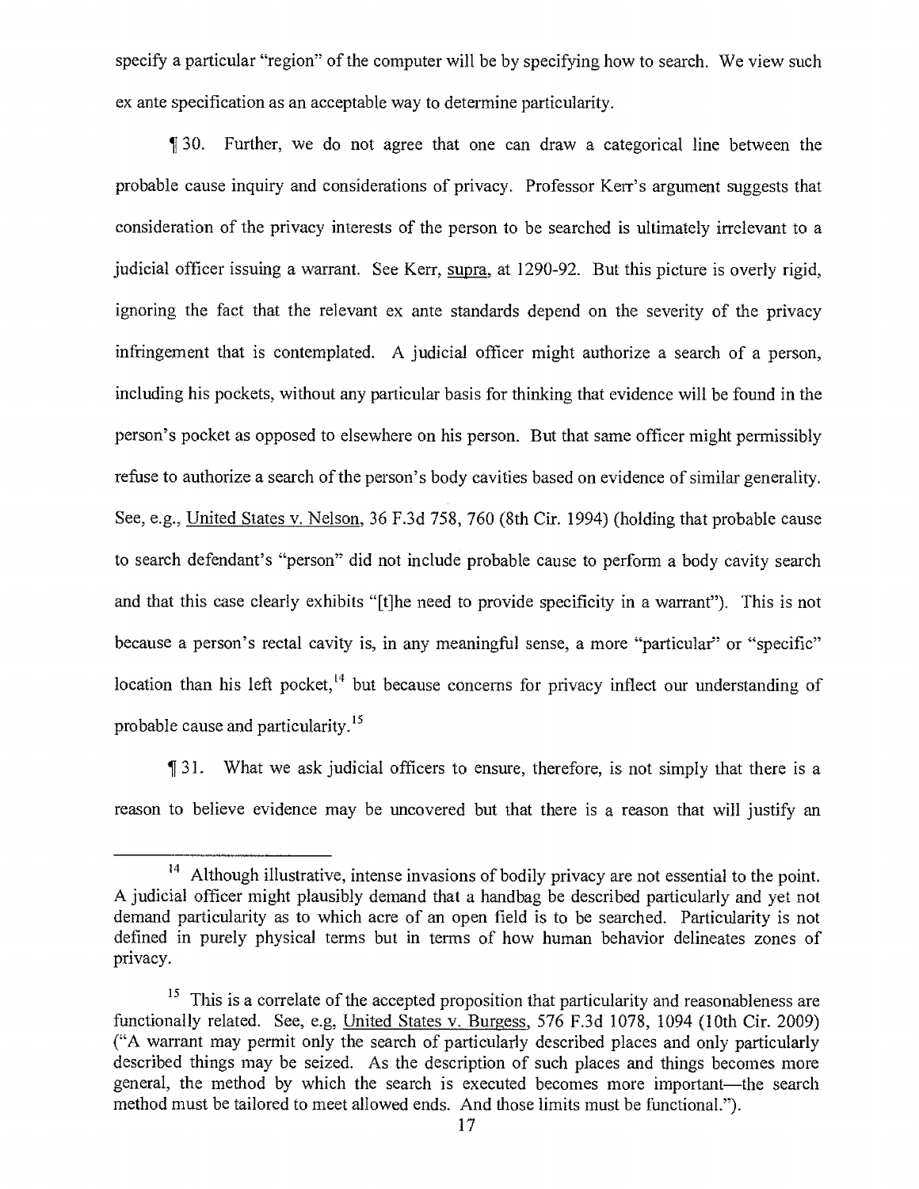specify a particular "region" of the computer will be by specifying how to search. We view such ex ante specification as an acceptable way to determine particularity.

¶ 30. Further, we do not agree that one can draw a categorical line between the probable cause inquiry and considerations of privacy. Professor Kerr's argument suggests that consideration of the privacy interests of the person to be searched is ultimately irrelevant to a judicial officer issuing a warrant. See Kerr, supra, at 1290-92. But this picture is overly rigid, ignoring the fact that the relevant ex ante standards depend on the severity of the privacy infringement that is contemplated. A judicial officer might authorize a search of a person, including his pockets, without any particular basis for thinking that evidence will be found in the person's pocket as opposed to elsewhere on his person. But that same officer might permissibly refuse to authorize a search of the person's body cavities based on evidence of similar generality. See, e.g., United States v. Nelson, 36 F.3d 758, 760 (8th Cir. 1994) (holding that probable cause to search defendant's "person" did not include probable cause to perform a body cavity search and that this case clearly exhibits "[t]he need to provide specificity in a warrant"). This is not because a person's rectal cavity is, in any meaningful sense, a more "particular" or "specific" location than his left pocket,[14] but because concerns for privacy inflect our understanding of probable cause and particularity.[15]

¶ 31. What we ask judicial officers to ensure, therefore, is not simply that there is a reason to believe evidence may be uncovered but that there is a reason that will justify an

---

[14] Although illustrative, intense invasions of bodily privacy are not essential to the point. A judicial officer might plausibly demand that a handbag be described particularly and yet not demand particularity as to which acre of an open field is to be searched. Particularity is not defined in purely physical terms but in terms of how human behavior delineates zones of privacy.

[15] This is a correlate of the accepted proposition that particularity and reasonableness are functionally related. See, e.g, United States v. Burgess, 576 F.3d 1078, 1094 (10th Cir. 2009) ("A warrant may permit only the search of particularly described places and only particularly described things may be seized. As the description of such places and things becomes more general, the method by which the search is executed becomes more important—the search method must be tailored to meet allowed ends. And those limits must be functional.").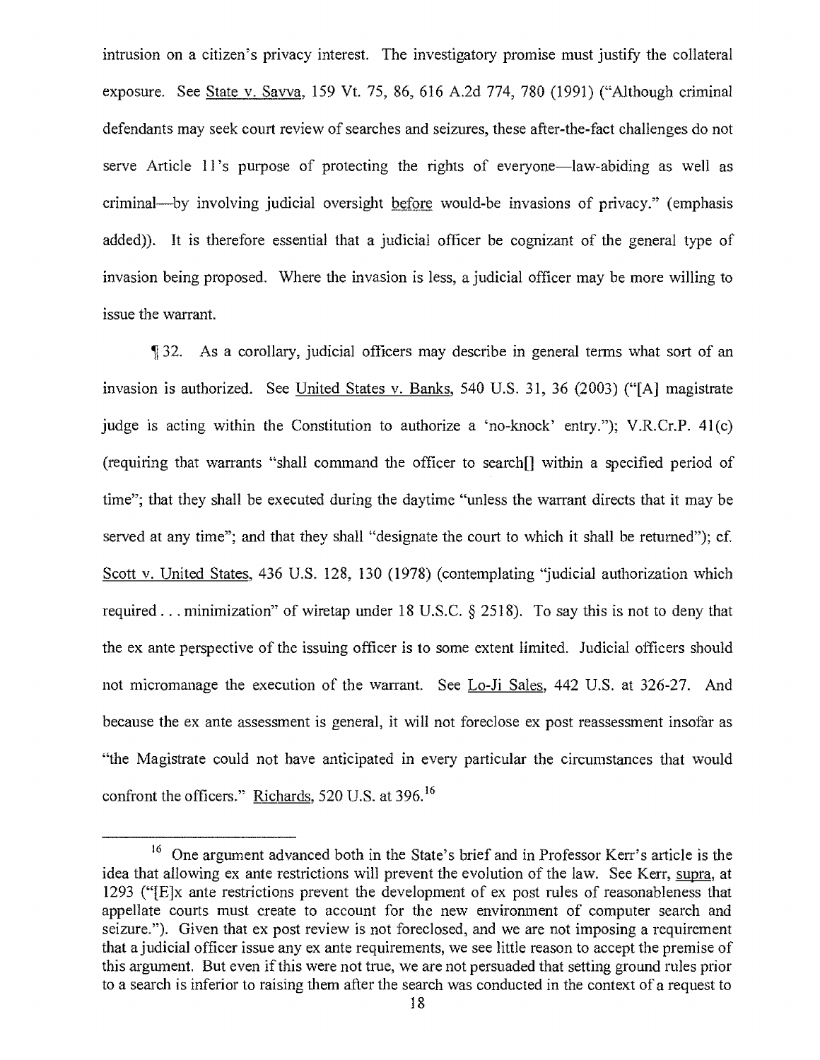intrusion on a citizen's privacy interest. The investigatory promise must justify the collateral exposure. See State v. Savva, 159 Vt. 75, 86, 616 A.2d 774, 780 (1991) ("Although criminal defendants may seek court review of searches and seizures, these after-the-fact challenges do not serve Article 11's purpose of protecting the rights of everyone—law-abiding as well as criminal—by involving judicial oversight before would-be invasions of privacy." (emphasis added)). It is therefore essential that a judicial officer be cognizant of the general type of invasion being proposed. Where the invasion is less, a judicial officer may be more willing to issue the warrant.

¶ 32. As a corollary, judicial officers may describe in general terms what sort of an invasion is authorized. See United States v. Banks, 540 U.S. 31, 36 (2003) ("[A] magistrate judge is acting within the Constitution to authorize a 'no-knock' entry."); V.R.Cr.P. 41(c) (requiring that warrants "shall command the officer to search[] within a specified period of time"; that they shall be executed during the daytime "unless the warrant directs that it may be served at any time"; and that they shall "designate the court to which it shall be returned"); cf. Scott v. United States, 436 U.S. 128, 130 (1978) (contemplating "judicial authorization which required . . . minimization" of wiretap under 18 U.S.C. § 2518). To say this is not to deny that the ex ante perspective of the issuing officer is to some extent limited. Judicial officers should not micromanage the execution of the warrant. See Lo-Ji Sales, 442 U.S. at 326-27. And because the ex ante assessment is general, it will not foreclose ex post reassessment insofar as "the Magistrate could not have anticipated in every particular the circumstances that would confront the officers." Richards, 520 U.S. at 396.[16]

---

[16] One argument advanced both in the State's brief and in Professor Kerr's article is the idea that allowing ex ante restrictions will prevent the evolution of the law. See Kerr, supra, at 1293 ("[E]x ante restrictions prevent the development of ex post rules of reasonableness that appellate courts must create to account for the new environment of computer search and seizure."). Given that ex post review is not foreclosed, and we are not imposing a requirement that a judicial officer issue any ex ante requirements, we see little reason to accept the premise of this argument. But even if this were not true, we are not persuaded that setting ground rules prior to a search is inferior to raising them after the search was conducted in the context of a request to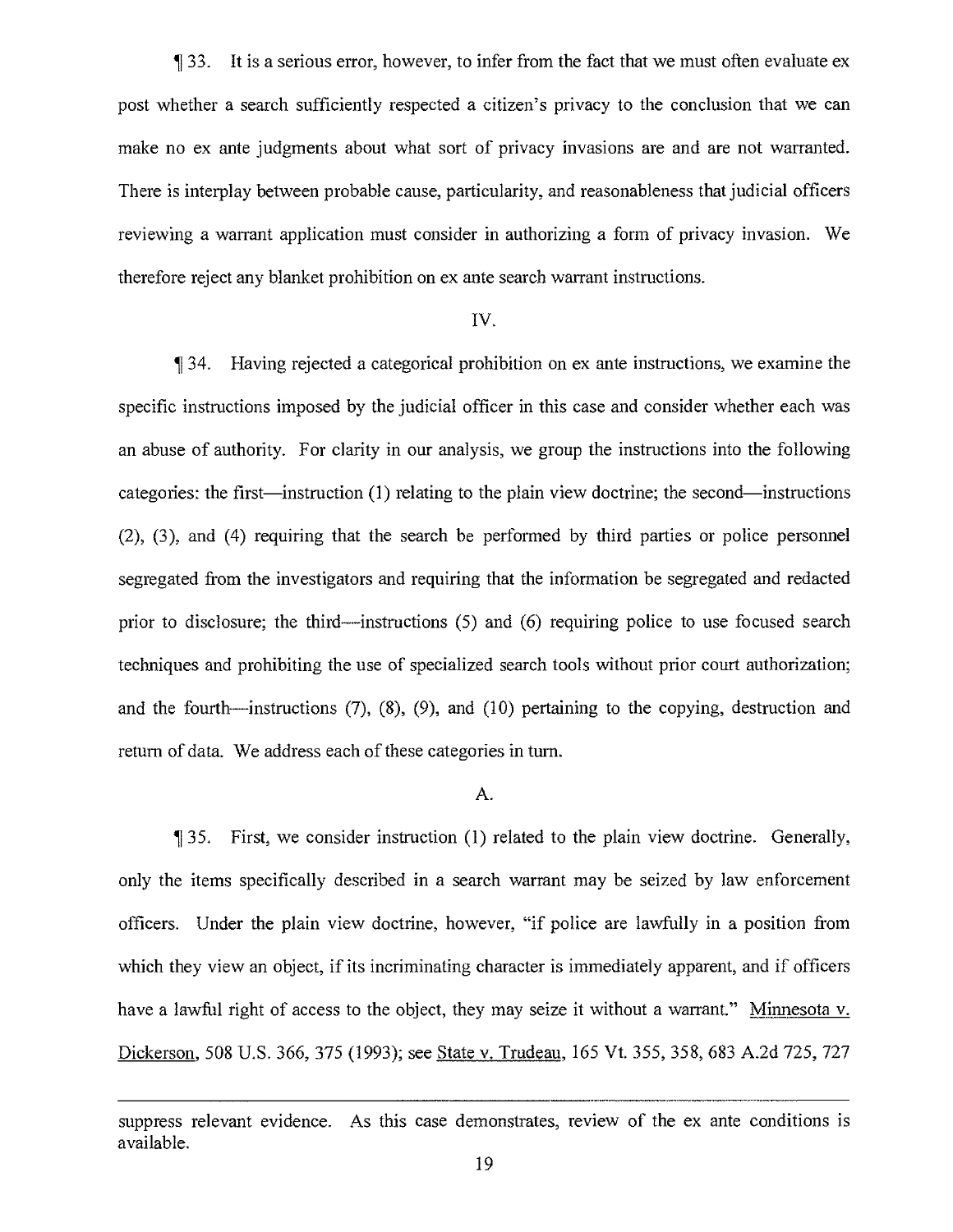¶ 33. It is a serious error, however, to infer from the fact that we must often evaluate ex post whether a search sufficiently respected a citizen's privacy to the conclusion that we can make no ex ante judgments about what sort of privacy invasions are and are not warranted. There is interplay between probable cause, particularity, and reasonableness that judicial officers reviewing a warrant application must consider in authorizing a form of privacy invasion. We therefore reject any blanket prohibition on ex ante search warrant instructions.

IV.

¶ 34. Having rejected a categorical prohibition on ex ante instructions, we examine the specific instructions imposed by the judicial officer in this case and consider whether each was an abuse of authority. For clarity in our analysis, we group the instructions into the following categories: the first—instruction (1) relating to the plain view doctrine; the second—instructions (2), (3), and (4) requiring that the search be performed by third parties or police personnel segregated from the investigators and requiring that the information be segregated and redacted prior to disclosure; the third—instructions (5) and (6) requiring police to use focused search techniques and prohibiting the use of specialized search tools without prior court authorization; and the fourth—instructions (7), (8), (9), and (10) pertaining to the copying, destruction and return of data. We address each of these categories in turn.

A.

¶ 35. First, we consider instruction (1) related to the plain view doctrine. Generally, only the items specifically described in a search warrant may be seized by law enforcement officers. Under the plain view doctrine, however, "if police are lawfully in a position from which they view an object, if its incriminating character is immediately apparent, and if officers have a lawful right of access to the object, they may seize it without a warrant." Minnesota v. Dickerson, 508 U.S. 366, 375 (1993); see State v. Trudeau, 165 Vt. 355, 358, 683 A.2d 725, 727

---

suppress relevant evidence. As this case demonstrates, review of the ex ante conditions is available.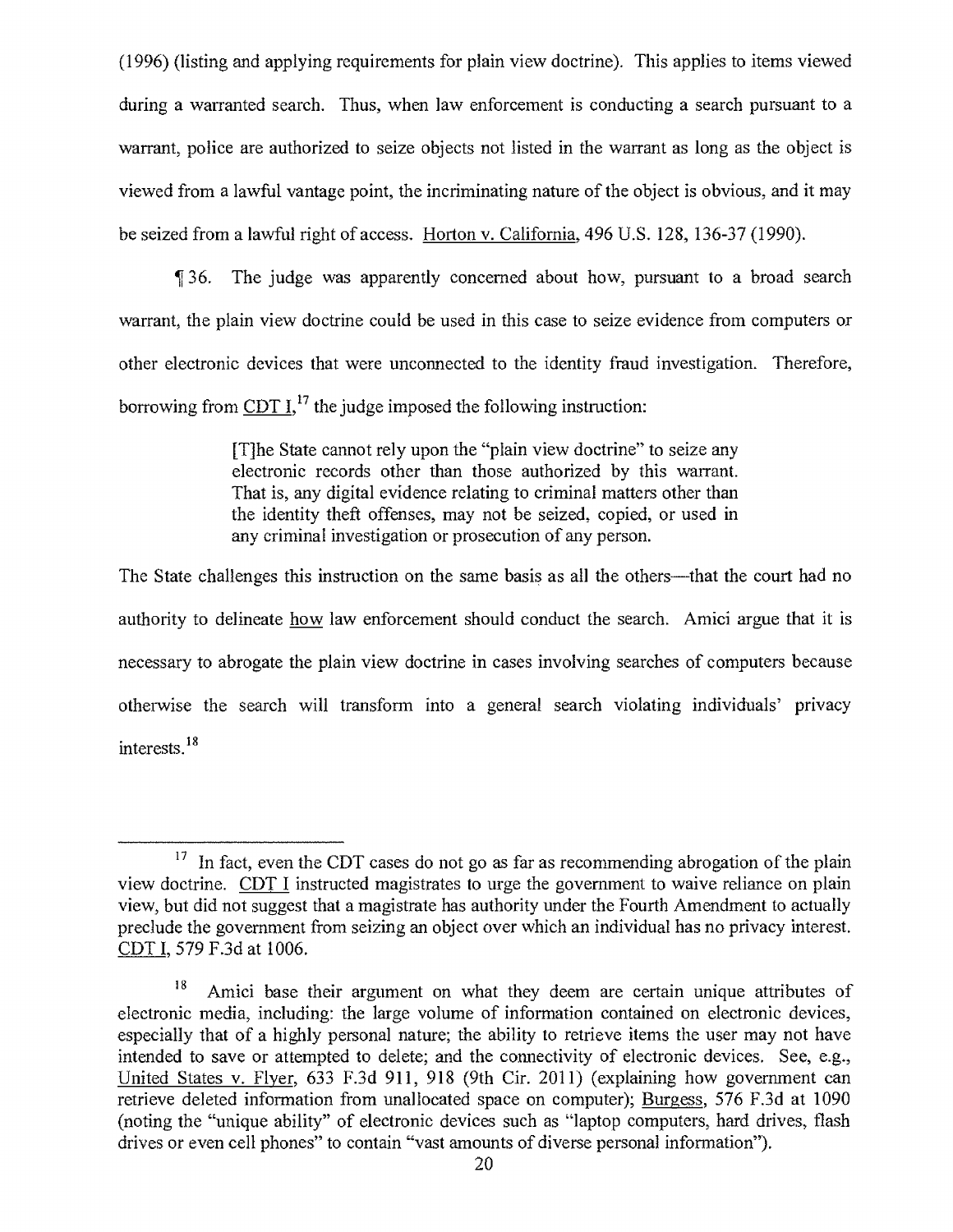(1996) (listing and applying requirements for plain view doctrine). This applies to items viewed during a warranted search. Thus, when law enforcement is conducting a search pursuant to a warrant, police are authorized to seize objects not listed in the warrant as long as the object is viewed from a lawful vantage point, the incriminating nature of the object is obvious, and it may be seized from a lawful right of access. Horton v. California, 496 U.S. 128, 136-37 (1990).

¶ 36. The judge was apparently concerned about how, pursuant to a broad search warrant, the plain view doctrine could be used in this case to seize evidence from computers or other electronic devices that were unconnected to the identity fraud investigation. Therefore, borrowing from CDT I,[17] the judge imposed the following instruction:

> [T]he State cannot rely upon the "plain view doctrine" to seize any electronic records other than those authorized by this warrant. That is, any digital evidence relating to criminal matters other than the identity theft offenses, may not be seized, copied, or used in any criminal investigation or prosecution of any person.

The State challenges this instruction on the same basis as all the others—that the court had no authority to delineate how law enforcement should conduct the search. Amici argue that it is necessary to abrogate the plain view doctrine in cases involving searches of computers because otherwise the search will transform into a general search violating individuals' privacy interests.[18]

---

[17] In fact, even the CDT cases do not go as far as recommending abrogation of the plain view doctrine. CDT I instructed magistrates to urge the government to waive reliance on plain view, but did not suggest that a magistrate has authority under the Fourth Amendment to actually preclude the government from seizing an object over which an individual has no privacy interest. CDT I, 579 F.3d at 1006.

[18] Amici base their argument on what they deem are certain unique attributes of electronic media, including: the large volume of information contained on electronic devices, especially that of a highly personal nature; the ability to retrieve items the user may not have intended to save or attempted to delete; and the connectivity of electronic devices. See, e.g., United States v. Flyer, 633 F.3d 911, 918 (9th Cir. 2011) (explaining how government can retrieve deleted information from unallocated space on computer); Burgess, 576 F.3d at 1090 (noting the "unique ability" of electronic devices such as "laptop computers, hard drives, flash drives or even cell phones" to contain "vast amounts of diverse personal information").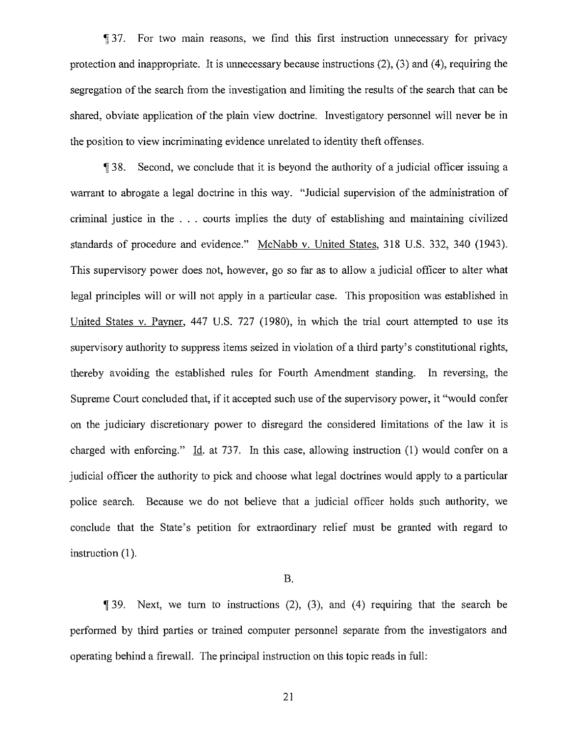¶ 37. For two main reasons, we find this first instruction unnecessary for privacy protection and inappropriate. It is unnecessary because instructions (2), (3) and (4), requiring the segregation of the search from the investigation and limiting the results of the search that can be shared, obviate application of the plain view doctrine. Investigatory personnel will never be in the position to view incriminating evidence unrelated to identity theft offenses.

¶ 38. Second, we conclude that it is beyond the authority of a judicial officer issuing a warrant to abrogate a legal doctrine in this way. "Judicial supervision of the administration of criminal justice in the . . . courts implies the duty of establishing and maintaining civilized standards of procedure and evidence." McNabb v. United States, 318 U.S. 332, 340 (1943). This supervisory power does not, however, go so far as to allow a judicial officer to alter what legal principles will or will not apply in a particular case. This proposition was established in United States v. Payner, 447 U.S. 727 (1980), in which the trial court attempted to use its supervisory authority to suppress items seized in violation of a third party's constitutional rights, thereby avoiding the established rules for Fourth Amendment standing. In reversing, the Supreme Court concluded that, if it accepted such use of the supervisory power, it "would confer on the judiciary discretionary power to disregard the considered limitations of the law it is charged with enforcing." Id. at 737. In this case, allowing instruction (1) would confer on a judicial officer the authority to pick and choose what legal doctrines would apply to a particular police search. Because we do not believe that a judicial officer holds such authority, we conclude that the State's petition for extraordinary relief must be granted with regard to instruction (1).

B.

¶ 39. Next, we turn to instructions (2), (3), and (4) requiring that the search be performed by third parties or trained computer personnel separate from the investigators and operating behind a firewall. The principal instruction on this topic reads in full: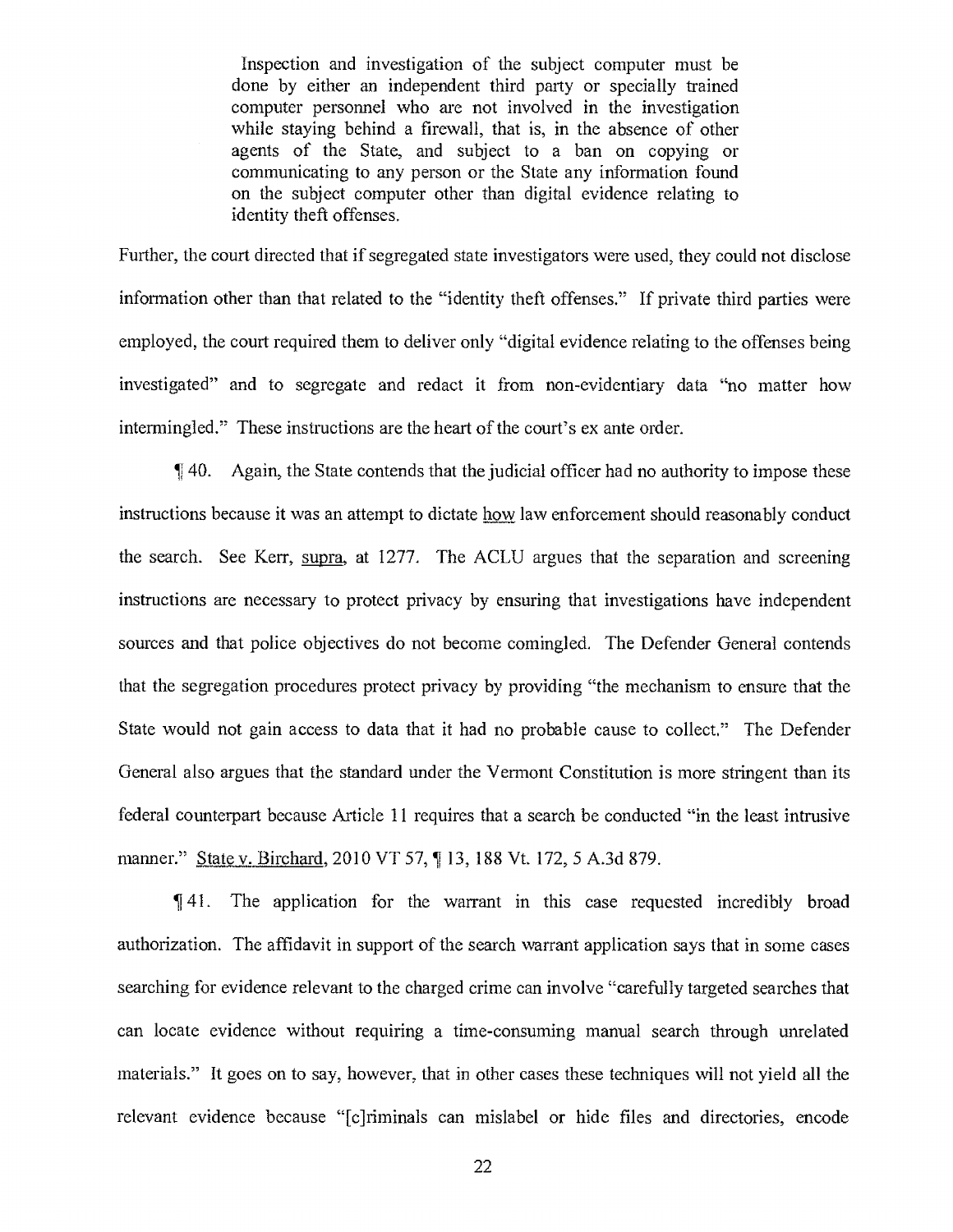> Inspection and investigation of the subject computer must be done by either an independent third party or specially trained computer personnel who are not involved in the investigation while staying behind a firewall, that is, in the absence of other agents of the State, and subject to a ban on copying or communicating to any person or the State any information found on the subject computer other than digital evidence relating to identity theft offenses.

Further, the court directed that if segregated state investigators were used, they could not disclose information other than that related to the "identity theft offenses." If private third parties were employed, the court required them to deliver only "digital evidence relating to the offenses being investigated" and to segregate and redact it from non-evidentiary data "no matter how intermingled." These instructions are the heart of the court's ex ante order.

¶ 40. Again, the State contends that the judicial officer had no authority to impose these instructions because it was an attempt to dictate how law enforcement should reasonably conduct the search. See Kerr, supra, at 1277. The ACLU argues that the separation and screening instructions are necessary to protect privacy by ensuring that investigations have independent sources and that police objectives do not become comingled. The Defender General contends that the segregation procedures protect privacy by providing "the mechanism to ensure that the State would not gain access to data that it had no probable cause to collect." The Defender General also argues that the standard under the Vermont Constitution is more stringent than its federal counterpart because Article 11 requires that a search be conducted "in the least intrusive manner." State v. Birchard, 2010 VT 57, ¶ 13, 188 Vt. 172, 5 A.3d 879.

¶ 41. The application for the warrant in this case requested incredibly broad authorization. The affidavit in support of the search warrant application says that in some cases searching for evidence relevant to the charged crime can involve "carefully targeted searches that can locate evidence without requiring a time-consuming manual search through unrelated materials." It goes on to say, however, that in other cases these techniques will not yield all the relevant evidence because "[c]riminals can mislabel or hide files and directories, encode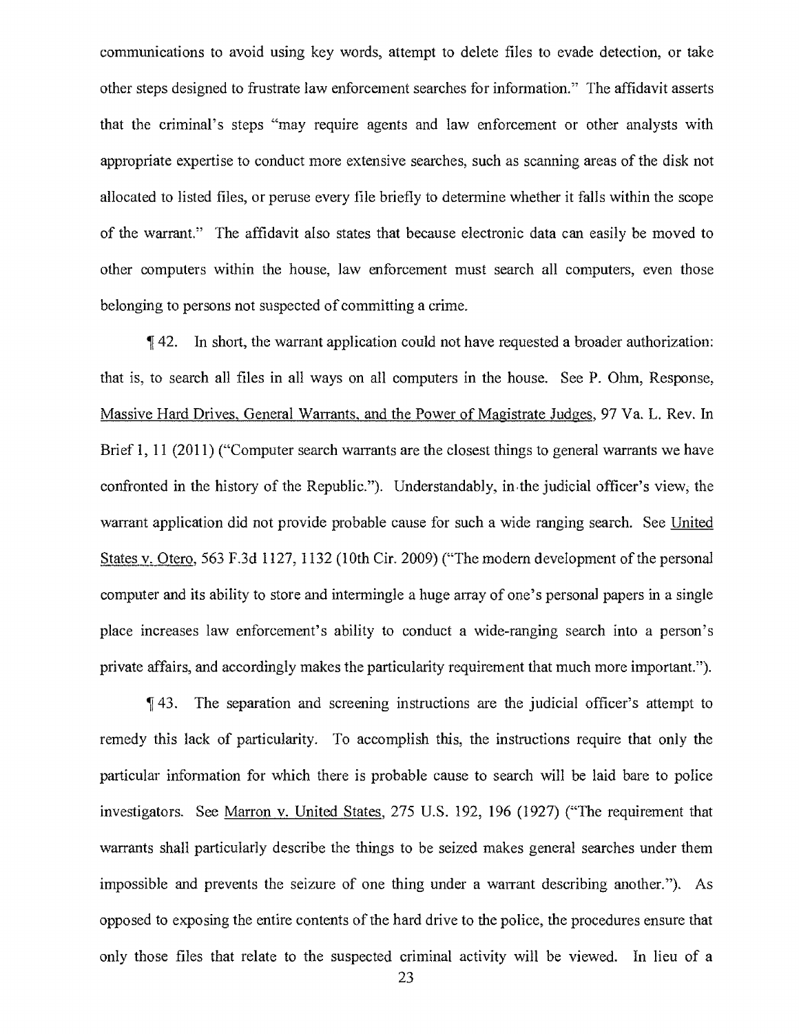communications to avoid using key words, attempt to delete files to evade detection, or take other steps designed to frustrate law enforcement searches for information." The affidavit asserts that the criminal's steps "may require agents and law enforcement or other analysts with appropriate expertise to conduct more extensive searches, such as scanning areas of the disk not allocated to listed files, or peruse every file briefly to determine whether it falls within the scope of the warrant." The affidavit also states that because electronic data can easily be moved to other computers within the house, law enforcement must search all computers, even those belonging to persons not suspected of committing a crime.

¶ 42. In short, the warrant application could not have requested a broader authorization: that is, to search all files in all ways on all computers in the house. See P. Ohm, Response, Massive Hard Drives, General Warrants, and the Power of Magistrate Judges, 97 Va. L. Rev. In Brief 1, 11 (2011) ("Computer search warrants are the closest things to general warrants we have confronted in the history of the Republic."). Understandably, in the judicial officer's view, the warrant application did not provide probable cause for such a wide ranging search. See United States v. Otero, 563 F.3d 1127, 1132 (10th Cir. 2009) ("The modern development of the personal computer and its ability to store and intermingle a huge array of one's personal papers in a single place increases law enforcement's ability to conduct a wide-ranging search into a person's private affairs, and accordingly makes the particularity requirement that much more important.").

¶ 43. The separation and screening instructions are the judicial officer's attempt to remedy this lack of particularity. To accomplish this, the instructions require that only the particular information for which there is probable cause to search will be laid bare to police investigators. See Marron v. United States, 275 U.S. 192, 196 (1927) ("The requirement that warrants shall particularly describe the things to be seized makes general searches under them impossible and prevents the seizure of one thing under a warrant describing another."). As opposed to exposing the entire contents of the hard drive to the police, the procedures ensure that only those files that relate to the suspected criminal activity will be viewed. In lieu of a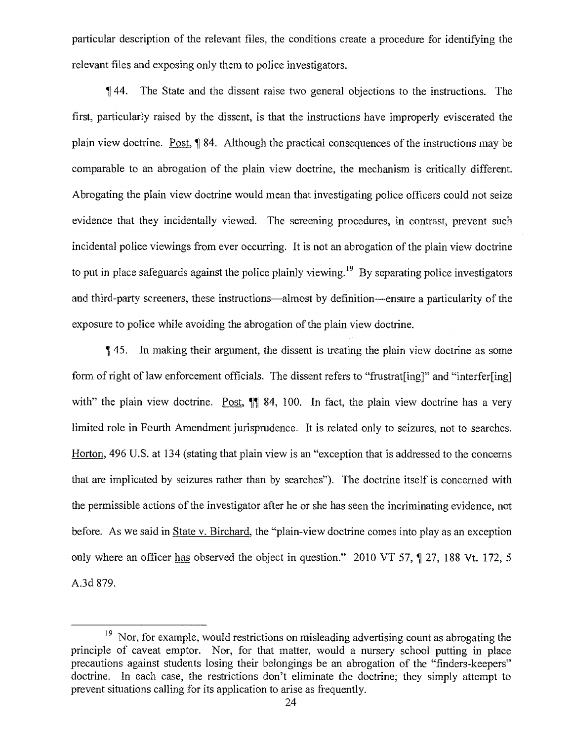particular description of the relevant files, the conditions create a procedure for identifying the relevant files and exposing only them to police investigators.

¶ 44. The State and the dissent raise two general objections to the instructions. The first, particularly raised by the dissent, is that the instructions have improperly eviscerated the plain view doctrine. Post, ¶ 84. Although the practical consequences of the instructions may be comparable to an abrogation of the plain view doctrine, the mechanism is critically different. Abrogating the plain view doctrine would mean that investigating police officers could not seize evidence that they incidentally viewed. The screening procedures, in contrast, prevent such incidental police viewings from ever occurring. It is not an abrogation of the plain view doctrine to put in place safeguards against the police plainly viewing.[19] By separating police investigators and third-party screeners, these instructions—almost by definition—ensure a particularity of the exposure to police while avoiding the abrogation of the plain view doctrine.

¶ 45. In making their argument, the dissent is treating the plain view doctrine as some form of right of law enforcement officials. The dissent refers to "frustrat[ing]" and "interfer[ing] with" the plain view doctrine. Post, ¶¶ 84, 100. In fact, the plain view doctrine has a very limited role in Fourth Amendment jurisprudence. It is related only to seizures, not to searches. Horton, 496 U.S. at 134 (stating that plain view is an "exception that is addressed to the concerns that are implicated by seizures rather than by searches"). The doctrine itself is concerned with the permissible actions of the investigator after he or she has seen the incriminating evidence, not before. As we said in State v. Birchard, the "plain-view doctrine comes into play as an exception only where an officer has observed the object in question." 2010 VT 57, ¶ 27, 188 Vt. 172, 5 A.3d 879.

---

[19] Nor, for example, would restrictions on misleading advertising count as abrogating the principle of caveat emptor. Nor, for that matter, would a nursery school putting in place precautions against students losing their belongings be an abrogation of the "finders-keepers" doctrine. In each case, the restrictions don't eliminate the doctrine; they simply attempt to prevent situations calling for its application to arise as frequently.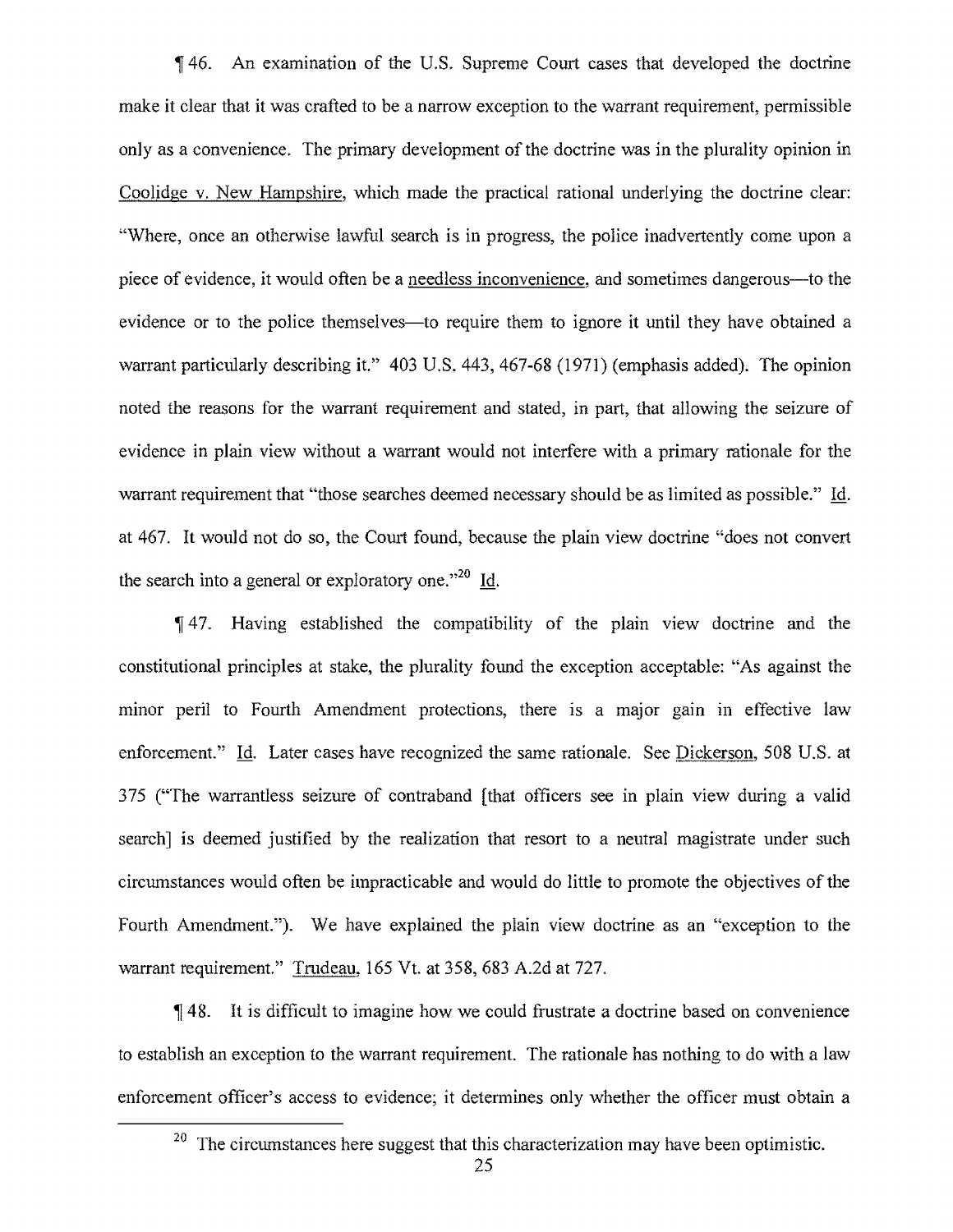¶ 46. An examination of the U.S. Supreme Court cases that developed the doctrine make it clear that it was crafted to be a narrow exception to the warrant requirement, permissible only as a convenience. The primary development of the doctrine was in the plurality opinion in Coolidge v. New Hampshire, which made the practical rational underlying the doctrine clear: "Where, once an otherwise lawful search is in progress, the police inadvertently come upon a piece of evidence, it would often be a needless inconvenience, and sometimes dangerous—to the evidence or to the police themselves—to require them to ignore it until they have obtained a warrant particularly describing it." 403 U.S. 443, 467-68 (1971) (emphasis added). The opinion noted the reasons for the warrant requirement and stated, in part, that allowing the seizure of evidence in plain view without a warrant would not interfere with a primary rationale for the warrant requirement that "those searches deemed necessary should be as limited as possible." Id. at 467. It would not do so, the Court found, because the plain view doctrine "does not convert the search into a general or exploratory one."[20] Id.

¶ 47. Having established the compatibility of the plain view doctrine and the constitutional principles at stake, the plurality found the exception acceptable: "As against the minor peril to Fourth Amendment protections, there is a major gain in effective law enforcement." Id. Later cases have recognized the same rationale. See Dickerson, 508 U.S. at 375 ("The warrantless seizure of contraband [that officers see in plain view during a valid search] is deemed justified by the realization that resort to a neutral magistrate under such circumstances would often be impracticable and would do little to promote the objectives of the Fourth Amendment."). We have explained the plain view doctrine as an "exception to the warrant requirement." Trudeau, 165 Vt. at 358, 683 A.2d at 727.

¶ 48. It is difficult to imagine how we could frustrate a doctrine based on convenience to establish an exception to the warrant requirement. The rationale has nothing to do with a law enforcement officer's access to evidence; it determines only whether the officer must obtain a

---

[20] The circumstances here suggest that this characterization may have been optimistic.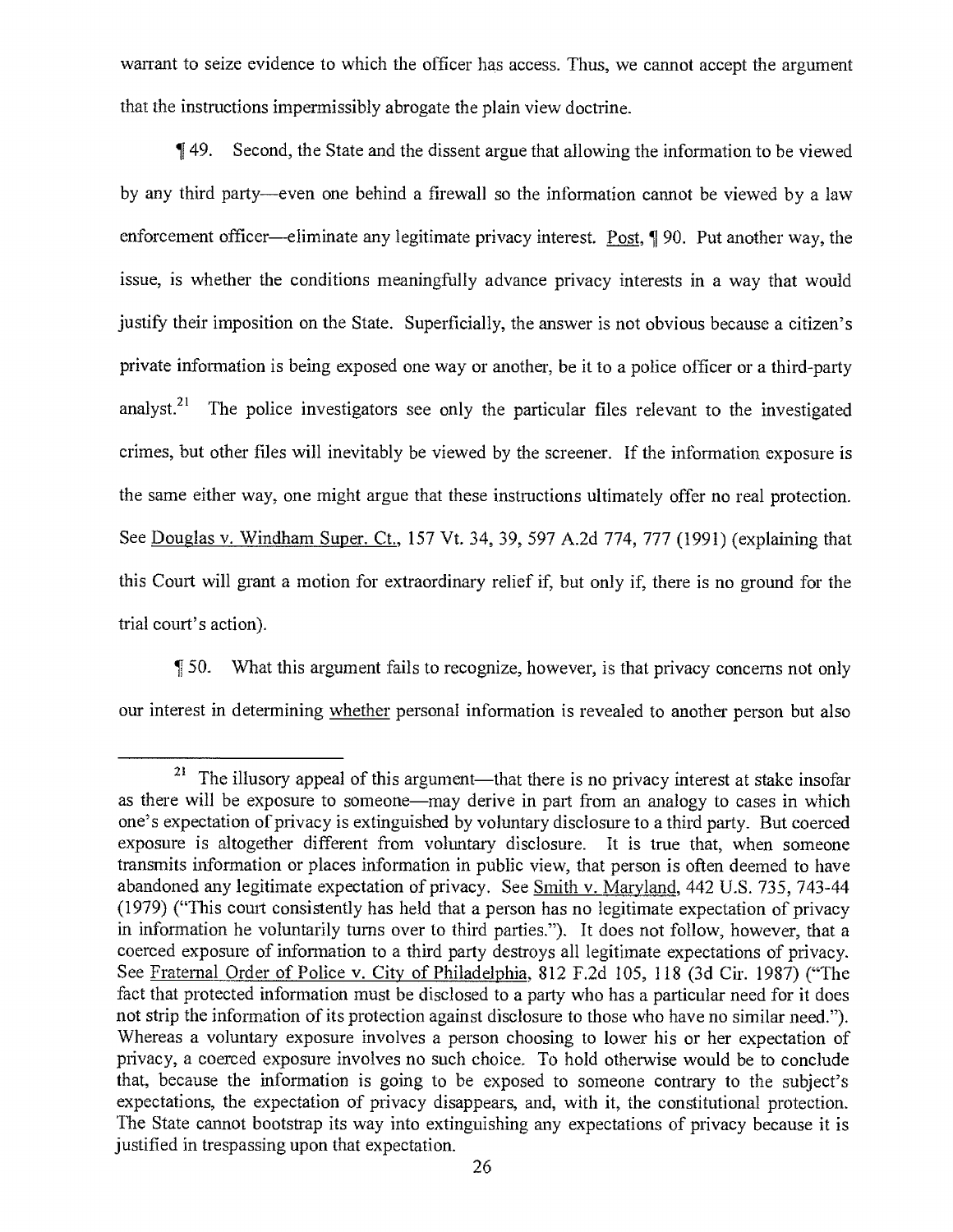warrant to seize evidence to which the officer has access. Thus, we cannot accept the argument that the instructions impermissibly abrogate the plain view doctrine.

¶ 49. Second, the State and the dissent argue that allowing the information to be viewed by any third party—even one behind a firewall so the information cannot be viewed by a law enforcement officer—eliminate any legitimate privacy interest. Post, ¶ 90. Put another way, the issue, is whether the conditions meaningfully advance privacy interests in a way that would justify their imposition on the State. Superficially, the answer is not obvious because a citizen's private information is being exposed one way or another, be it to a police officer or a third-party analyst.[21] The police investigators see only the particular files relevant to the investigated crimes, but other files will inevitably be viewed by the screener. If the information exposure is the same either way, one might argue that these instructions ultimately offer no real protection. See Douglas v. Windham Super. Ct., 157 Vt. 34, 39, 597 A.2d 774, 777 (1991) (explaining that this Court will grant a motion for extraordinary relief if, but only if, there is no ground for the trial court's action).

¶ 50. What this argument fails to recognize, however, is that privacy concerns not only our interest in determining whether personal information is revealed to another person but also

---

[21] The illusory appeal of this argument—that there is no privacy interest at stake insofar as there will be exposure to someone—may derive in part from an analogy to cases in which one's expectation of privacy is extinguished by voluntary disclosure to a third party. But coerced exposure is altogether different from voluntary disclosure. It is true that, when someone transmits information or places information in public view, that person is often deemed to have abandoned any legitimate expectation of privacy. See Smith v. Maryland, 442 U.S. 735, 743-44 (1979) ("This court consistently has held that a person has no legitimate expectation of privacy in information he voluntarily turns over to third parties."). It does not follow, however, that a coerced exposure of information to a third party destroys all legitimate expectations of privacy. See Fraternal Order of Police v. City of Philadelphia, 812 F.2d 105, 118 (3d Cir. 1987) ("The fact that protected information must be disclosed to a party who has a particular need for it does not strip the information of its protection against disclosure to those who have no similar need."). Whereas a voluntary exposure involves a person choosing to lower his or her expectation of privacy, a coerced exposure involves no such choice. To hold otherwise would be to conclude that, because the information is going to be exposed to someone contrary to the subject's expectations, the expectation of privacy disappears, and, with it, the constitutional protection. The State cannot bootstrap its way into extinguishing any expectations of privacy because it is justified in trespassing upon that expectation.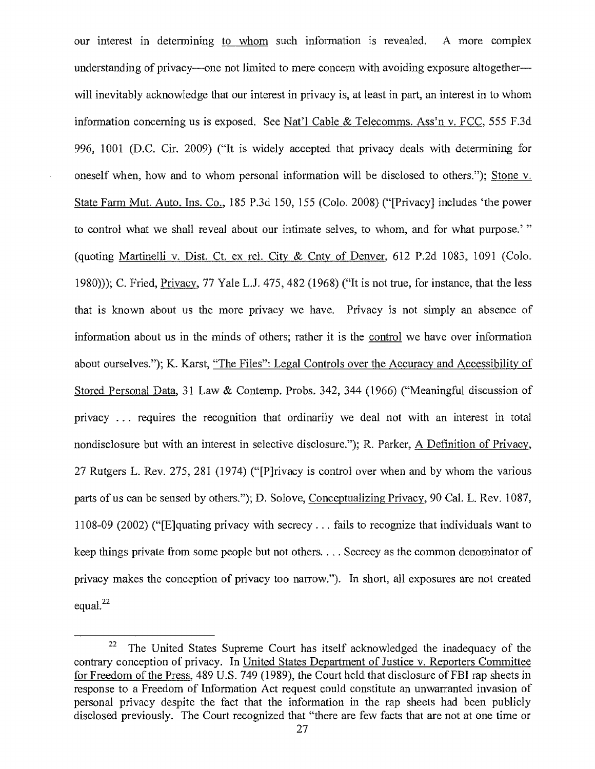our interest in determining to whom such information is revealed. A more complex understanding of privacy—one not limited to mere concern with avoiding exposure altogether—will inevitably acknowledge that our interest in privacy is, at least in part, an interest in to whom information concerning us is exposed. See Nat'l Cable & Telecomms. Ass'n v. FCC, 555 F.3d 996, 1001 (D.C. Cir. 2009) ("It is widely accepted that privacy deals with determining for oneself when, how and to whom personal information will be disclosed to others."); Stone v. State Farm Mut. Auto. Ins. Co., 185 P.3d 150, 155 (Colo. 2008) ("[Privacy] includes 'the power to control what we shall reveal about our intimate selves, to whom, and for what purpose.' " (quoting Martinelli v. Dist. Ct. ex rel. City & Cnty of Denver, 612 P.2d 1083, 1091 (Colo. 1980))); C. Fried, Privacy, 77 Yale L.J. 475, 482 (1968) ("It is not true, for instance, that the less that is known about us the more privacy we have. Privacy is not simply an absence of information about us in the minds of others; rather it is the control we have over information about ourselves."); K. Karst, "The Files": Legal Controls over the Accuracy and Accessibility of Stored Personal Data, 31 Law & Contemp. Probs. 342, 344 (1966) ("Meaningful discussion of privacy ... requires the recognition that ordinarily we deal not with an interest in total nondisclosure but with an interest in selective disclosure."); R. Parker, A Definition of Privacy, 27 Rutgers L. Rev. 275, 281 (1974) ("[P]rivacy is control over when and by whom the various parts of us can be sensed by others."); D. Solove, Conceptualizing Privacy, 90 Cal. L. Rev. 1087, 1108-09 (2002) ("[E]quating privacy with secrecy ... fails to recognize that individuals want to keep things private from some people but not others. ... Secrecy as the common denominator of privacy makes the conception of privacy too narrow."). In short, all exposures are not created equal.[22]

[22] The United States Supreme Court has itself acknowledged the inadequacy of the contrary conception of privacy. In United States Department of Justice v. Reporters Committee for Freedom of the Press, 489 U.S. 749 (1989), the Court held that disclosure of FBI rap sheets in response to a Freedom of Information Act request could constitute an unwarranted invasion of personal privacy despite the fact that the information in the rap sheets had been publicly disclosed previously. The Court recognized that "there are few facts that are not at one time or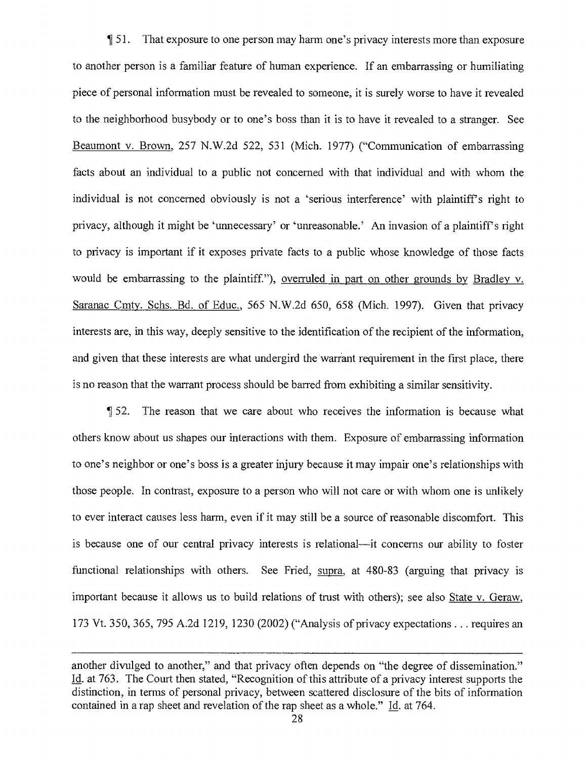¶ 51. That exposure to one person may harm one's privacy interests more than exposure to another person is a familiar feature of human experience. If an embarrassing or humiliating piece of personal information must be revealed to someone, it is surely worse to have it revealed to the neighborhood busybody or to one's boss than it is to have it revealed to a stranger. See Beaumont v. Brown, 257 N.W.2d 522, 531 (Mich. 1977) ("Communication of embarrassing facts about an individual to a public not concerned with that individual and with whom the individual is not concerned obviously is not a 'serious interference' with plaintiff's right to privacy, although it might be 'unnecessary' or 'unreasonable.' An invasion of a plaintiff's right to privacy is important if it exposes private facts to a public whose knowledge of those facts would be embarrassing to the plaintiff."), overruled in part on other grounds by Bradley v. Saranac Cmty. Schs. Bd. of Educ., 565 N.W.2d 650, 658 (Mich. 1997). Given that privacy interests are, in this way, deeply sensitive to the identification of the recipient of the information, and given that these interests are what undergird the warrant requirement in the first place, there is no reason that the warrant process should be barred from exhibiting a similar sensitivity.

¶ 52. The reason that we care about who receives the information is because what others know about us shapes our interactions with them. Exposure of embarrassing information to one's neighbor or one's boss is a greater injury because it may impair one's relationships with those people. In contrast, exposure to a person who will not care or with whom one is unlikely to ever interact causes less harm, even if it may still be a source of reasonable discomfort. This is because one of our central privacy interests is relational—it concerns our ability to foster functional relationships with others. See Fried, supra, at 480-83 (arguing that privacy is important because it allows us to build relations of trust with others); see also State v. Geraw, 173 Vt. 350, 365, 795 A.2d 1219, 1230 (2002) ("Analysis of privacy expectations . . . requires an

---

another divulged to another," and that privacy often depends on "the degree of dissemination." Id. at 763. The Court then stated, "Recognition of this attribute of a privacy interest supports the distinction, in terms of personal privacy, between scattered disclosure of the bits of information contained in a rap sheet and revelation of the rap sheet as a whole." Id. at 764.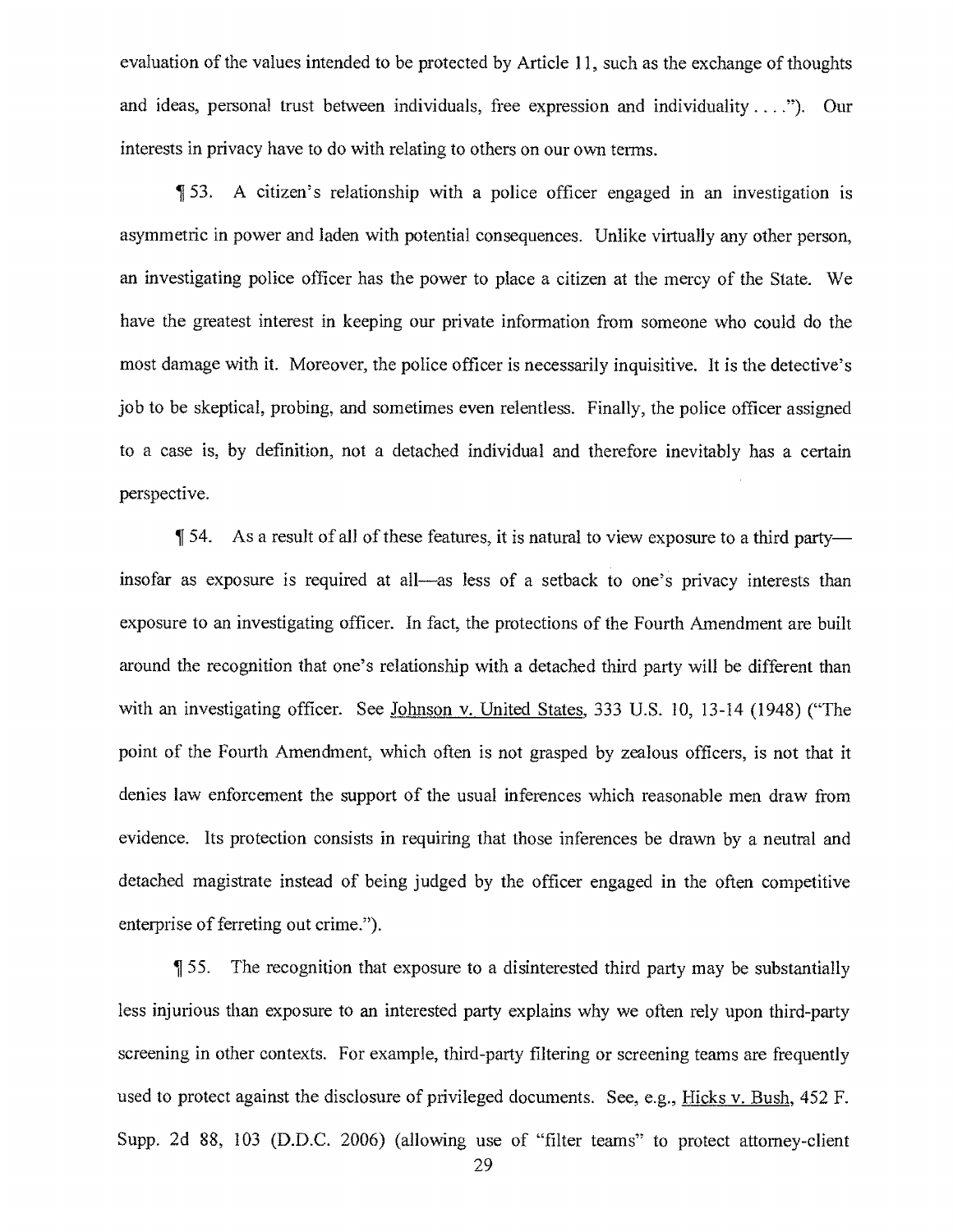evaluation of the values intended to be protected by Article 11, such as the exchange of thoughts and ideas, personal trust between individuals, free expression and individuality . . . ."). Our interests in privacy have to do with relating to others on our own terms.

¶ 53. A citizen's relationship with a police officer engaged in an investigation is asymmetric in power and laden with potential consequences. Unlike virtually any other person, an investigating police officer has the power to place a citizen at the mercy of the State. We have the greatest interest in keeping our private information from someone who could do the most damage with it. Moreover, the police officer is necessarily inquisitive. It is the detective's job to be skeptical, probing, and sometimes even relentless. Finally, the police officer assigned to a case is, by definition, not a detached individual and therefore inevitably has a certain perspective.

¶ 54. As a result of all of these features, it is natural to view exposure to a third party—insofar as exposure is required at all—as less of a setback to one's privacy interests than exposure to an investigating officer. In fact, the protections of the Fourth Amendment are built around the recognition that one's relationship with a detached third party will be different than with an investigating officer. See Johnson v. United States, 333 U.S. 10, 13-14 (1948) ("The point of the Fourth Amendment, which often is not grasped by zealous officers, is not that it denies law enforcement the support of the usual inferences which reasonable men draw from evidence. Its protection consists in requiring that those inferences be drawn by a neutral and detached magistrate instead of being judged by the officer engaged in the often competitive enterprise of ferreting out crime.").

¶ 55. The recognition that exposure to a disinterested third party may be substantially less injurious than exposure to an interested party explains why we often rely upon third-party screening in other contexts. For example, third-party filtering or screening teams are frequently used to protect against the disclosure of privileged documents. See, e.g., Hicks v. Bush, 452 F. Supp. 2d 88, 103 (D.D.C. 2006) (allowing use of "filter teams" to protect attorney-client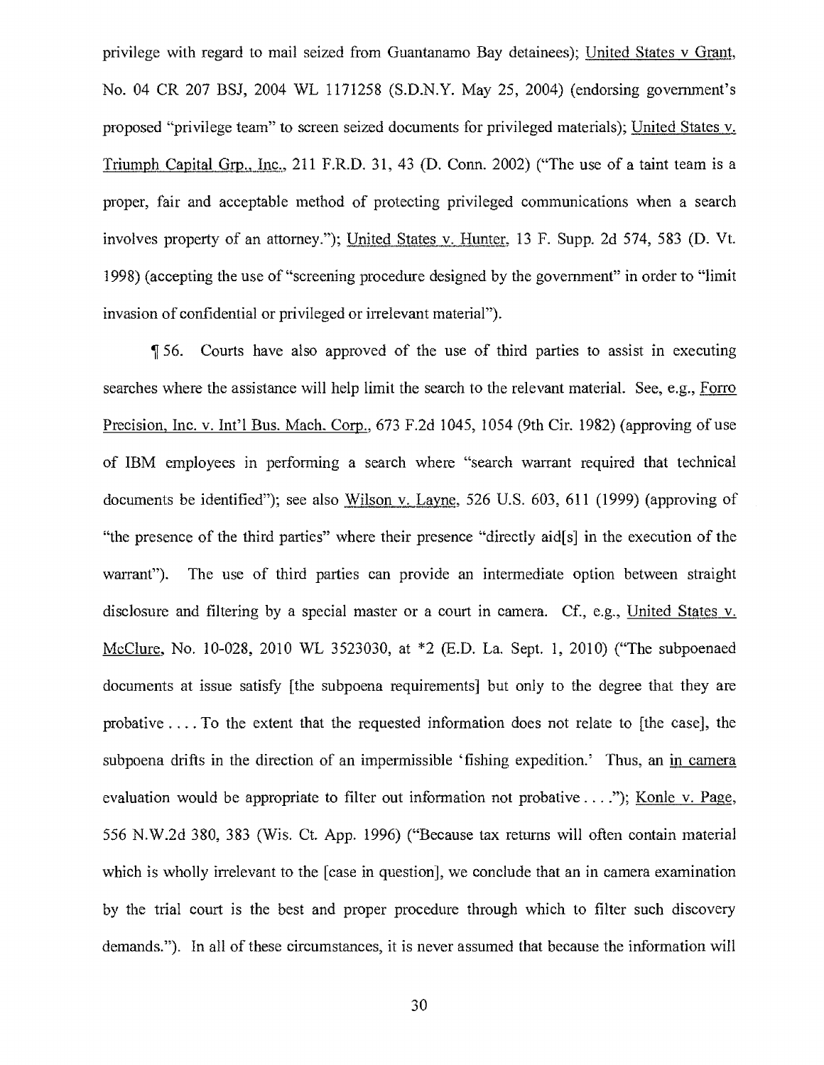privilege with regard to mail seized from Guantanamo Bay detainees); United States v Grant, No. 04 CR 207 BSJ, 2004 WL 1171258 (S.D.N.Y. May 25, 2004) (endorsing government's proposed "privilege team" to screen seized documents for privileged materials); United States v. Triumph Capital Grp., Inc., 211 F.R.D. 31, 43 (D. Conn. 2002) ("The use of a taint team is a proper, fair and acceptable method of protecting privileged communications when a search involves property of an attorney."); United States v. Hunter, 13 F. Supp. 2d 574, 583 (D. Vt. 1998) (accepting the use of "screening procedure designed by the government" in order to "limit invasion of confidential or privileged or irrelevant material").

¶ 56. Courts have also approved of the use of third parties to assist in executing searches where the assistance will help limit the search to the relevant material. See, e.g., Forro Precision, Inc. v. Int'l Bus. Mach. Corp., 673 F.2d 1045, 1054 (9th Cir. 1982) (approving of use of IBM employees in performing a search where "search warrant required that technical documents be identified"); see also Wilson v. Layne, 526 U.S. 603, 611 (1999) (approving of "the presence of the third parties" where their presence "directly aid[s] in the execution of the warrant"). The use of third parties can provide an intermediate option between straight disclosure and filtering by a special master or a court in camera. Cf., e.g., United States v. McClure, No. 10-028, 2010 WL 3523030, at *2 (E.D. La. Sept. 1, 2010) ("The subpoenaed documents at issue satisfy [the subpoena requirements] but only to the degree that they are probative . . . . To the extent that the requested information does not relate to [the case], the subpoena drifts in the direction of an impermissible 'fishing expedition.' Thus, an in camera evaluation would be appropriate to filter out information not probative . . . ."); Konle v. Page, 556 N.W.2d 380, 383 (Wis. Ct. App. 1996) ("Because tax returns will often contain material which is wholly irrelevant to the [case in question], we conclude that an in camera examination by the trial court is the best and proper procedure through which to filter such discovery demands."). In all of these circumstances, it is never assumed that because the information will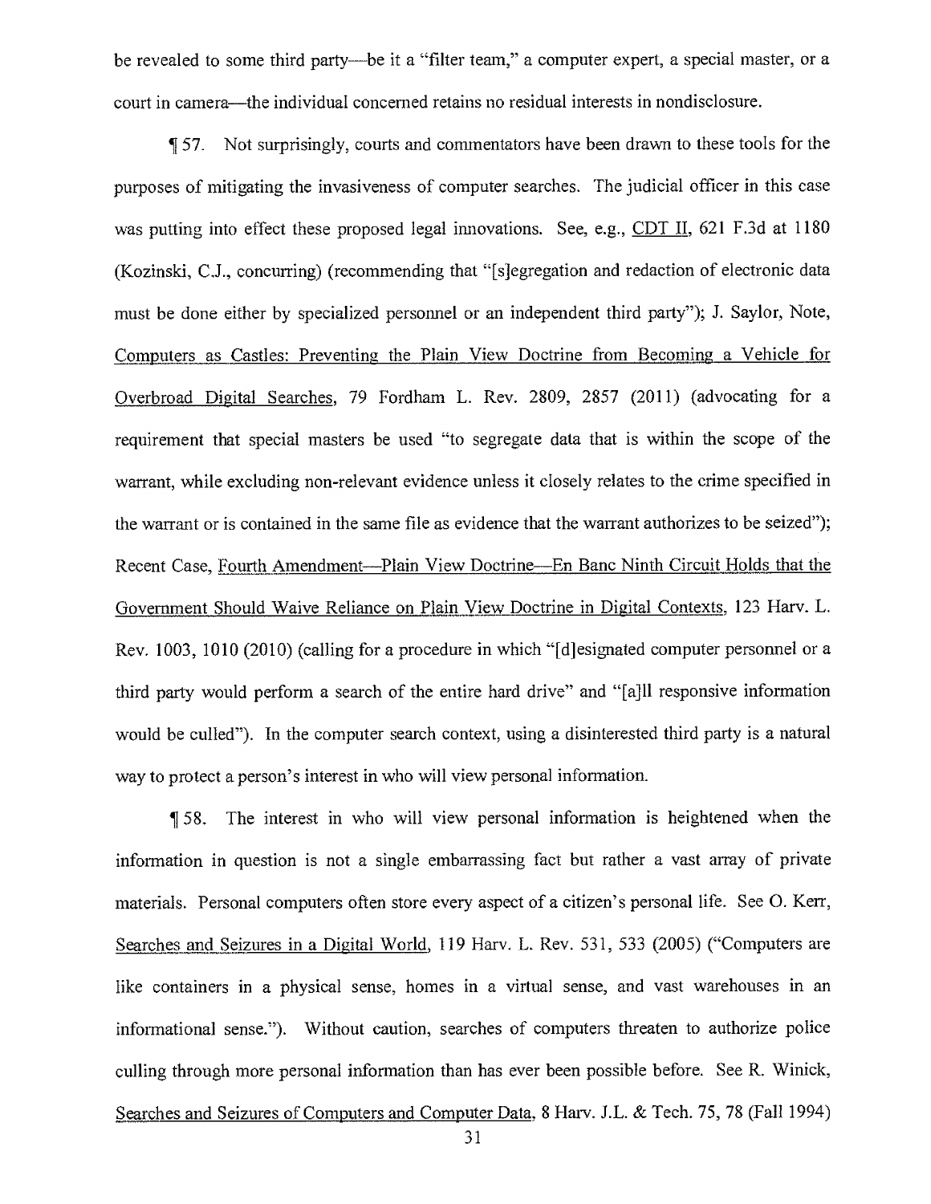be revealed to some third party—be it a "filter team," a computer expert, a special master, or a court in camera—the individual concerned retains no residual interests in nondisclosure.

¶ 57. Not surprisingly, courts and commentators have been drawn to these tools for the purposes of mitigating the invasiveness of computer searches. The judicial officer in this case was putting into effect these proposed legal innovations. See, e.g., CDT II, 621 F.3d at 1180 (Kozinski, C.J., concurring) (recommending that "[s]egregation and redaction of electronic data must be done either by specialized personnel or an independent third party"); J. Saylor, Note, Computers as Castles: Preventing the Plain View Doctrine from Becoming a Vehicle for Overbroad Digital Searches, 79 Fordham L. Rev. 2809, 2857 (2011) (advocating for a requirement that special masters be used "to segregate data that is within the scope of the warrant, while excluding non-relevant evidence unless it closely relates to the crime specified in the warrant or is contained in the same file as evidence that the warrant authorizes to be seized"); Recent Case, Fourth Amendment—Plain View Doctrine—En Banc Ninth Circuit Holds that the Government Should Waive Reliance on Plain View Doctrine in Digital Contexts, 123 Harv. L. Rev. 1003, 1010 (2010) (calling for a procedure in which "[d]esignated computer personnel or a third party would perform a search of the entire hard drive" and "[a]ll responsive information would be culled"). In the computer search context, using a disinterested third party is a natural way to protect a person's interest in who will view personal information.

¶ 58. The interest in who will view personal information is heightened when the information in question is not a single embarrassing fact but rather a vast array of private materials. Personal computers often store every aspect of a citizen's personal life. See O. Kerr, Searches and Seizures in a Digital World, 119 Harv. L. Rev. 531, 533 (2005) ("Computers are like containers in a physical sense, homes in a virtual sense, and vast warehouses in an informational sense."). Without caution, searches of computers threaten to authorize police culling through more personal information than has ever been possible before. See R. Winick, Searches and Seizures of Computers and Computer Data, 8 Harv. J.L. & Tech. 75, 78 (Fall 1994)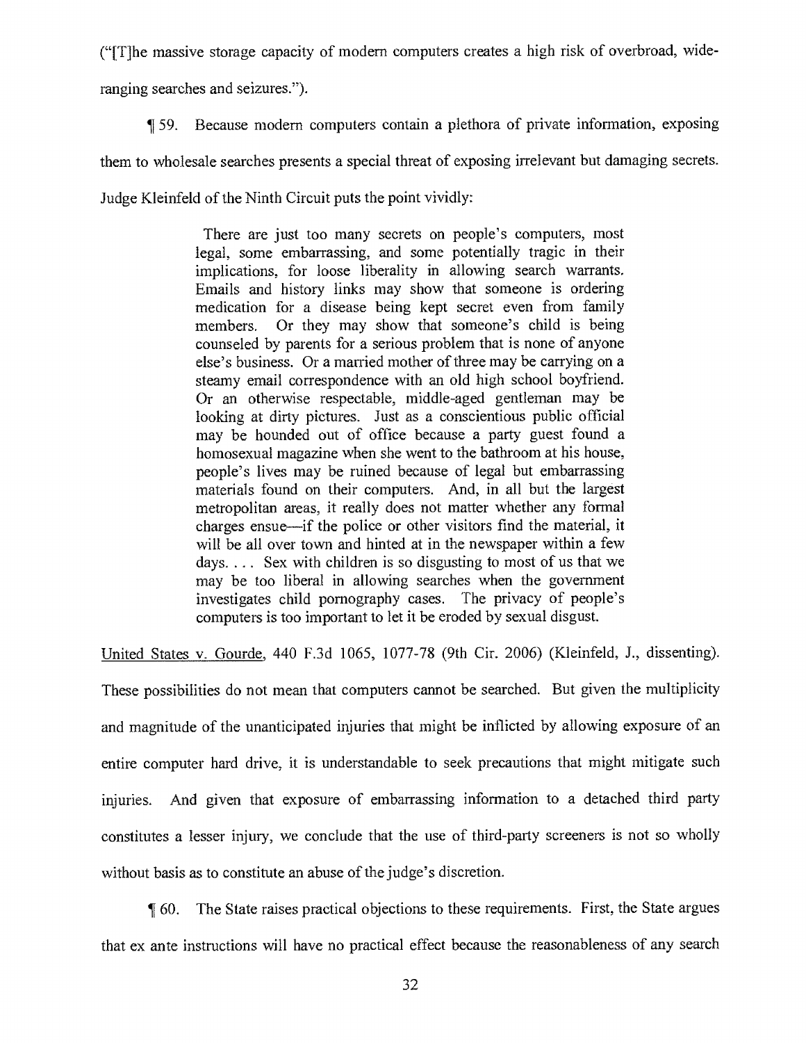("[T]he massive storage capacity of modern computers creates a high risk of overbroad, wide-ranging searches and seizures.").

¶ 59. Because modern computers contain a plethora of private information, exposing them to wholesale searches presents a special threat of exposing irrelevant but damaging secrets. Judge Kleinfeld of the Ninth Circuit puts the point vividly:

> There are just too many secrets on people's computers, most legal, some embarrassing, and some potentially tragic in their implications, for loose liberality in allowing search warrants. Emails and history links may show that someone is ordering medication for a disease being kept secret even from family members. Or they may show that someone's child is being counseled by parents for a serious problem that is none of anyone else's business. Or a married mother of three may be carrying on a steamy email correspondence with an old high school boyfriend. Or an otherwise respectable, middle-aged gentleman may be looking at dirty pictures. Just as a conscientious public official may be hounded out of office because a party guest found a homosexual magazine when she went to the bathroom at his house, people's lives may be ruined because of legal but embarrassing materials found on their computers. And, in all but the largest metropolitan areas, it really does not matter whether any formal charges ensue—if the police or other visitors find the material, it will be all over town and hinted at in the newspaper within a few days. . . . Sex with children is so disgusting to most of us that we may be too liberal in allowing searches when the government investigates child pornography cases. The privacy of people's computers is too important to let it be eroded by sexual disgust.

United States v. Gourde, 440 F.3d 1065, 1077-78 (9th Cir. 2006) (Kleinfeld, J., dissenting). These possibilities do not mean that computers cannot be searched. But given the multiplicity and magnitude of the unanticipated injuries that might be inflicted by allowing exposure of an entire computer hard drive, it is understandable to seek precautions that might mitigate such injuries. And given that exposure of embarrassing information to a detached third party constitutes a lesser injury, we conclude that the use of third-party screeners is not so wholly without basis as to constitute an abuse of the judge's discretion.

¶ 60. The State raises practical objections to these requirements. First, the State argues that ex ante instructions will have no practical effect because the reasonableness of any search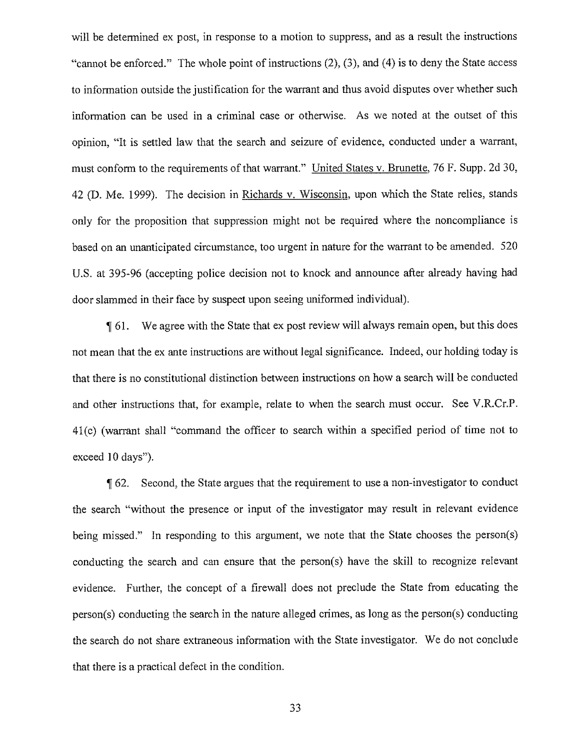will be determined ex post, in response to a motion to suppress, and as a result the instructions "cannot be enforced." The whole point of instructions (2), (3), and (4) is to deny the State access to information outside the justification for the warrant and thus avoid disputes over whether such information can be used in a criminal case or otherwise. As we noted at the outset of this opinion, "It is settled law that the search and seizure of evidence, conducted under a warrant, must conform to the requirements of that warrant." United States v. Brunette, 76 F. Supp. 2d 30, 42 (D. Me. 1999). The decision in Richards v. Wisconsin, upon which the State relies, stands only for the proposition that suppression might not be required where the noncompliance is based on an unanticipated circumstance, too urgent in nature for the warrant to be amended. 520 U.S. at 395-96 (accepting police decision not to knock and announce after already having had door slammed in their face by suspect upon seeing uniformed individual).

¶ 61. We agree with the State that ex post review will always remain open, but this does not mean that the ex ante instructions are without legal significance. Indeed, our holding today is that there is no constitutional distinction between instructions on how a search will be conducted and other instructions that, for example, relate to when the search must occur. See V.R.Cr.P. 41(c) (warrant shall "command the officer to search within a specified period of time not to exceed 10 days").

¶ 62. Second, the State argues that the requirement to use a non-investigator to conduct the search "without the presence or input of the investigator may result in relevant evidence being missed." In responding to this argument, we note that the State chooses the person(s) conducting the search and can ensure that the person(s) have the skill to recognize relevant evidence. Further, the concept of a firewall does not preclude the State from educating the person(s) conducting the search in the nature alleged crimes, as long as the person(s) conducting the search do not share extraneous information with the State investigator. We do not conclude that there is a practical defect in the condition.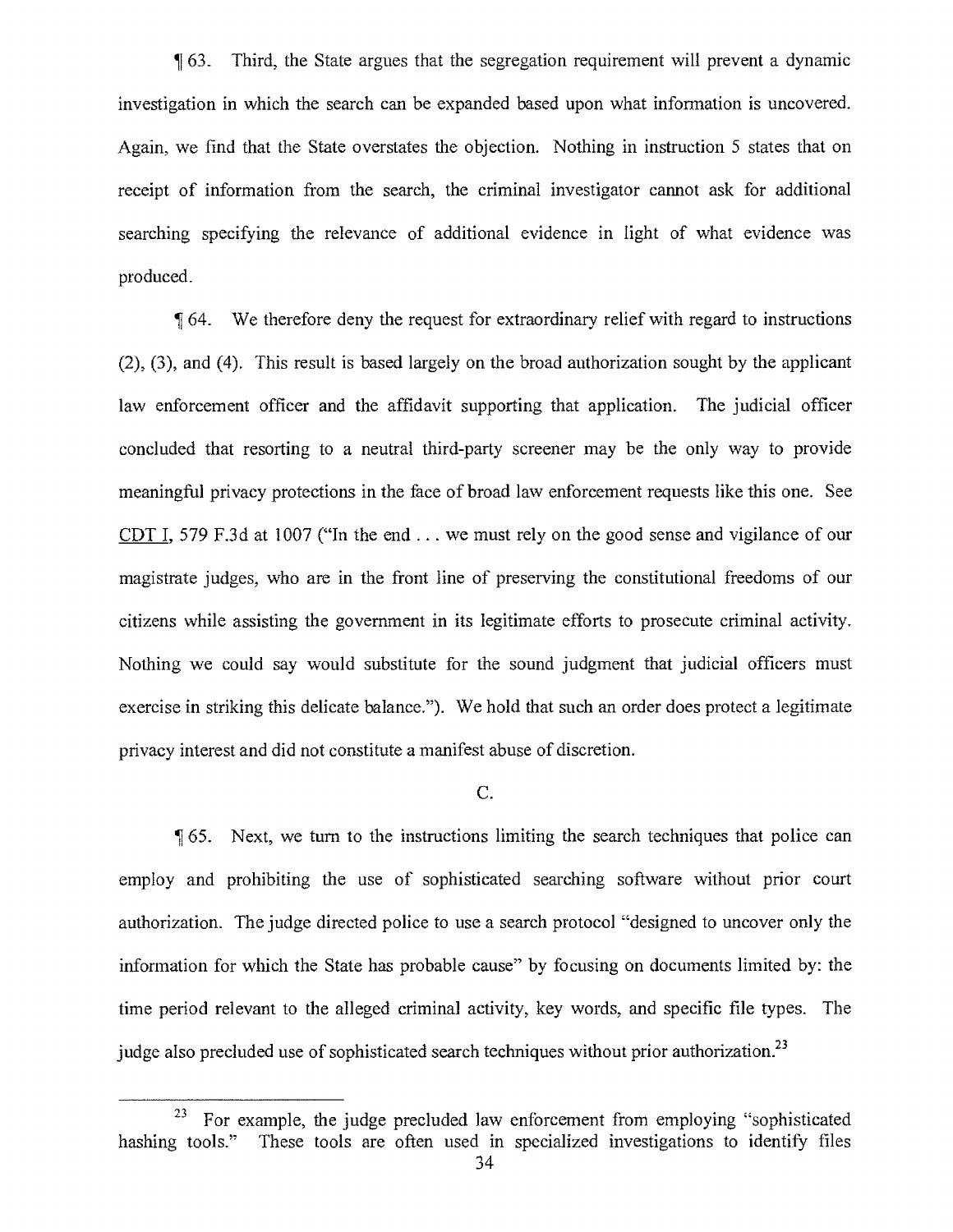¶ 63. Third, the State argues that the segregation requirement will prevent a dynamic investigation in which the search can be expanded based upon what information is uncovered. Again, we find that the State overstates the objection. Nothing in instruction 5 states that on receipt of information from the search, the criminal investigator cannot ask for additional searching specifying the relevance of additional evidence in light of what evidence was produced.

¶ 64. We therefore deny the request for extraordinary relief with regard to instructions (2), (3), and (4). This result is based largely on the broad authorization sought by the applicant law enforcement officer and the affidavit supporting that application. The judicial officer concluded that resorting to a neutral third-party screener may be the only way to provide meaningful privacy protections in the face of broad law enforcement requests like this one. See CDT I, 579 F.3d at 1007 ("In the end . . . we must rely on the good sense and vigilance of our magistrate judges, who are in the front line of preserving the constitutional freedoms of our citizens while assisting the government in its legitimate efforts to prosecute criminal activity. Nothing we could say would substitute for the sound judgment that judicial officers must exercise in striking this delicate balance."). We hold that such an order does protect a legitimate privacy interest and did not constitute a manifest abuse of discretion.

C.

¶ 65. Next, we turn to the instructions limiting the search techniques that police can employ and prohibiting the use of sophisticated searching software without prior court authorization. The judge directed police to use a search protocol "designed to uncover only the information for which the State has probable cause" by focusing on documents limited by: the time period relevant to the alleged criminal activity, key words, and specific file types. The judge also precluded use of sophisticated search techniques without prior authorization.[23]

[23] For example, the judge precluded law enforcement from employing "sophisticated hashing tools." These tools are often used in specialized investigations to identify files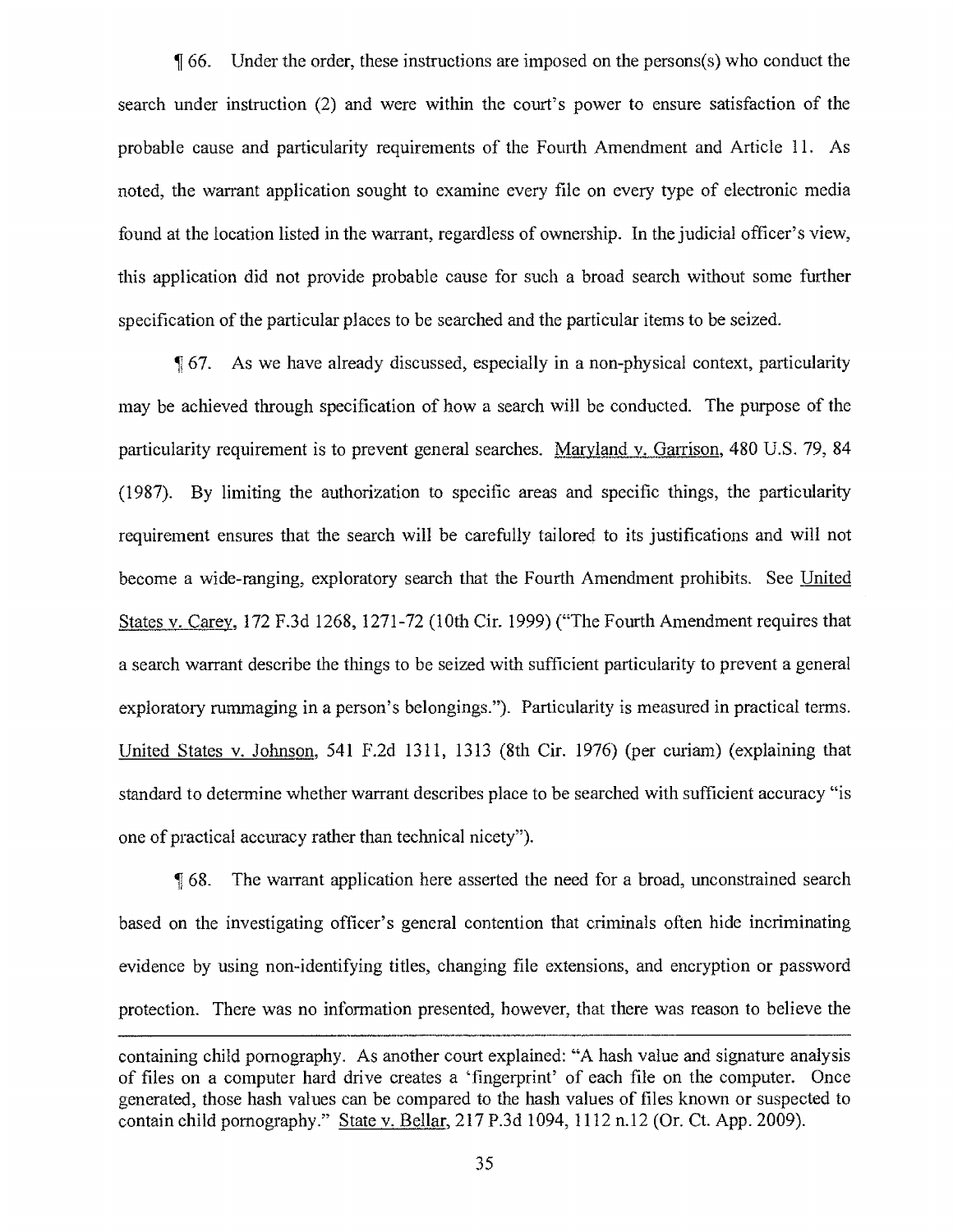¶ 66. Under the order, these instructions are imposed on the persons(s) who conduct the search under instruction (2) and were within the court's power to ensure satisfaction of the probable cause and particularity requirements of the Fourth Amendment and Article 11. As noted, the warrant application sought to examine every file on every type of electronic media found at the location listed in the warrant, regardless of ownership. In the judicial officer's view, this application did not provide probable cause for such a broad search without some further specification of the particular places to be searched and the particular items to be seized.

¶ 67. As we have already discussed, especially in a non-physical context, particularity may be achieved through specification of how a search will be conducted. The purpose of the particularity requirement is to prevent general searches. Maryland v. Garrison, 480 U.S. 79, 84 (1987). By limiting the authorization to specific areas and specific things, the particularity requirement ensures that the search will be carefully tailored to its justifications and will not become a wide-ranging, exploratory search that the Fourth Amendment prohibits. See United States v. Carey, 172 F.3d 1268, 1271-72 (10th Cir. 1999) ("The Fourth Amendment requires that a search warrant describe the things to be seized with sufficient particularity to prevent a general exploratory rummaging in a person's belongings."). Particularity is measured in practical terms. United States v. Johnson, 541 F.2d 1311, 1313 (8th Cir. 1976) (per curiam) (explaining that standard to determine whether warrant describes place to be searched with sufficient accuracy "is one of practical accuracy rather than technical nicety").

¶ 68. The warrant application here asserted the need for a broad, unconstrained search based on the investigating officer's general contention that criminals often hide incriminating evidence by using non-identifying titles, changing file extensions, and encryption or password protection. There was no information presented, however, that there was reason to believe the

---

containing child pornography. As another court explained: "A hash value and signature analysis of files on a computer hard drive creates a 'fingerprint' of each file on the computer. Once generated, those hash values can be compared to the hash values of files known or suspected to contain child pornography." State v. Bellar, 217 P.3d 1094, 1112 n.12 (Or. Ct. App. 2009).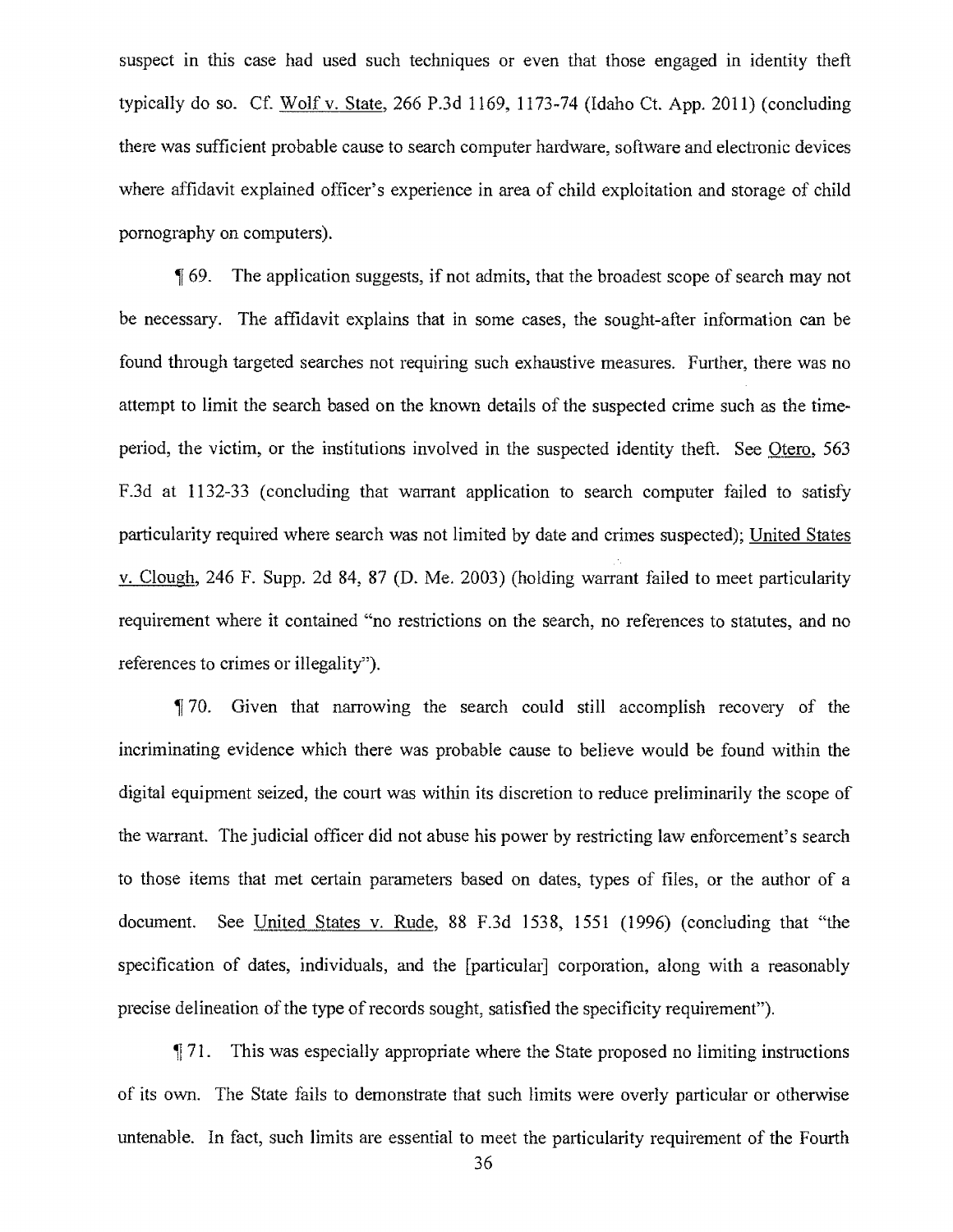suspect in this case had used such techniques or even that those engaged in identity theft typically do so. Cf. Wolf v. State, 266 P.3d 1169, 1173-74 (Idaho Ct. App. 2011) (concluding there was sufficient probable cause to search computer hardware, software and electronic devices where affidavit explained officer's experience in area of child exploitation and storage of child pornography on computers).

¶ 69. The application suggests, if not admits, that the broadest scope of search may not be necessary. The affidavit explains that in some cases, the sought-after information can be found through targeted searches not requiring such exhaustive measures. Further, there was no attempt to limit the search based on the known details of the suspected crime such as the time-period, the victim, or the institutions involved in the suspected identity theft. See Otero, 563 F.3d at 1132-33 (concluding that warrant application to search computer failed to satisfy particularity required where search was not limited by date and crimes suspected); United States v. Clough, 246 F. Supp. 2d 84, 87 (D. Me. 2003) (holding warrant failed to meet particularity requirement where it contained "no restrictions on the search, no references to statutes, and no references to crimes or illegality").

¶ 70. Given that narrowing the search could still accomplish recovery of the incriminating evidence which there was probable cause to believe would be found within the digital equipment seized, the court was within its discretion to reduce preliminarily the scope of the warrant. The judicial officer did not abuse his power by restricting law enforcement's search to those items that met certain parameters based on dates, types of files, or the author of a document. See United States v. Rude, 88 F.3d 1538, 1551 (1996) (concluding that "the specification of dates, individuals, and the [particular] corporation, along with a reasonably precise delineation of the type of records sought, satisfied the specificity requirement").

¶ 71. This was especially appropriate where the State proposed no limiting instructions of its own. The State fails to demonstrate that such limits were overly particular or otherwise untenable. In fact, such limits are essential to meet the particularity requirement of the Fourth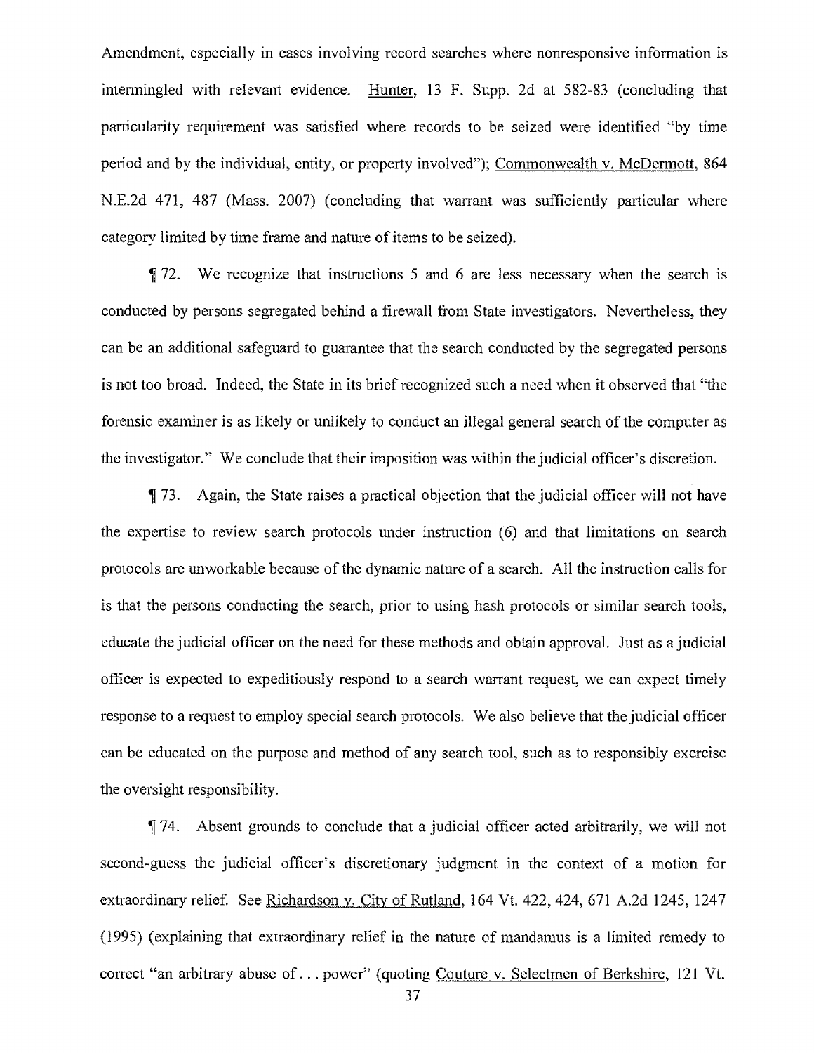Amendment, especially in cases involving record searches where nonresponsive information is intermingled with relevant evidence. Hunter, 13 F. Supp. 2d at 582-83 (concluding that particularity requirement was satisfied where records to be seized were identified "by time period and by the individual, entity, or property involved"); Commonwealth v. McDermott, 864 N.E.2d 471, 487 (Mass. 2007) (concluding that warrant was sufficiently particular where category limited by time frame and nature of items to be seized).

¶ 72. We recognize that instructions 5 and 6 are less necessary when the search is conducted by persons segregated behind a firewall from State investigators. Nevertheless, they can be an additional safeguard to guarantee that the search conducted by the segregated persons is not too broad. Indeed, the State in its brief recognized such a need when it observed that "the forensic examiner is as likely or unlikely to conduct an illegal general search of the computer as the investigator." We conclude that their imposition was within the judicial officer's discretion.

¶ 73. Again, the State raises a practical objection that the judicial officer will not have the expertise to review search protocols under instruction (6) and that limitations on search protocols are unworkable because of the dynamic nature of a search. All the instruction calls for is that the persons conducting the search, prior to using hash protocols or similar search tools, educate the judicial officer on the need for these methods and obtain approval. Just as a judicial officer is expected to expeditiously respond to a search warrant request, we can expect timely response to a request to employ special search protocols. We also believe that the judicial officer can be educated on the purpose and method of any search tool, such as to responsibly exercise the oversight responsibility.

¶ 74. Absent grounds to conclude that a judicial officer acted arbitrarily, we will not second-guess the judicial officer's discretionary judgment in the context of a motion for extraordinary relief. See Richardson v. City of Rutland, 164 Vt. 422, 424, 671 A.2d 1245, 1247 (1995) (explaining that extraordinary relief in the nature of mandamus is a limited remedy to correct "an arbitrary abuse of . . . power" (quoting Couture v. Selectmen of Berkshire, 121 Vt.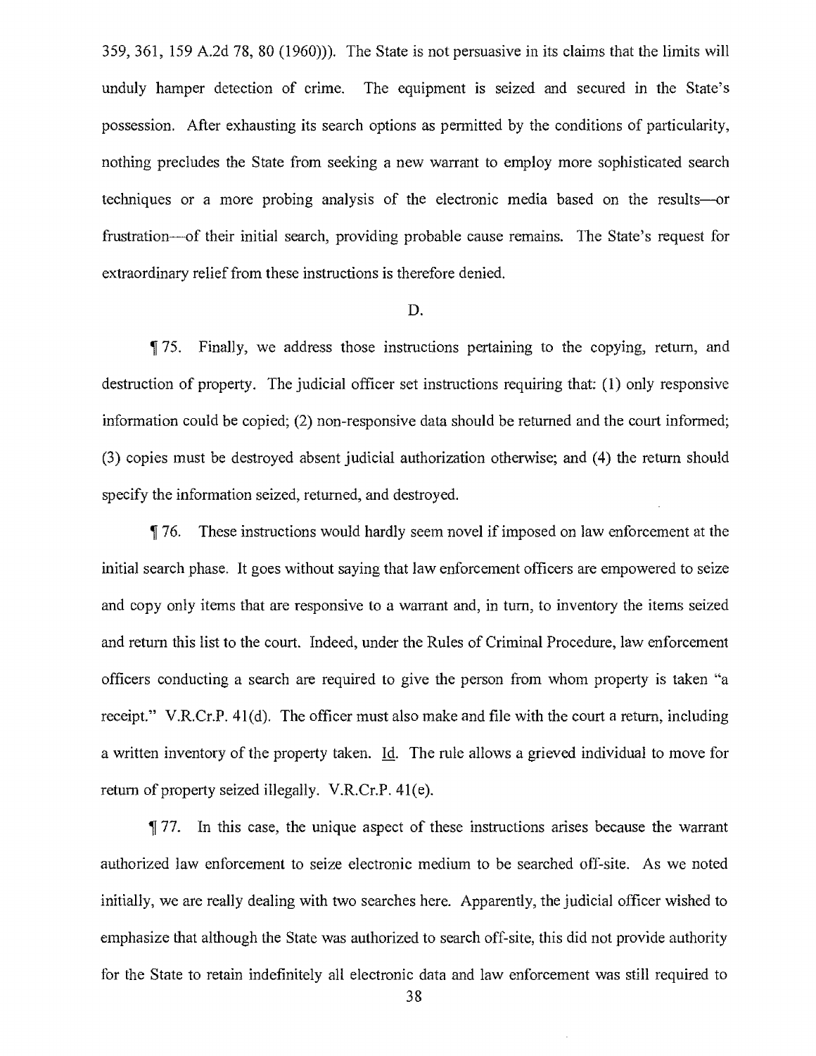359, 361, 159 A.2d 78, 80 (1960))). The State is not persuasive in its claims that the limits will unduly hamper detection of crime. The equipment is seized and secured in the State's possession. After exhausting its search options as permitted by the conditions of particularity, nothing precludes the State from seeking a new warrant to employ more sophisticated search techniques or a more probing analysis of the electronic media based on the results—or frustration—of their initial search, providing probable cause remains. The State's request for extraordinary relief from these instructions is therefore denied.

D.

¶ 75. Finally, we address those instructions pertaining to the copying, return, and destruction of property. The judicial officer set instructions requiring that: (1) only responsive information could be copied; (2) non-responsive data should be returned and the court informed; (3) copies must be destroyed absent judicial authorization otherwise; and (4) the return should specify the information seized, returned, and destroyed.

¶ 76. These instructions would hardly seem novel if imposed on law enforcement at the initial search phase. It goes without saying that law enforcement officers are empowered to seize and copy only items that are responsive to a warrant and, in turn, to inventory the items seized and return this list to the court. Indeed, under the Rules of Criminal Procedure, law enforcement officers conducting a search are required to give the person from whom property is taken "a receipt." V.R.Cr.P. 41(d). The officer must also make and file with the court a return, including a written inventory of the property taken. Id. The rule allows a grieved individual to move for return of property seized illegally. V.R.Cr.P. 41(e).

¶ 77. In this case, the unique aspect of these instructions arises because the warrant authorized law enforcement to seize electronic medium to be searched off-site. As we noted initially, we are really dealing with two searches here. Apparently, the judicial officer wished to emphasize that although the State was authorized to search off-site, this did not provide authority for the State to retain indefinitely all electronic data and law enforcement was still required to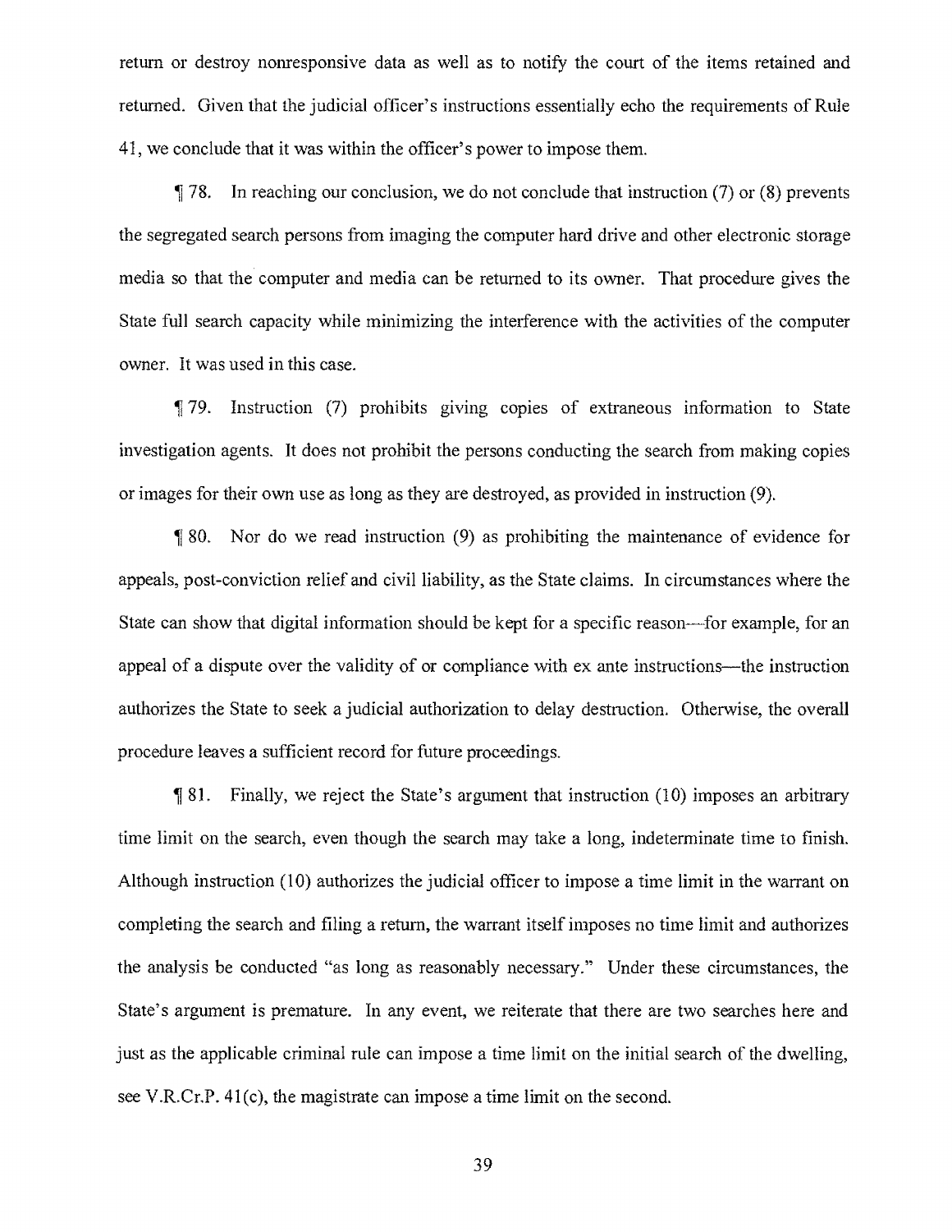return or destroy nonresponsive data as well as to notify the court of the items retained and returned. Given that the judicial officer's instructions essentially echo the requirements of Rule 41, we conclude that it was within the officer's power to impose them.

¶ 78. In reaching our conclusion, we do not conclude that instruction (7) or (8) prevents the segregated search persons from imaging the computer hard drive and other electronic storage media so that the computer and media can be returned to its owner. That procedure gives the State full search capacity while minimizing the interference with the activities of the computer owner. It was used in this case.

¶ 79. Instruction (7) prohibits giving copies of extraneous information to State investigation agents. It does not prohibit the persons conducting the search from making copies or images for their own use as long as they are destroyed, as provided in instruction (9).

¶ 80. Nor do we read instruction (9) as prohibiting the maintenance of evidence for appeals, post-conviction relief and civil liability, as the State claims. In circumstances where the State can show that digital information should be kept for a specific reason—for example, for an appeal of a dispute over the validity of or compliance with ex ante instructions—the instruction authorizes the State to seek a judicial authorization to delay destruction. Otherwise, the overall procedure leaves a sufficient record for future proceedings.

¶ 81. Finally, we reject the State's argument that instruction (10) imposes an arbitrary time limit on the search, even though the search may take a long, indeterminate time to finish. Although instruction (10) authorizes the judicial officer to impose a time limit in the warrant on completing the search and filing a return, the warrant itself imposes no time limit and authorizes the analysis be conducted "as long as reasonably necessary." Under these circumstances, the State's argument is premature. In any event, we reiterate that there are two searches here and just as the applicable criminal rule can impose a time limit on the initial search of the dwelling, see V.R.Cr.P. 41(c), the magistrate can impose a time limit on the second.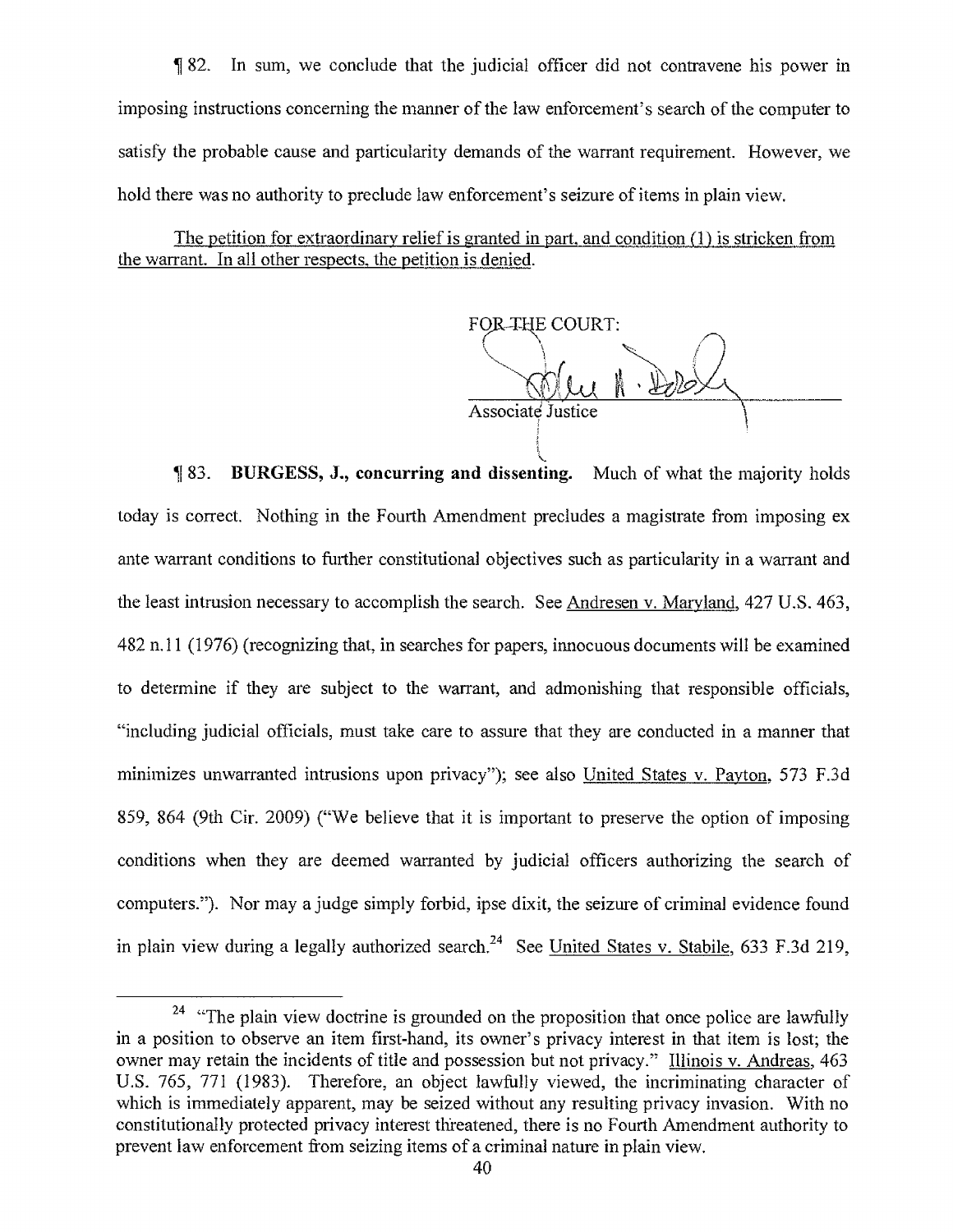¶ 82. In sum, we conclude that the judicial officer did not contravene his power in imposing instructions concerning the manner of the law enforcement's search of the computer to satisfy the probable cause and particularity demands of the warrant requirement. However, we hold there was no authority to preclude law enforcement's seizure of items in plain view.

The petition for extraordinary relief is granted in part, and condition (1) is stricken from the warrant. In all other respects, the petition is denied.

FOR THE COURT:

Associate Justice

¶ 83. **BURGESS, J., concurring and dissenting.** Much of what the majority holds today is correct. Nothing in the Fourth Amendment precludes a magistrate from imposing ex ante warrant conditions to further constitutional objectives such as particularity in a warrant and the least intrusion necessary to accomplish the search. See Andresen v. Maryland, 427 U.S. 463, 482 n.11 (1976) (recognizing that, in searches for papers, innocuous documents will be examined to determine if they are subject to the warrant, and admonishing that responsible officials, "including judicial officials, must take care to assure that they are conducted in a manner that minimizes unwarranted intrusions upon privacy"); see also United States v. Payton, 573 F.3d 859, 864 (9th Cir. 2009) ("We believe that it is important to preserve the option of imposing conditions when they are deemed warranted by judicial officers authorizing the search of computers."). Nor may a judge simply forbid, ipse dixit, the seizure of criminal evidence found in plain view during a legally authorized search.[24] See United States v. Stabile, 633 F.3d 219,

---

[24] "The plain view doctrine is grounded on the proposition that once police are lawfully in a position to observe an item first-hand, its owner's privacy interest in that item is lost; the owner may retain the incidents of title and possession but not privacy." Illinois v. Andreas, 463 U.S. 765, 771 (1983). Therefore, an object lawfully viewed, the incriminating character of which is immediately apparent, may be seized without any resulting privacy invasion. With no constitutionally protected privacy interest threatened, there is no Fourth Amendment authority to prevent law enforcement from seizing items of a criminal nature in plain view.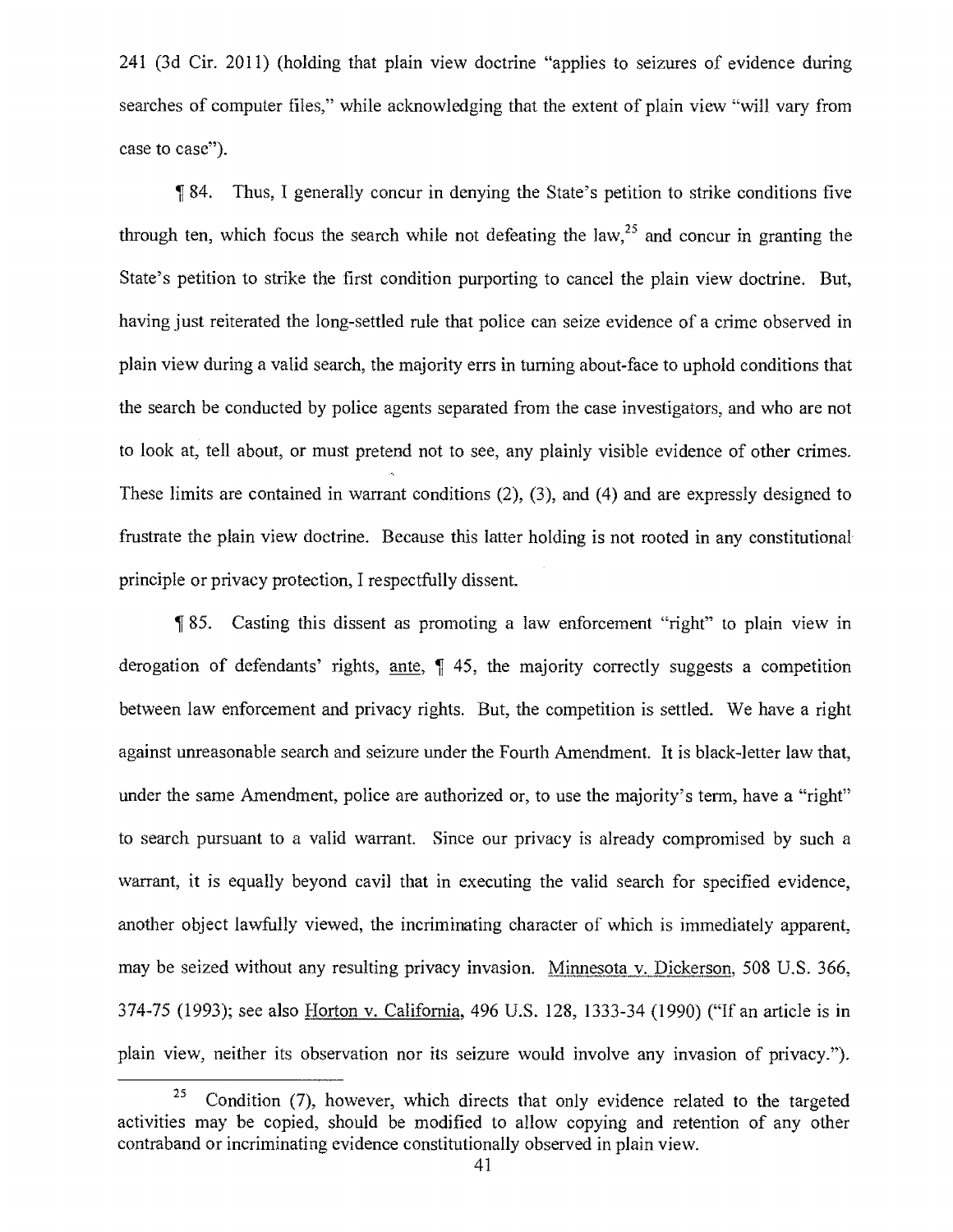241 (3d Cir. 2011) (holding that plain view doctrine "applies to seizures of evidence during searches of computer files," while acknowledging that the extent of plain view "will vary from case to case").

¶ 84. Thus, I generally concur in denying the State's petition to strike conditions five through ten, which focus the search while not defeating the law,[25] and concur in granting the State's petition to strike the first condition purporting to cancel the plain view doctrine. But, having just reiterated the long-settled rule that police can seize evidence of a crime observed in plain view during a valid search, the majority errs in turning about-face to uphold conditions that the search be conducted by police agents separated from the case investigators, and who are not to look at, tell about, or must pretend not to see, any plainly visible evidence of other crimes. These limits are contained in warrant conditions (2), (3), and (4) and are expressly designed to frustrate the plain view doctrine. Because this latter holding is not rooted in any constitutional principle or privacy protection, I respectfully dissent.

¶ 85. Casting this dissent as promoting a law enforcement "right" to plain view in derogation of defendants' rights, ante, ¶ 45, the majority correctly suggests a competition between law enforcement and privacy rights. But, the competition is settled. We have a right against unreasonable search and seizure under the Fourth Amendment. It is black-letter law that, under the same Amendment, police are authorized or, to use the majority's term, have a "right" to search pursuant to a valid warrant. Since our privacy is already compromised by such a warrant, it is equally beyond cavil that in executing the valid search for specified evidence, another object lawfully viewed, the incriminating character of which is immediately apparent, may be seized without any resulting privacy invasion. Minnesota v. Dickerson, 508 U.S. 366, 374-75 (1993); see also Horton v. California, 496 U.S. 128, 1333-34 (1990) ("If an article is in plain view, neither its observation nor its seizure would involve any invasion of privacy.").

[25] Condition (7), however, which directs that only evidence related to the targeted activities may be copied, should be modified to allow copying and retention of any other contraband or incriminating evidence constitutionally observed in plain view.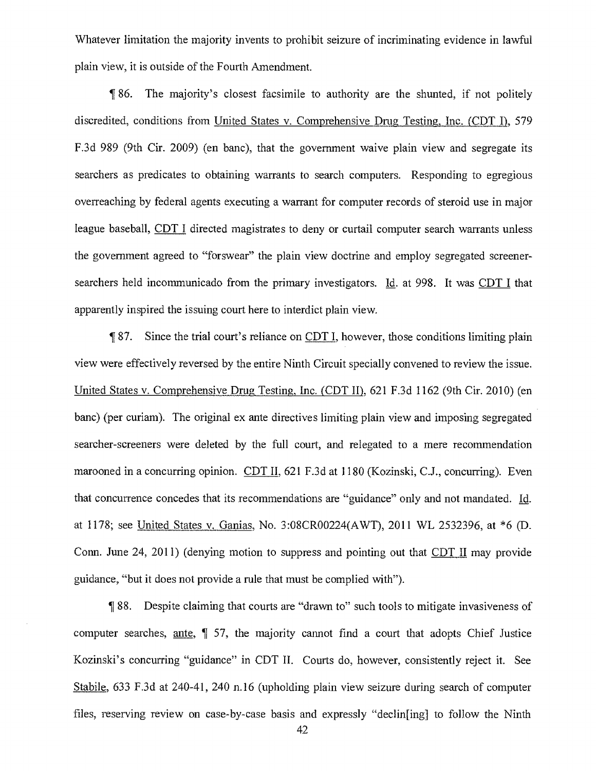Whatever limitation the majority invents to prohibit seizure of incriminating evidence in lawful plain view, it is outside of the Fourth Amendment.

¶ 86. The majority's closest facsimile to authority are the shunted, if not politely discredited, conditions from United States v. Comprehensive Drug Testing, Inc. (CDT I), 579 F.3d 989 (9th Cir. 2009) (en banc), that the government waive plain view and segregate its searchers as predicates to obtaining warrants to search computers. Responding to egregious overreaching by federal agents executing a warrant for computer records of steroid use in major league baseball, CDT I directed magistrates to deny or curtail computer search warrants unless the government agreed to "forswear" the plain view doctrine and employ segregated screener-searchers held incommunicado from the primary investigators. Id. at 998. It was CDT I that apparently inspired the issuing court here to interdict plain view.

¶ 87. Since the trial court's reliance on CDT I, however, those conditions limiting plain view were effectively reversed by the entire Ninth Circuit specially convened to review the issue. United States v. Comprehensive Drug Testing, Inc. (CDT II), 621 F.3d 1162 (9th Cir. 2010) (en banc) (per curiam). The original ex ante directives limiting plain view and imposing segregated searcher-screeners were deleted by the full court, and relegated to a mere recommendation marooned in a concurring opinion. CDT II, 621 F.3d at 1180 (Kozinski, C.J., concurring). Even that concurrence concedes that its recommendations are "guidance" only and not mandated. Id. at 1178; see United States v. Ganias, No. 3:08CR00224(AWT), 2011 WL 2532396, at *6 (D. Conn. June 24, 2011) (denying motion to suppress and pointing out that CDT II may provide guidance, "but it does not provide a rule that must be complied with").

¶ 88. Despite claiming that courts are "drawn to" such tools to mitigate invasiveness of computer searches, ante, ¶ 57, the majority cannot find a court that adopts Chief Justice Kozinski's concurring "guidance" in CDT II. Courts do, however, consistently reject it. See Stabile, 633 F.3d at 240-41, 240 n.16 (upholding plain view seizure during search of computer files, reserving review on case-by-case basis and expressly "declin[ing] to follow the Ninth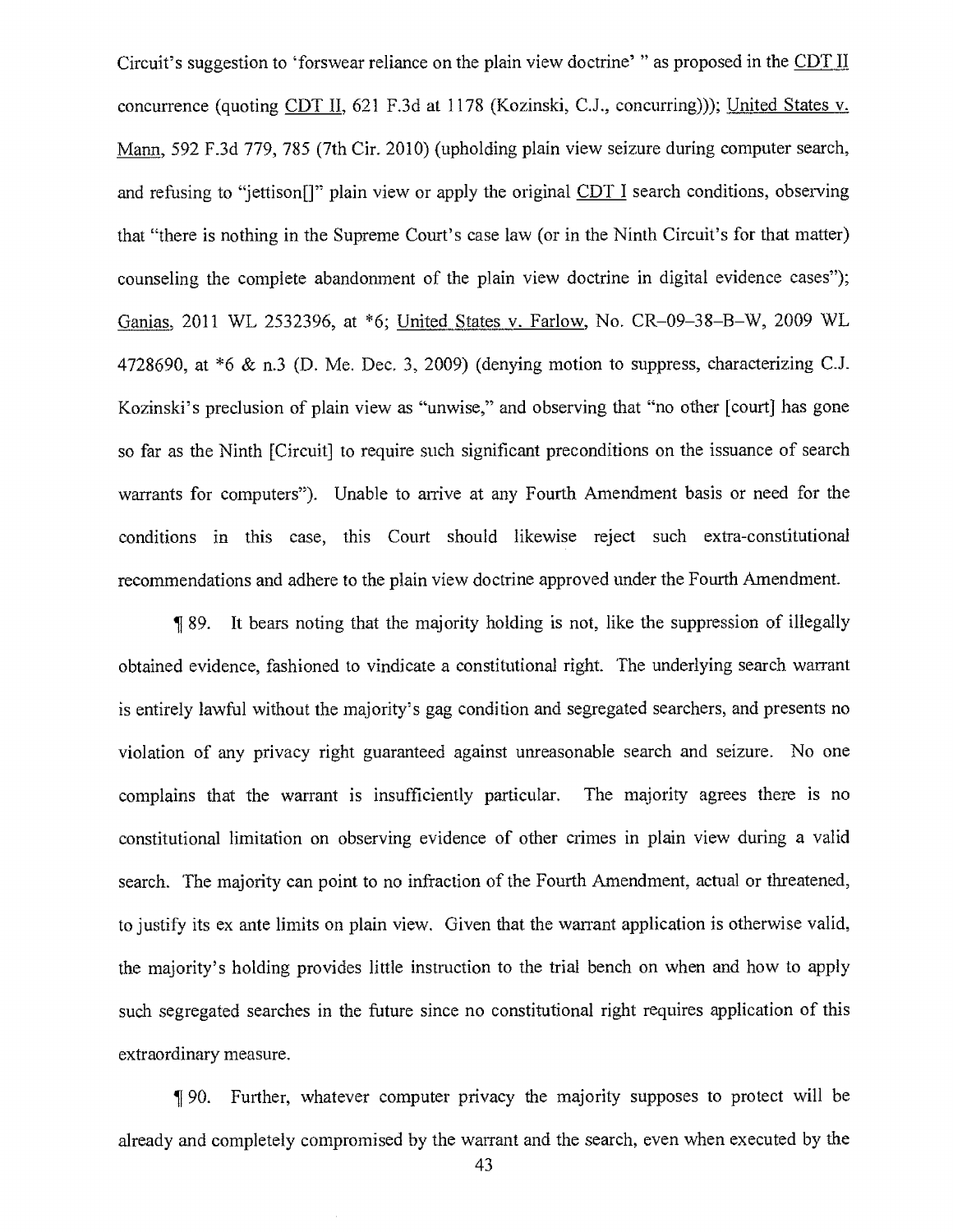Circuit's suggestion to 'forswear reliance on the plain view doctrine' " as proposed in the CDT II concurrence (quoting CDT II, 621 F.3d at 1178 (Kozinski, C.J., concurring))); United States v. Mann, 592 F.3d 779, 785 (7th Cir. 2010) (upholding plain view seizure during computer search, and refusing to "jettison[]" plain view or apply the original CDT I search conditions, observing that "there is nothing in the Supreme Court's case law (or in the Ninth Circuit's for that matter) counseling the complete abandonment of the plain view doctrine in digital evidence cases"); Ganias, 2011 WL 2532396, at *6; United States v. Farlow, No. CR–09–38–B–W, 2009 WL 4728690, at *6 & n.3 (D. Me. Dec. 3, 2009) (denying motion to suppress, characterizing C.J. Kozinski's preclusion of plain view as "unwise," and observing that "no other [court] has gone so far as the Ninth [Circuit] to require such significant preconditions on the issuance of search warrants for computers"). Unable to arrive at any Fourth Amendment basis or need for the conditions in this case, this Court should likewise reject such extra-constitutional recommendations and adhere to the plain view doctrine approved under the Fourth Amendment.

¶ 89. It bears noting that the majority holding is not, like the suppression of illegally obtained evidence, fashioned to vindicate a constitutional right. The underlying search warrant is entirely lawful without the majority's gag condition and segregated searchers, and presents no violation of any privacy right guaranteed against unreasonable search and seizure. No one complains that the warrant is insufficiently particular. The majority agrees there is no constitutional limitation on observing evidence of other crimes in plain view during a valid search. The majority can point to no infraction of the Fourth Amendment, actual or threatened, to justify its ex ante limits on plain view. Given that the warrant application is otherwise valid, the majority's holding provides little instruction to the trial bench on when and how to apply such segregated searches in the future since no constitutional right requires application of this extraordinary measure.

¶ 90. Further, whatever computer privacy the majority supposes to protect will be already and completely compromised by the warrant and the search, even when executed by the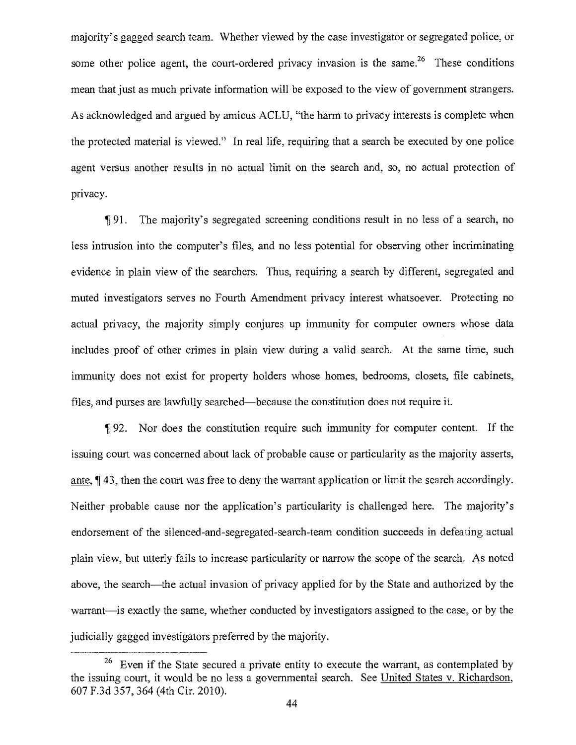majority's gagged search team. Whether viewed by the case investigator or segregated police, or some other police agent, the court-ordered privacy invasion is the same.[26] These conditions mean that just as much private information will be exposed to the view of government strangers. As acknowledged and argued by amicus ACLU, "the harm to privacy interests is complete when the protected material is viewed." In real life, requiring that a search be executed by one police agent versus another results in no actual limit on the search and, so, no actual protection of privacy.

¶ 91. The majority's segregated screening conditions result in no less of a search, no less intrusion into the computer's files, and no less potential for observing other incriminating evidence in plain view of the searchers. Thus, requiring a search by different, segregated and muted investigators serves no Fourth Amendment privacy interest whatsoever. Protecting no actual privacy, the majority simply conjures up immunity for computer owners whose data includes proof of other crimes in plain view during a valid search. At the same time, such immunity does not exist for property holders whose homes, bedrooms, closets, file cabinets, files, and purses are lawfully searched—because the constitution does not require it.

¶ 92. Nor does the constitution require such immunity for computer content. If the issuing court was concerned about lack of probable cause or particularity as the majority asserts, ante, ¶ 43, then the court was free to deny the warrant application or limit the search accordingly. Neither probable cause nor the application's particularity is challenged here. The majority's endorsement of the silenced-and-segregated-search-team condition succeeds in defeating actual plain view, but utterly fails to increase particularity or narrow the scope of the search. As noted above, the search—the actual invasion of privacy applied for by the State and authorized by the warrant—is exactly the same, whether conducted by investigators assigned to the case, or by the judicially gagged investigators preferred by the majority.

---

[26] Even if the State secured a private entity to execute the warrant, as contemplated by the issuing court, it would be no less a governmental search. See United States v. Richardson, 607 F.3d 357, 364 (4th Cir. 2010).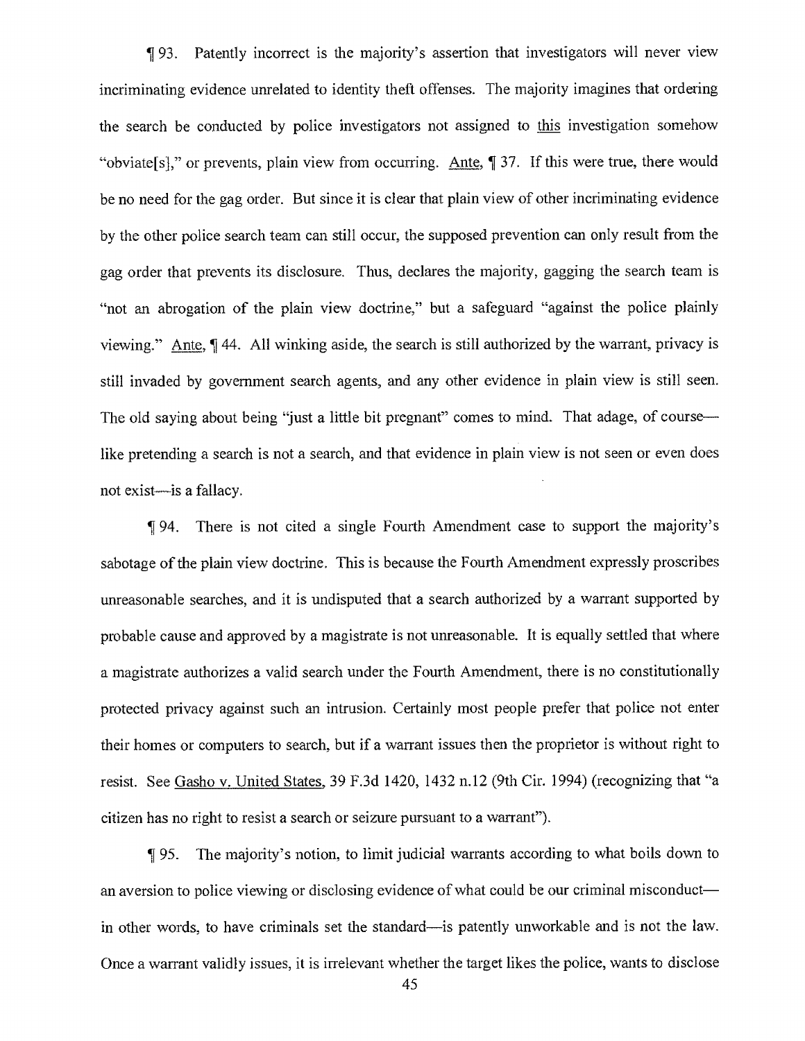¶ 93. Patently incorrect is the majority's assertion that investigators will never view incriminating evidence unrelated to identity theft offenses. The majority imagines that ordering the search be conducted by police investigators not assigned to this investigation somehow "obviate[s]," or prevents, plain view from occurring. Ante, ¶ 37. If this were true, there would be no need for the gag order. But since it is clear that plain view of other incriminating evidence by the other police search team can still occur, the supposed prevention can only result from the gag order that prevents its disclosure. Thus, declares the majority, gagging the search team is "not an abrogation of the plain view doctrine," but a safeguard "against the police plainly viewing." Ante, ¶ 44. All winking aside, the search is still authorized by the warrant, privacy is still invaded by government search agents, and any other evidence in plain view is still seen. The old saying about being "just a little bit pregnant" comes to mind. That adage, of course—like pretending a search is not a search, and that evidence in plain view is not seen or even does not exist—is a fallacy.

¶ 94. There is not cited a single Fourth Amendment case to support the majority's sabotage of the plain view doctrine. This is because the Fourth Amendment expressly proscribes unreasonable searches, and it is undisputed that a search authorized by a warrant supported by probable cause and approved by a magistrate is not unreasonable. It is equally settled that where a magistrate authorizes a valid search under the Fourth Amendment, there is no constitutionally protected privacy against such an intrusion. Certainly most people prefer that police not enter their homes or computers to search, but if a warrant issues then the proprietor is without right to resist. See Gasho v. United States, 39 F.3d 1420, 1432 n.12 (9th Cir. 1994) (recognizing that "a citizen has no right to resist a search or seizure pursuant to a warrant").

¶ 95. The majority's notion, to limit judicial warrants according to what boils down to an aversion to police viewing or disclosing evidence of what could be our criminal misconduct—in other words, to have criminals set the standard—is patently unworkable and is not the law. Once a warrant validly issues, it is irrelevant whether the target likes the police, wants to disclose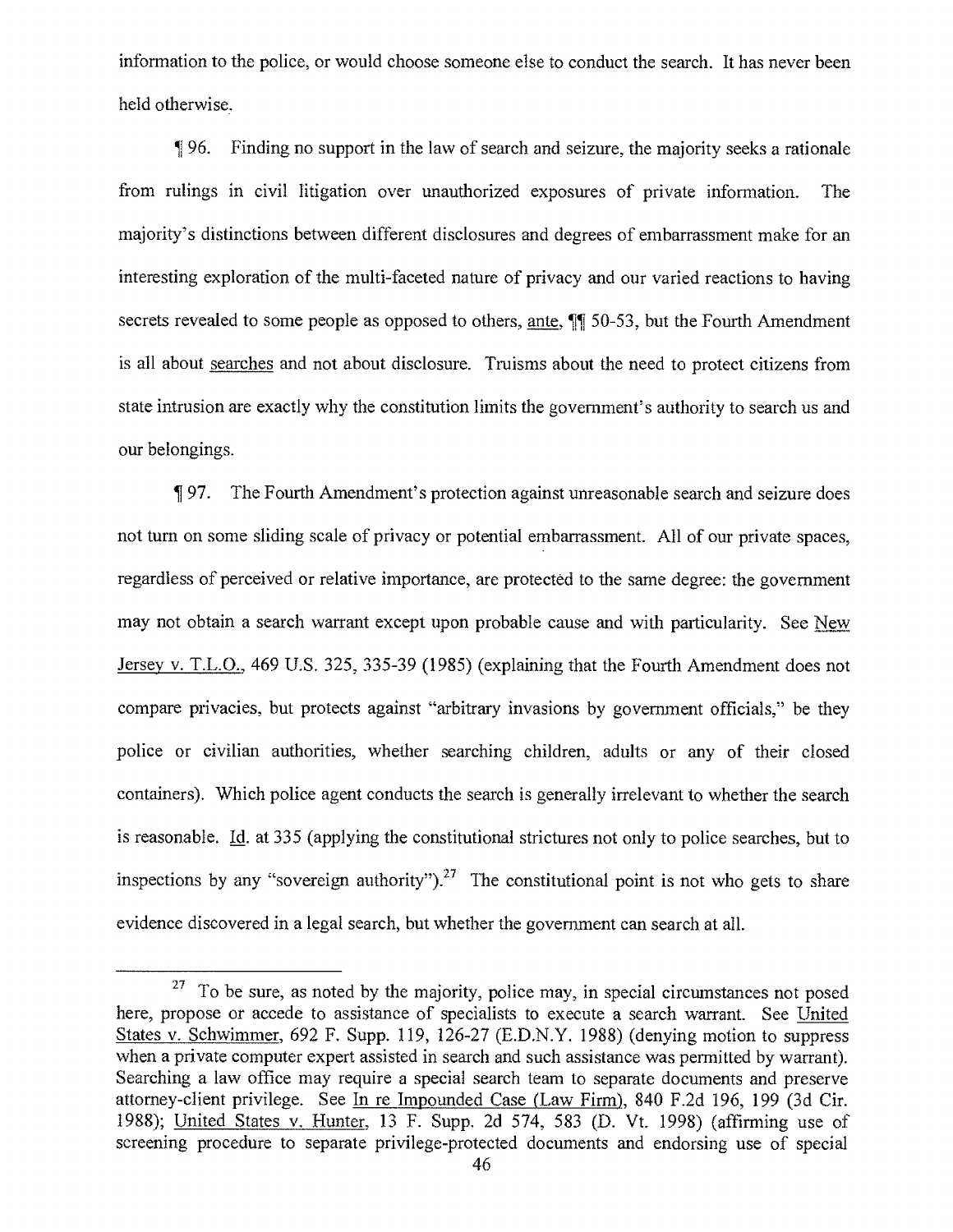information to the police, or would choose someone else to conduct the search. It has never been held otherwise.

¶ 96. Finding no support in the law of search and seizure, the majority seeks a rationale from rulings in civil litigation over unauthorized exposures of private information. The majority's distinctions between different disclosures and degrees of embarrassment make for an interesting exploration of the multi-faceted nature of privacy and our varied reactions to having secrets revealed to some people as opposed to others, ante, ¶¶ 50-53, but the Fourth Amendment is all about searches and not about disclosure. Truisms about the need to protect citizens from state intrusion are exactly why the constitution limits the government's authority to search us and our belongings.

¶ 97. The Fourth Amendment's protection against unreasonable search and seizure does not turn on some sliding scale of privacy or potential embarrassment. All of our private spaces, regardless of perceived or relative importance, are protected to the same degree: the government may not obtain a search warrant except upon probable cause and with particularity. See New Jersey v. T.L.O., 469 U.S. 325, 335-39 (1985) (explaining that the Fourth Amendment does not compare privacies, but protects against "arbitrary invasions by government officials," be they police or civilian authorities, whether searching children, adults or any of their closed containers). Which police agent conducts the search is generally irrelevant to whether the search is reasonable. Id. at 335 (applying the constitutional strictures not only to police searches, but to inspections by any "sovereign authority").[27] The constitutional point is not who gets to share evidence discovered in a legal search, but whether the government can search at all.

---

[27] To be sure, as noted by the majority, police may, in special circumstances not posed here, propose or accede to assistance of specialists to execute a search warrant. See United States v. Schwimmer, 692 F. Supp. 119, 126-27 (E.D.N.Y. 1988) (denying motion to suppress when a private computer expert assisted in search and such assistance was permitted by warrant). Searching a law office may require a special search team to separate documents and preserve attorney-client privilege. See In re Impounded Case (Law Firm), 840 F.2d 196, 199 (3d Cir. 1988); United States v. Hunter, 13 F. Supp. 2d 574, 583 (D. Vt. 1998) (affirming use of screening procedure to separate privilege-protected documents and endorsing use of special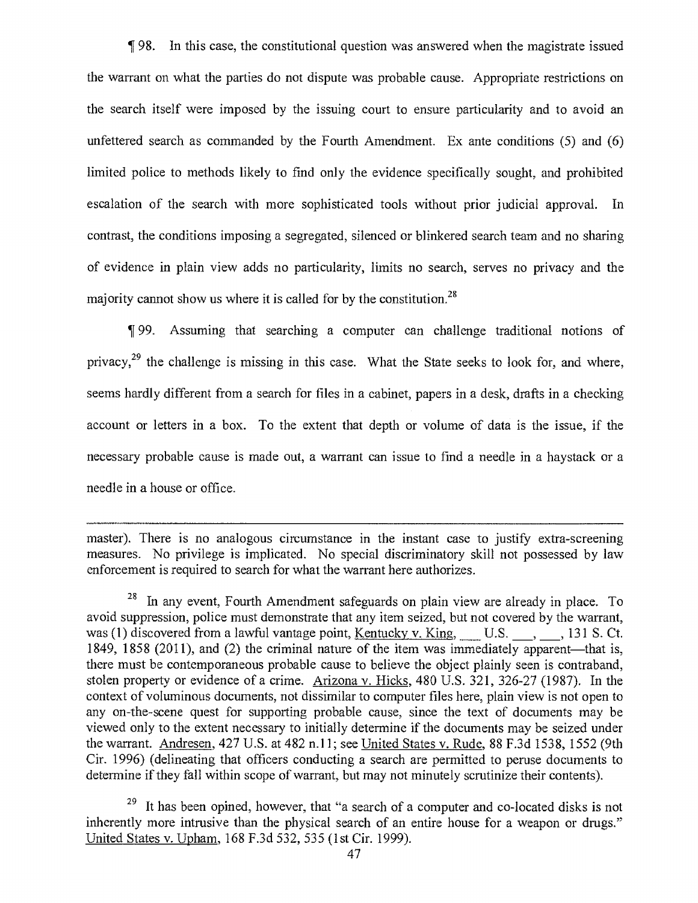¶ 98. In this case, the constitutional question was answered when the magistrate issued the warrant on what the parties do not dispute was probable cause. Appropriate restrictions on the search itself were imposed by the issuing court to ensure particularity and to avoid an unfettered search as commanded by the Fourth Amendment. Ex ante conditions (5) and (6) limited police to methods likely to find only the evidence specifically sought, and prohibited escalation of the search with more sophisticated tools without prior judicial approval. In contrast, the conditions imposing a segregated, silenced or blinkered search team and no sharing of evidence in plain view adds no particularity, limits no search, serves no privacy and the majority cannot show us where it is called for by the constitution.[28]

¶ 99. Assuming that searching a computer can challenge traditional notions of privacy,[29] the challenge is missing in this case. What the State seeks to look for, and where, seems hardly different from a search for files in a cabinet, papers in a desk, drafts in a checking account or letters in a box. To the extent that depth or volume of data is the issue, if the necessary probable cause is made out, a warrant can issue to find a needle in a haystack or a needle in a house or office.

---

master). There is no analogous circumstance in the instant case to justify extra-screening measures. No privilege is implicated. No special discriminatory skill not possessed by law enforcement is required to search for what the warrant here authorizes.

[28] In any event, Fourth Amendment safeguards on plain view are already in place. To avoid suppression, police must demonstrate that any item seized, but not covered by the warrant, was (1) discovered from a lawful vantage point, Kentucky v. King, ___ U.S. ___, ___, 131 S. Ct. 1849, 1858 (2011), and (2) the criminal nature of the item was immediately apparent—that is, there must be contemporaneous probable cause to believe the object plainly seen is contraband, stolen property or evidence of a crime. Arizona v. Hicks, 480 U.S. 321, 326-27 (1987). In the context of voluminous documents, not dissimilar to computer files here, plain view is not open to any on-the-scene quest for supporting probable cause, since the text of documents may be viewed only to the extent necessary to initially determine if the documents may be seized under the warrant. Andresen, 427 U.S. at 482 n.11; see United States v. Rude, 88 F.3d 1538, 1552 (9th Cir. 1996) (delineating that officers conducting a search are permitted to peruse documents to determine if they fall within scope of warrant, but may not minutely scrutinize their contents).

[29] It has been opined, however, that "a search of a computer and co-located disks is not inherently more intrusive than the physical search of an entire house for a weapon or drugs." United States v. Upham, 168 F.3d 532, 535 (1st Cir. 1999).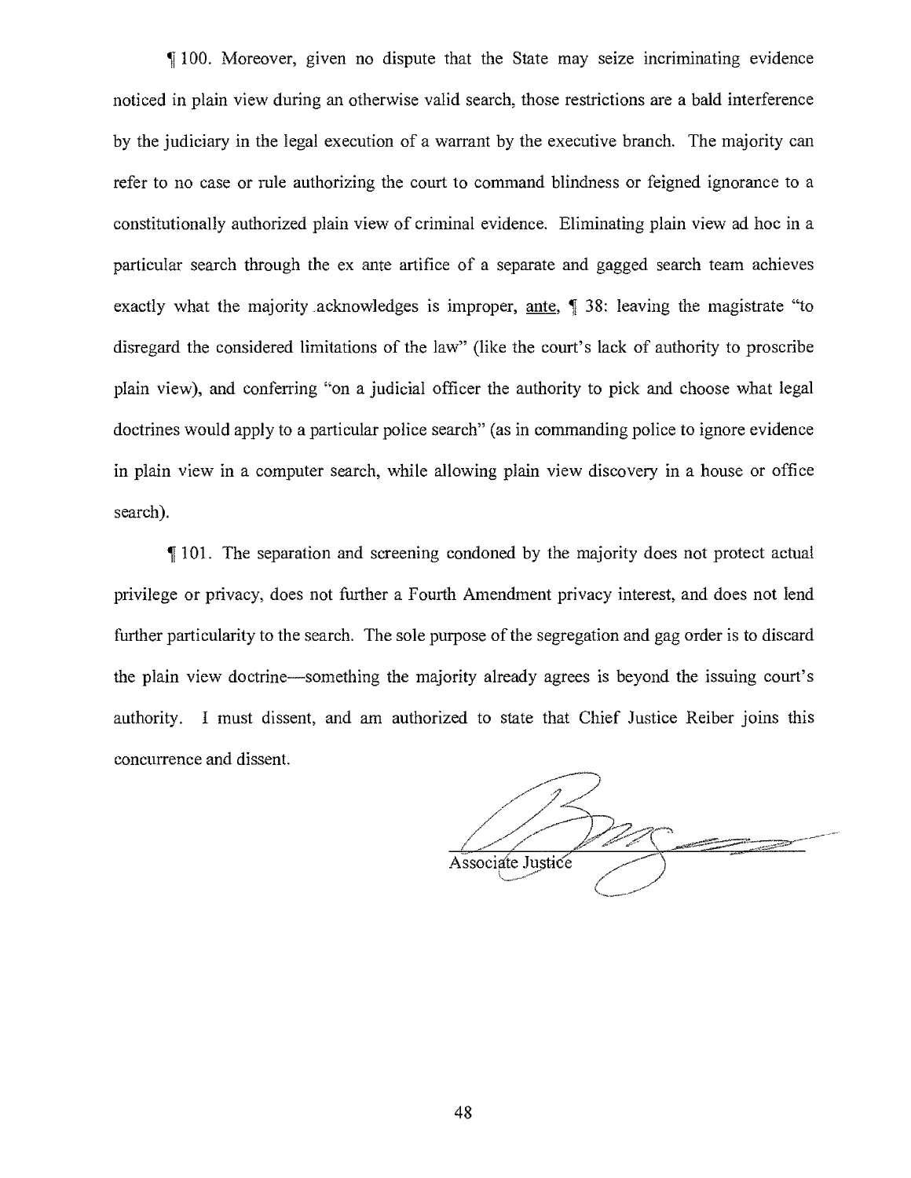¶ 100. Moreover, given no dispute that the State may seize incriminating evidence noticed in plain view during an otherwise valid search, those restrictions are a bald interference by the judiciary in the legal execution of a warrant by the executive branch. The majority can refer to no case or rule authorizing the court to command blindness or feigned ignorance to a constitutionally authorized plain view of criminal evidence. Eliminating plain view ad hoc in a particular search through the ex ante artifice of a separate and gagged search team achieves exactly what the majority acknowledges is improper, ante, ¶ 38: leaving the magistrate "to disregard the considered limitations of the law" (like the court's lack of authority to proscribe plain view), and conferring "on a judicial officer the authority to pick and choose what legal doctrines would apply to a particular police search" (as in commanding police to ignore evidence in plain view in a computer search, while allowing plain view discovery in a house or office search).

¶ 101. The separation and screening condoned by the majority does not protect actual privilege or privacy, does not further a Fourth Amendment privacy interest, and does not lend further particularity to the search. The sole purpose of the segregation and gag order is to discard the plain view doctrine—something the majority already agrees is beyond the issuing court's authority. I must dissent, and am authorized to state that Chief Justice Reiber joins this concurrence and dissent.

Associate Justice